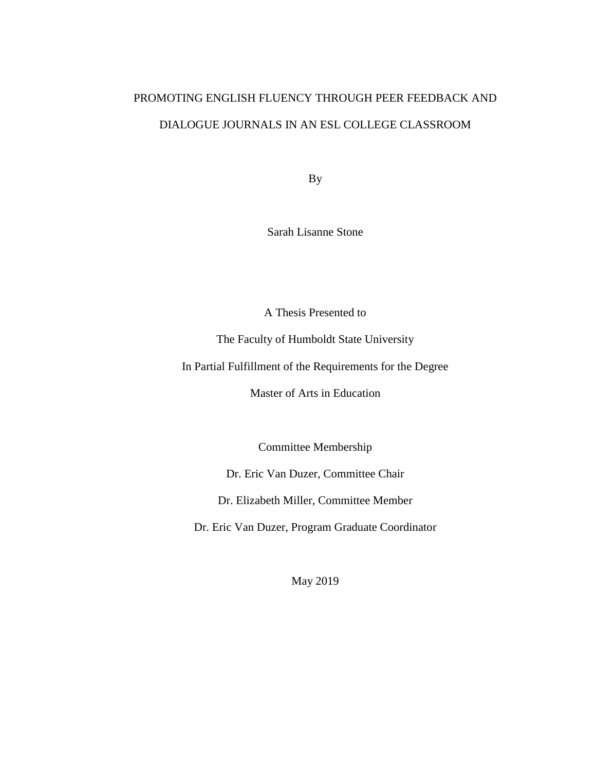# PROMOTING ENGLISH FLUENCY THROUGH PEER FEEDBACK AND DIALOGUE JOURNALS IN AN ESL COLLEGE CLASSROOM

By

Sarah Lisanne Stone

A Thesis Presented to

The Faculty of Humboldt State University

In Partial Fulfillment of the Requirements for the Degree

Master of Arts in Education

Committee Membership

Dr. Eric Van Duzer, Committee Chair

Dr. Elizabeth Miller, Committee Member

Dr. Eric Van Duzer, Program Graduate Coordinator

May 2019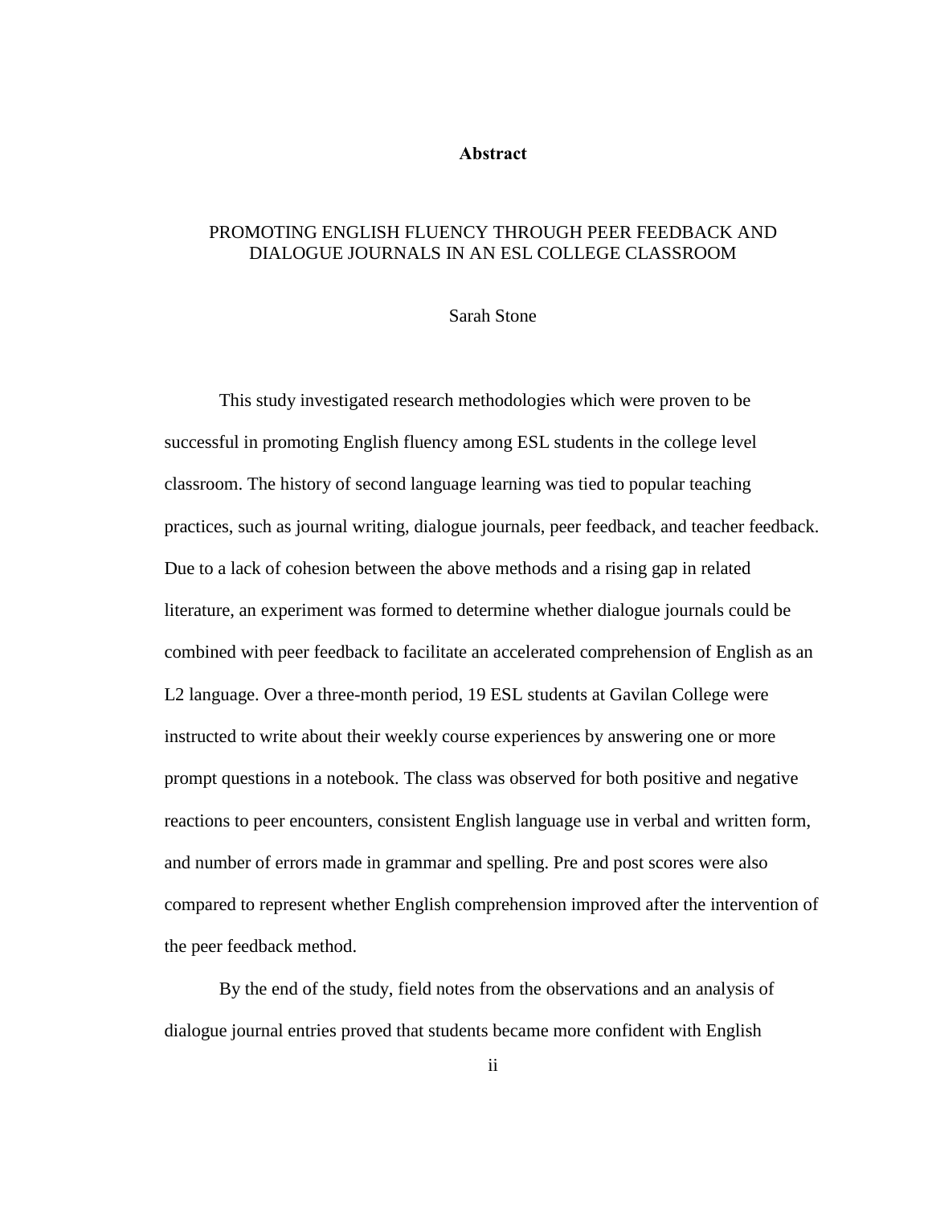# Abstract

## PROMOTING ENGLISH FLUENCY THROUGH PEER FEEDBACK AND DIALOGUE JOURNALS IN AN ESL COLLEGE CLASSROOM

Sarah Stone

This study investigated research methodologies which were proven to be successful in promoting English fluency among ESL students in the college level classroom. The history of second language learning was tied to popular teaching practices, such as journal writing, dialogue journals, peer feedback, and teacher feedback. Due to a lack of cohesion between the above methods and a rising gap in related literature, an experiment was formed to determine whether dialogue journals could be combined with peer feedback to facilitate an accelerated comprehension of English as an L2 language. Over a three-month period, 19 ESL students at Gavilan College were instructed to write about their weekly course experiences by answering one or more prompt questions in a notebook. The class was observed for both positive and negative reactions to peer encounters, consistent English language use in verbal and written form, and number of errors made in grammar and spelling. Pre and post scores were also compared to represent whether English comprehension improved after the intervention of the peer feedback method.

By the end of the study, field notes from the observations and an analysis of dialogue journal entries proved that students became more confident with English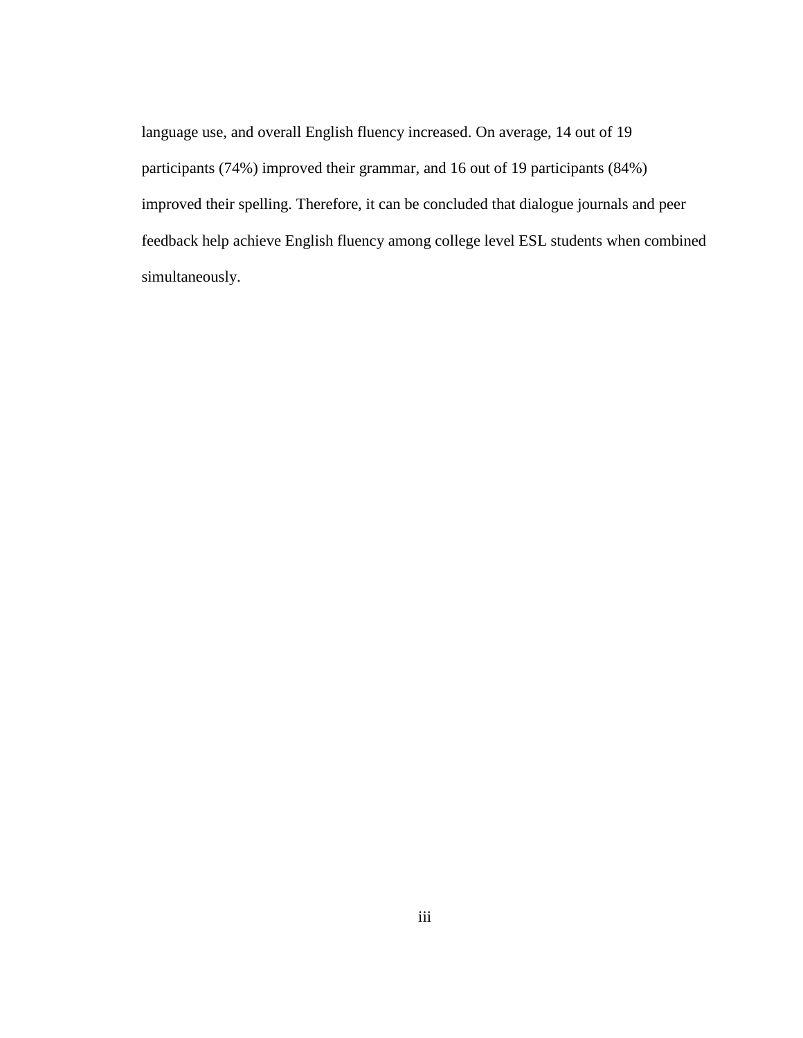language use, and overall English fluency increased. On average, 14 out of 19 participants (74%) improved their grammar, and 16 out of 19 participants (84%) improved their spelling. Therefore, it can be concluded that dialogue journals and peer feedback help achieve English fluency among college level ESL students when combined simultaneously.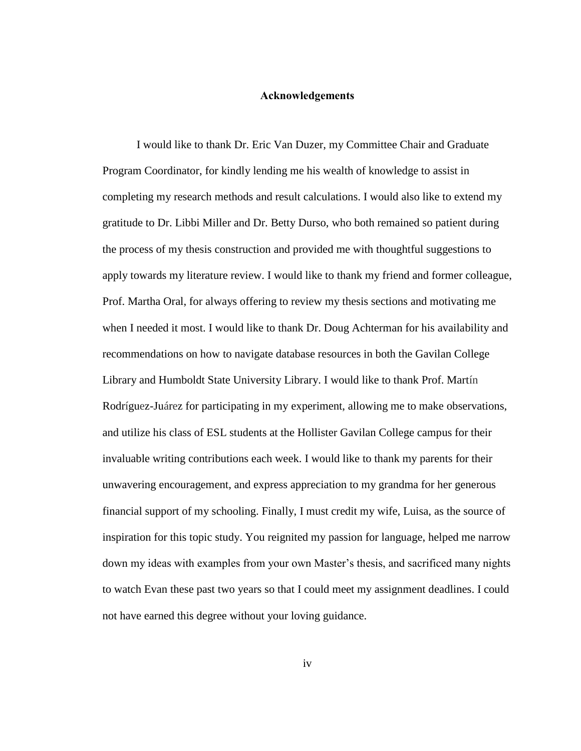# Acknowledgements

I would like to thank Dr. Eric Van Duzer, my Committee Chair and Graduate Program Coordinator, for kindly lending me his wealth of knowledge to assist in completing my research methods and result calculations. I would also like to extend my gratitude to Dr. Libbi Miller and Dr. Betty Durso, who both remained so patient during the process of my thesis construction and provided me with thoughtful suggestions to apply towards my literature review. I would like to thank my friend and former colleague, Prof. Martha Oral, for always offering to review my thesis sections and motivating me when I needed it most. I would like to thank Dr. Doug Achterman for his availability and recommendations on how to navigate database resources in both the Gavilan College Library and Humboldt State University Library. I would like to thank Prof. Martín Rodríguez-Juárez for participating in my experiment, allowing me to make observations, and utilize his class of ESL students at the Hollister Gavilan College campus for their invaluable writing contributions each week. I would like to thank my parents for their unwavering encouragement, and express appreciation to my grandma for her generous financial support of my schooling. Finally, I must credit my wife, Luisa, as the source of inspiration for this topic study. You reignited my passion for language, helped me narrow down my ideas with examples from your own Master's thesis, and sacrificed many nights to watch Evan these past two years so that I could meet my assignment deadlines. I could not have earned this degree without your loving guidance.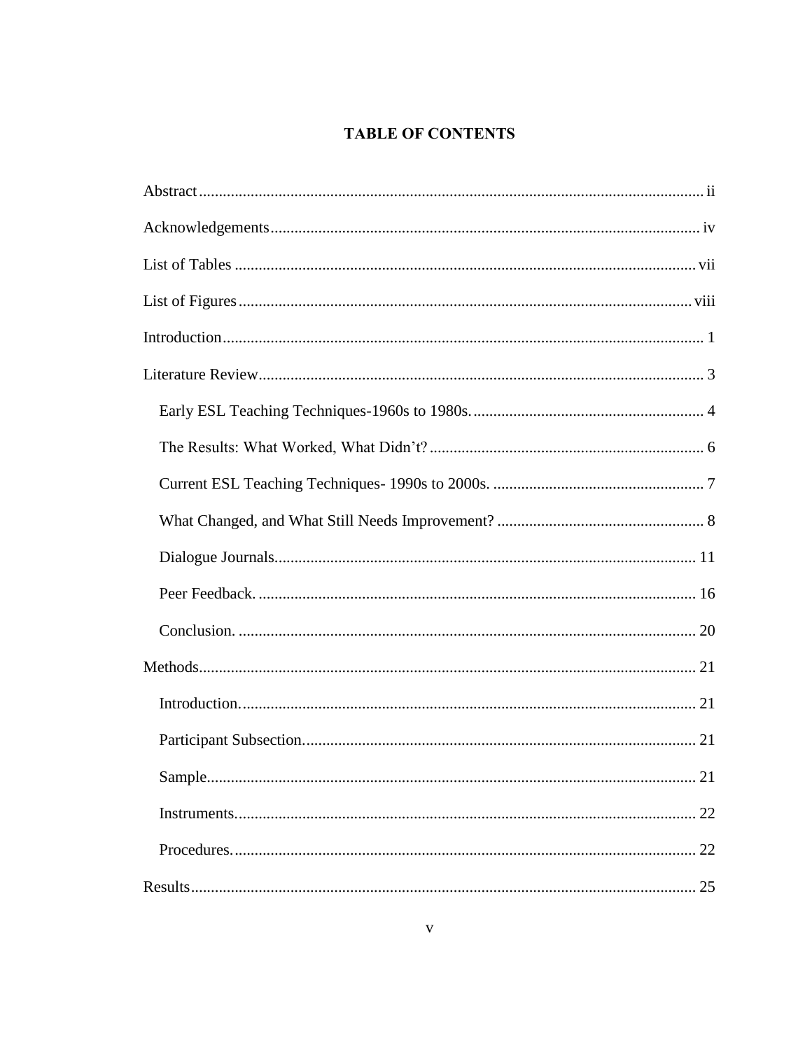# TABLE OF CONTENTS

Abstract .............................................................................................................................. ii

Acknowledgements ........................................................................................................... iv

List of Tables ..................................................................................................................... vii

List of Figures ................................................................................................................... viii

Introduction ......................................................................................................................... 1

Literature Review ................................................................................................................ 3

- Early ESL Teaching Techniques-1960s to 1980s. ......................................................... 4
- The Results: What Worked, What Didn't? ..................................................................... 6
- Current ESL Teaching Techniques- 1990s to 2000s. ..................................................... 7
- What Changed, and What Still Needs Improvement? .................................................... 8
- Dialogue Journals ......................................................................................................... 11
- Peer Feedback. ............................................................................................................. 16
- Conclusion. .................................................................................................................. 20

Methods ............................................................................................................................. 21

- Introduction. ................................................................................................................. 21
- Participant Subsection. ................................................................................................. 21
- Sample .......................................................................................................................... 21
- Instruments. .................................................................................................................. 22
- Procedures. ................................................................................................................... 22

Results ............................................................................................................................... 25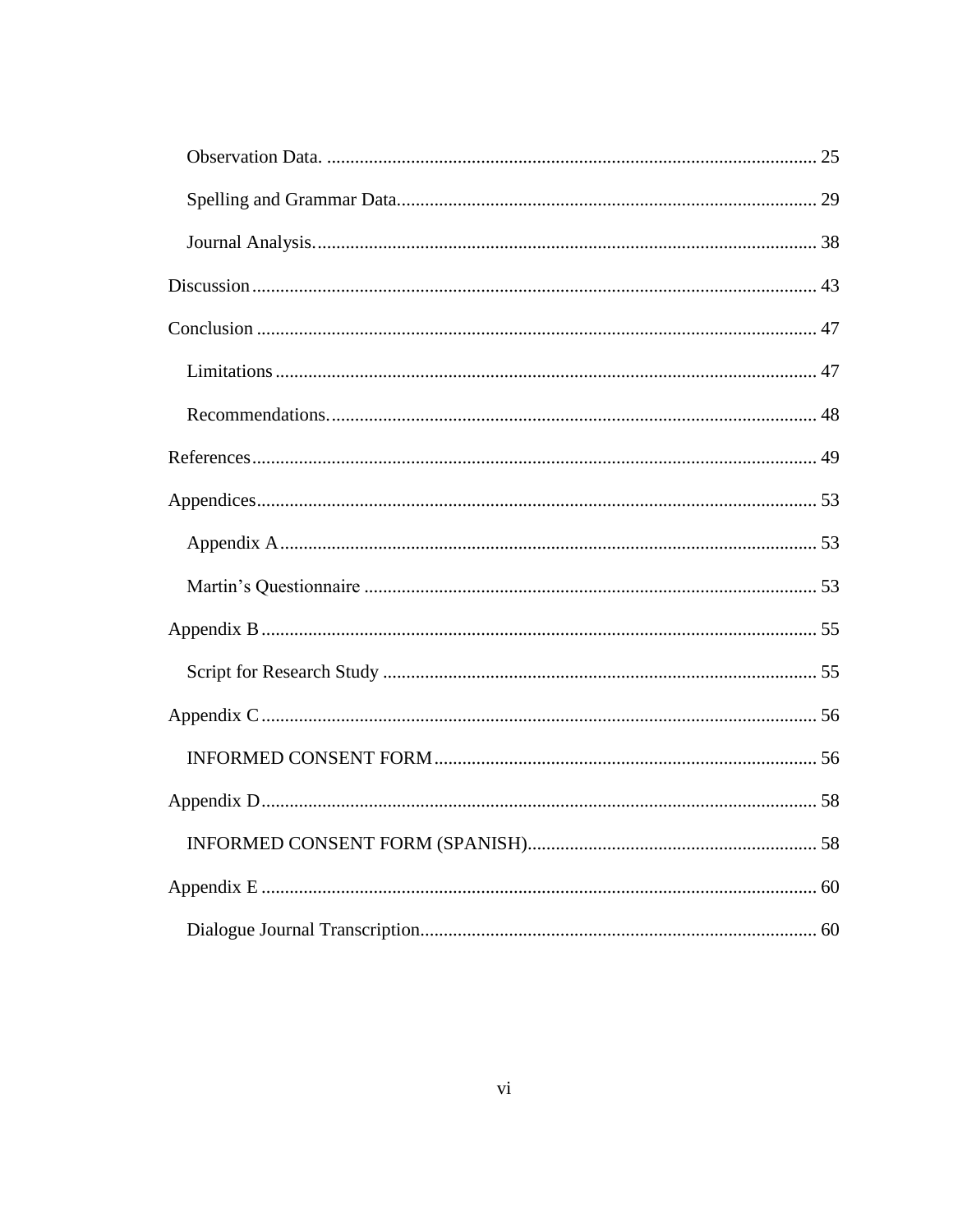Observation Data. ........................................................................................................ 25

Spelling and Grammar Data......................................................................................... 29

Journal Analysis........................................................................................................... 38

Discussion........................................................................................................................ 43

Conclusion ....................................................................................................................... 47

Limitations ................................................................................................................... 47

Recommendations........................................................................................................ 48

References........................................................................................................................ 49

Appendices....................................................................................................................... 53

Appendix A .................................................................................................................. 53

Martin’s Questionnaire ................................................................................................ 53

Appendix B ...................................................................................................................... 55

Script for Research Study ............................................................................................ 55

Appendix C ...................................................................................................................... 56

INFORMED CONSENT FORM ................................................................................. 56

Appendix D ...................................................................................................................... 58

INFORMED CONSENT FORM (SPANISH)............................................................. 58

Appendix E ...................................................................................................................... 60

Dialogue Journal Transcription.................................................................................... 60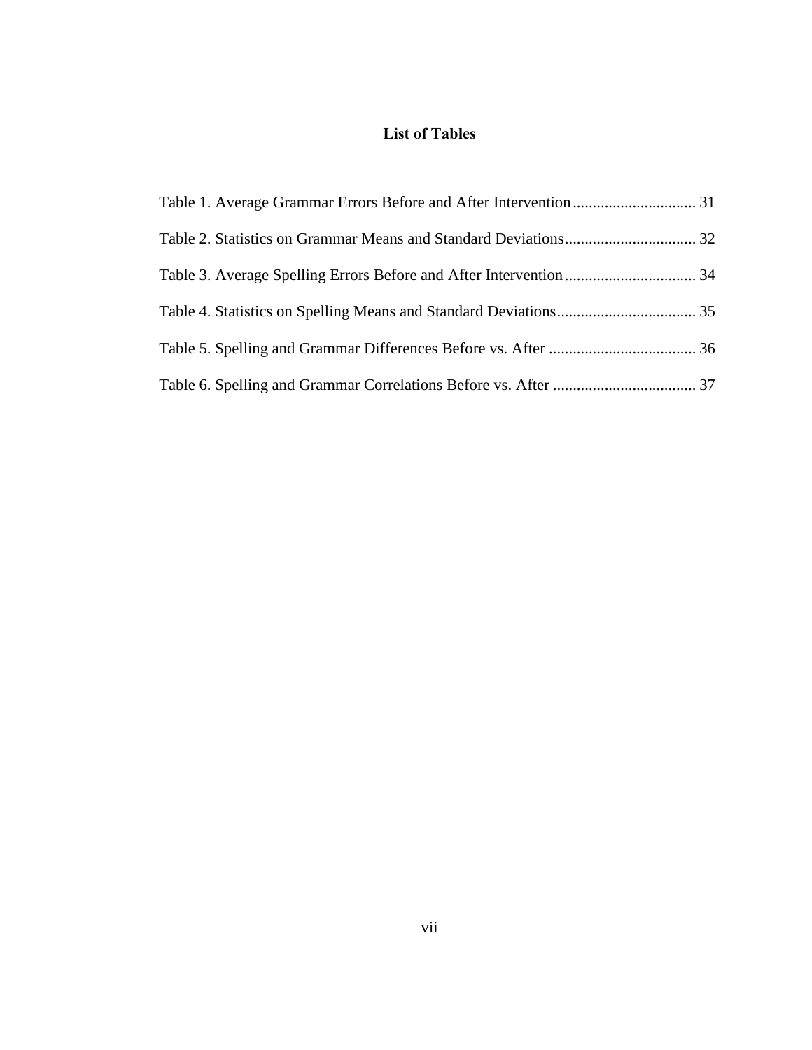# List of Tables

Table 1. Average Grammar Errors Before and After Intervention ............................... 31

Table 2. Statistics on Grammar Means and Standard Deviations ................................. 32

Table 3. Average Spelling Errors Before and After Intervention ................................. 34

Table 4. Statistics on Spelling Means and Standard Deviations ................................... 35

Table 5. Spelling and Grammar Differences Before vs. After ..................................... 36

Table 6. Spelling and Grammar Correlations Before vs. After .................................... 37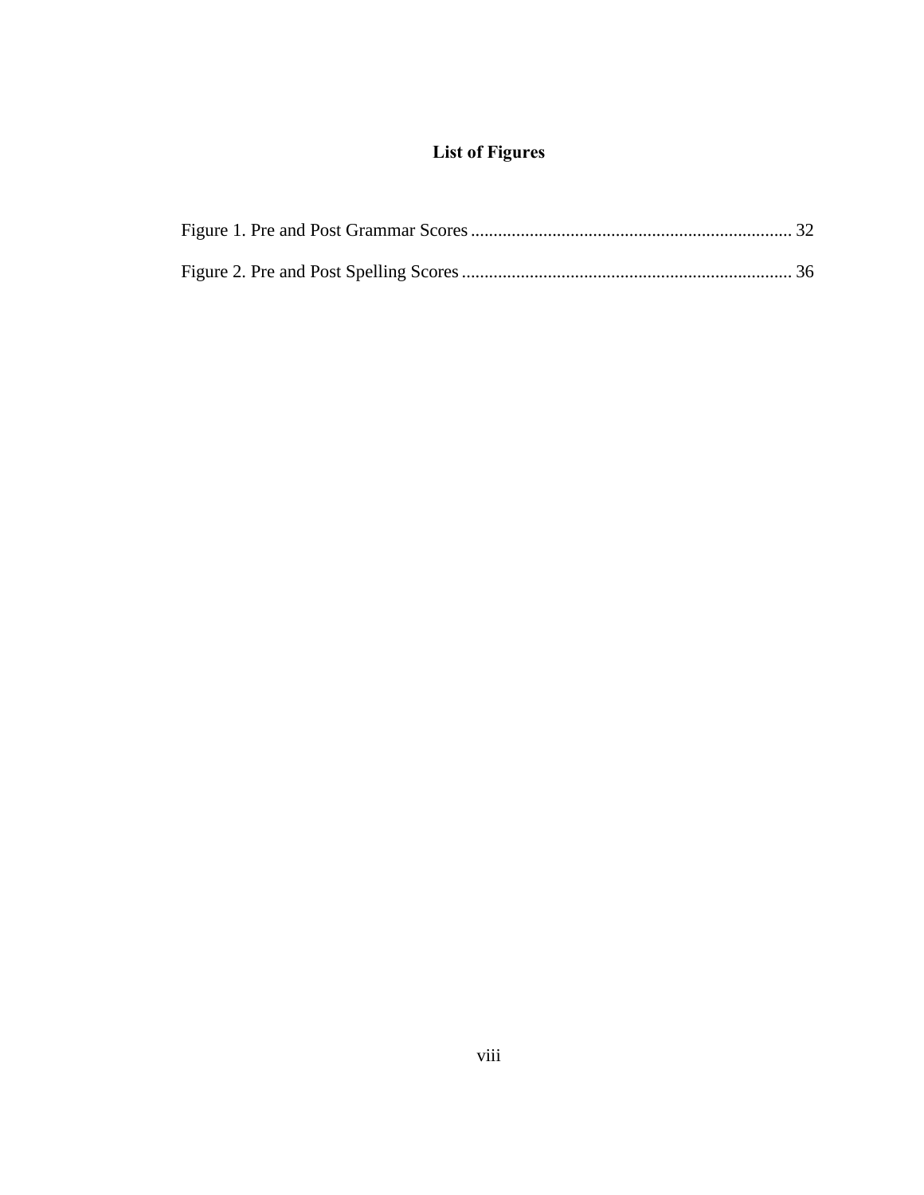# List of Figures

Figure 1. Pre and Post Grammar Scores ........................................................................ 32

Figure 2. Pre and Post Spelling Scores ......................................................................... 36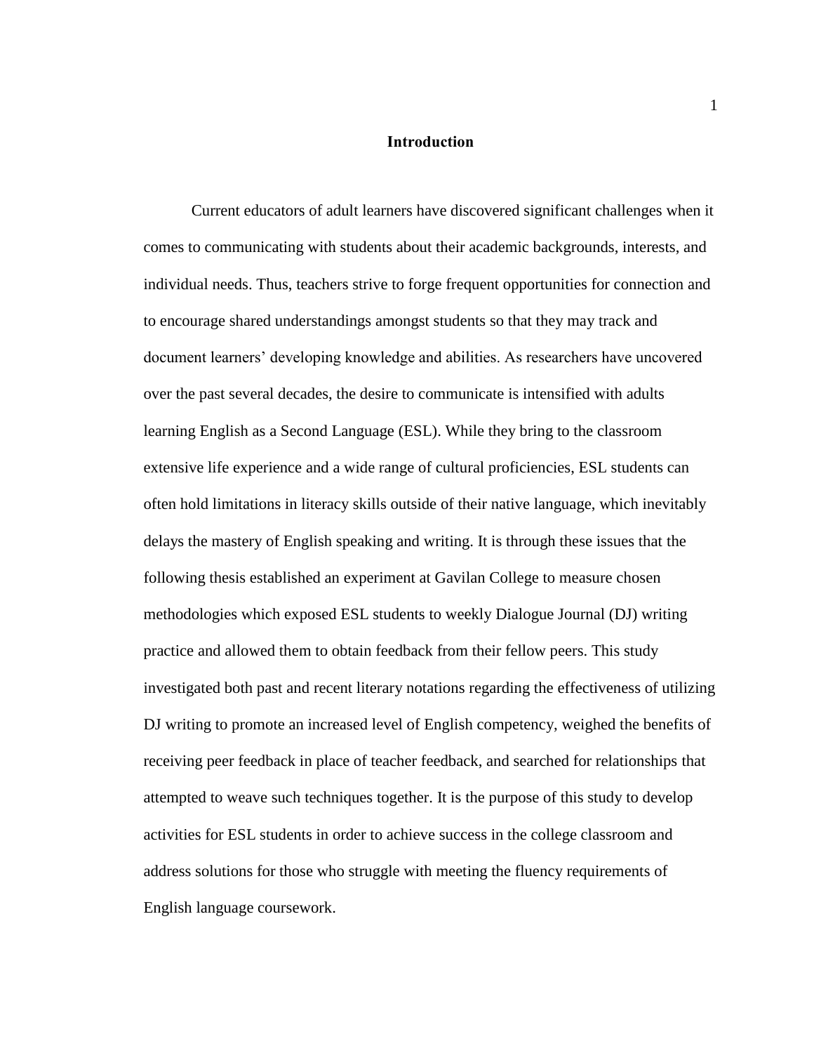# Introduction

Current educators of adult learners have discovered significant challenges when it comes to communicating with students about their academic backgrounds, interests, and individual needs. Thus, teachers strive to forge frequent opportunities for connection and to encourage shared understandings amongst students so that they may track and document learners' developing knowledge and abilities. As researchers have uncovered over the past several decades, the desire to communicate is intensified with adults learning English as a Second Language (ESL). While they bring to the classroom extensive life experience and a wide range of cultural proficiencies, ESL students can often hold limitations in literacy skills outside of their native language, which inevitably delays the mastery of English speaking and writing. It is through these issues that the following thesis established an experiment at Gavilan College to measure chosen methodologies which exposed ESL students to weekly Dialogue Journal (DJ) writing practice and allowed them to obtain feedback from their fellow peers. This study investigated both past and recent literary notations regarding the effectiveness of utilizing DJ writing to promote an increased level of English competency, weighed the benefits of receiving peer feedback in place of teacher feedback, and searched for relationships that attempted to weave such techniques together. It is the purpose of this study to develop activities for ESL students in order to achieve success in the college classroom and address solutions for those who struggle with meeting the fluency requirements of English language coursework.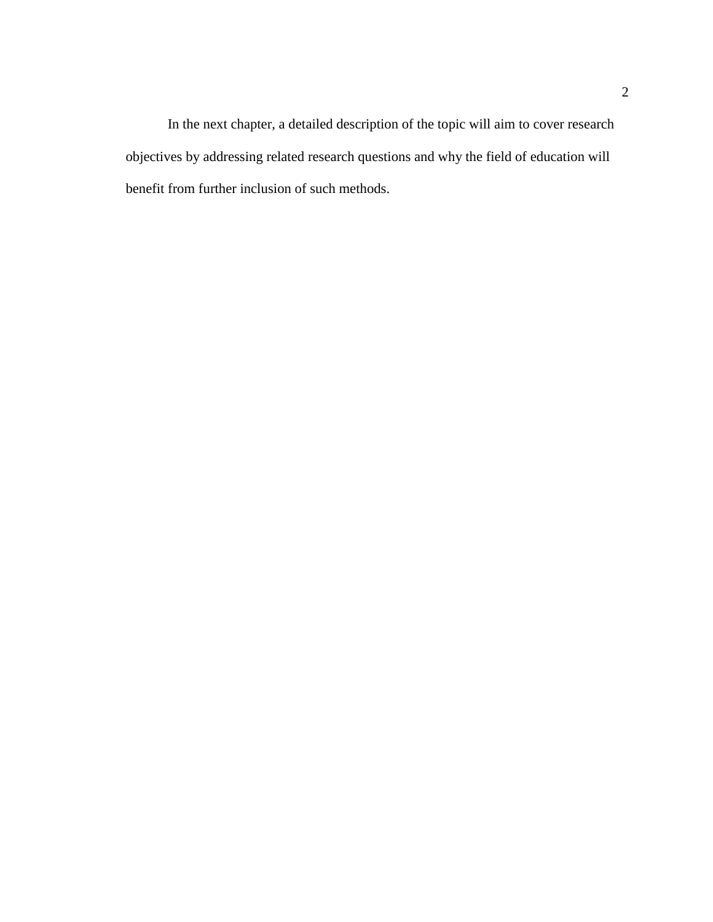In the next chapter, a detailed description of the topic will aim to cover research objectives by addressing related research questions and why the field of education will benefit from further inclusion of such methods.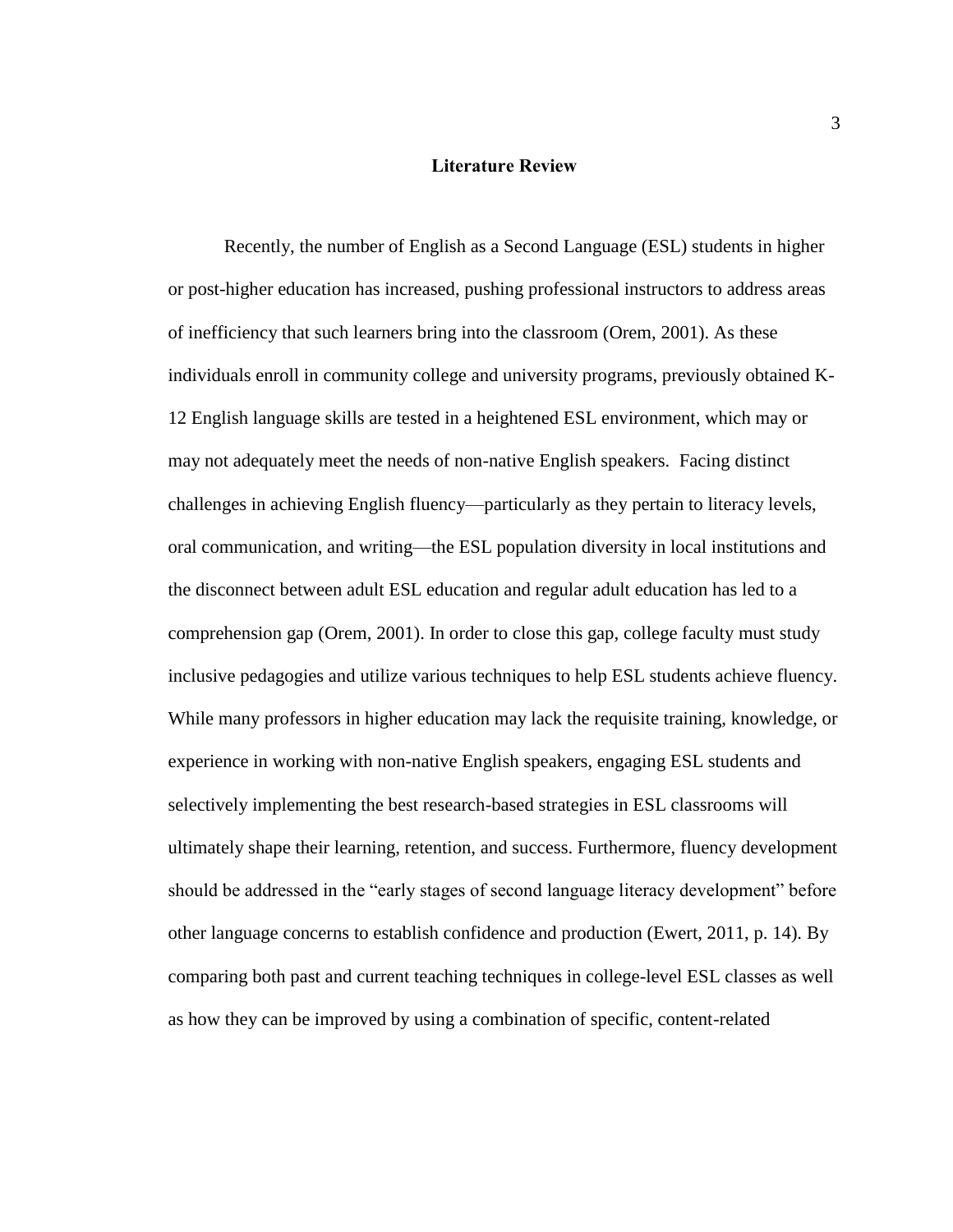# Literature Review

Recently, the number of English as a Second Language (ESL) students in higher or post-higher education has increased, pushing professional instructors to address areas of inefficiency that such learners bring into the classroom (Orem, 2001). As these individuals enroll in community college and university programs, previously obtained K-12 English language skills are tested in a heightened ESL environment, which may or may not adequately meet the needs of non-native English speakers. Facing distinct challenges in achieving English fluency—particularly as they pertain to literacy levels, oral communication, and writing—the ESL population diversity in local institutions and the disconnect between adult ESL education and regular adult education has led to a comprehension gap (Orem, 2001). In order to close this gap, college faculty must study inclusive pedagogies and utilize various techniques to help ESL students achieve fluency. While many professors in higher education may lack the requisite training, knowledge, or experience in working with non-native English speakers, engaging ESL students and selectively implementing the best research-based strategies in ESL classrooms will ultimately shape their learning, retention, and success. Furthermore, fluency development should be addressed in the "early stages of second language literacy development" before other language concerns to establish confidence and production (Ewert, 2011, p. 14). By comparing both past and current teaching techniques in college-level ESL classes as well as how they can be improved by using a combination of specific, content-related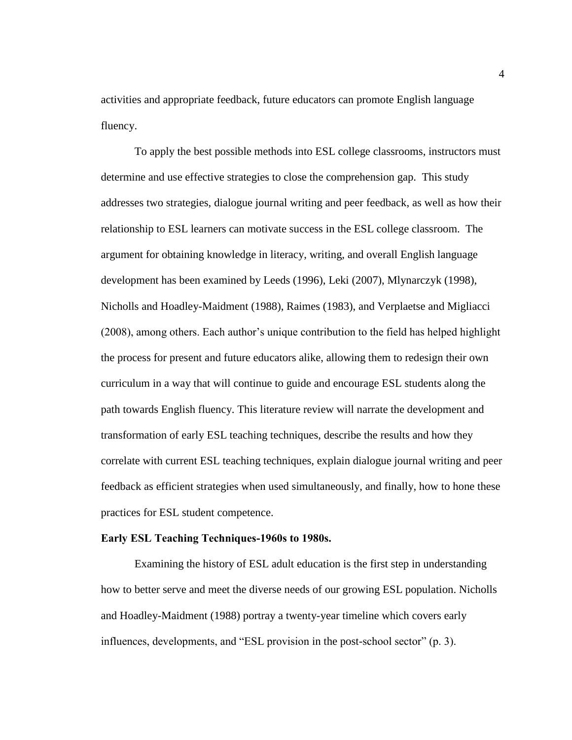activities and appropriate feedback, future educators can promote English language fluency.

To apply the best possible methods into ESL college classrooms, instructors must determine and use effective strategies to close the comprehension gap. This study addresses two strategies, dialogue journal writing and peer feedback, as well as how their relationship to ESL learners can motivate success in the ESL college classroom. The argument for obtaining knowledge in literacy, writing, and overall English language development has been examined by Leeds (1996), Leki (2007), Mlynarczyk (1998), Nicholls and Hoadley-Maidment (1988), Raimes (1983), and Verplaetse and Migliacci (2008), among others. Each author's unique contribution to the field has helped highlight the process for present and future educators alike, allowing them to redesign their own curriculum in a way that will continue to guide and encourage ESL students along the path towards English fluency. This literature review will narrate the development and transformation of early ESL teaching techniques, describe the results and how they correlate with current ESL teaching techniques, explain dialogue journal writing and peer feedback as efficient strategies when used simultaneously, and finally, how to hone these practices for ESL student competence.

**Early ESL Teaching Techniques-1960s to 1980s.**

Examining the history of ESL adult education is the first step in understanding how to better serve and meet the diverse needs of our growing ESL population. Nicholls and Hoadley-Maidment (1988) portray a twenty-year timeline which covers early influences, developments, and "ESL provision in the post-school sector" (p. 3).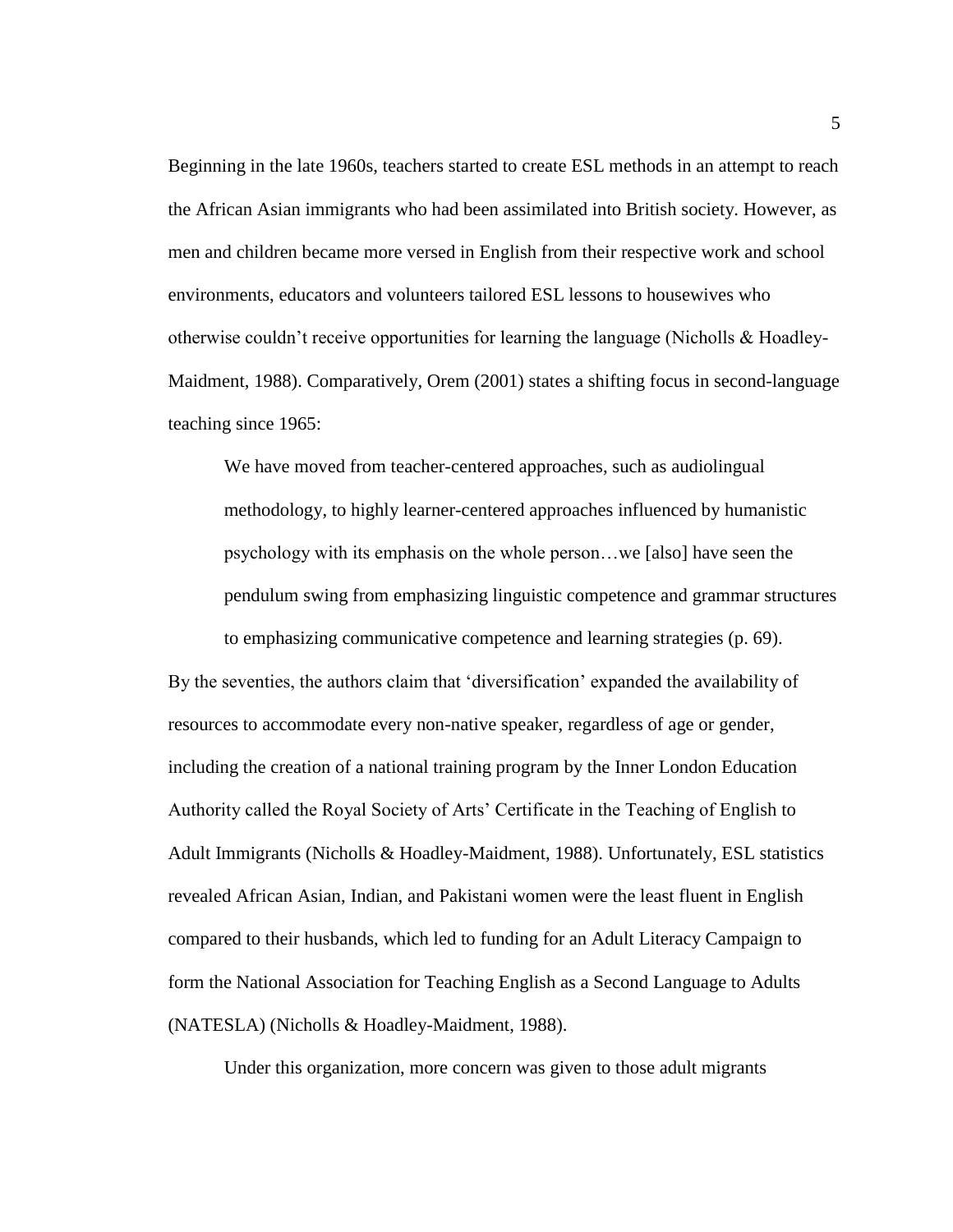Beginning in the late 1960s, teachers started to create ESL methods in an attempt to reach the African Asian immigrants who had been assimilated into British society. However, as men and children became more versed in English from their respective work and school environments, educators and volunteers tailored ESL lessons to housewives who otherwise couldn't receive opportunities for learning the language (Nicholls & Hoadley-Maidment, 1988). Comparatively, Orem (2001) states a shifting focus in second-language teaching since 1965:

> We have moved from teacher-centered approaches, such as audiolingual methodology, to highly learner-centered approaches influenced by humanistic psychology with its emphasis on the whole person…we [also] have seen the pendulum swing from emphasizing linguistic competence and grammar structures to emphasizing communicative competence and learning strategies (p. 69).

By the seventies, the authors claim that 'diversification' expanded the availability of resources to accommodate every non-native speaker, regardless of age or gender, including the creation of a national training program by the Inner London Education Authority called the Royal Society of Arts' Certificate in the Teaching of English to Adult Immigrants (Nicholls & Hoadley-Maidment, 1988). Unfortunately, ESL statistics revealed African Asian, Indian, and Pakistani women were the least fluent in English compared to their husbands, which led to funding for an Adult Literacy Campaign to form the National Association for Teaching English as a Second Language to Adults (NATESLA) (Nicholls & Hoadley-Maidment, 1988).

Under this organization, more concern was given to those adult migrants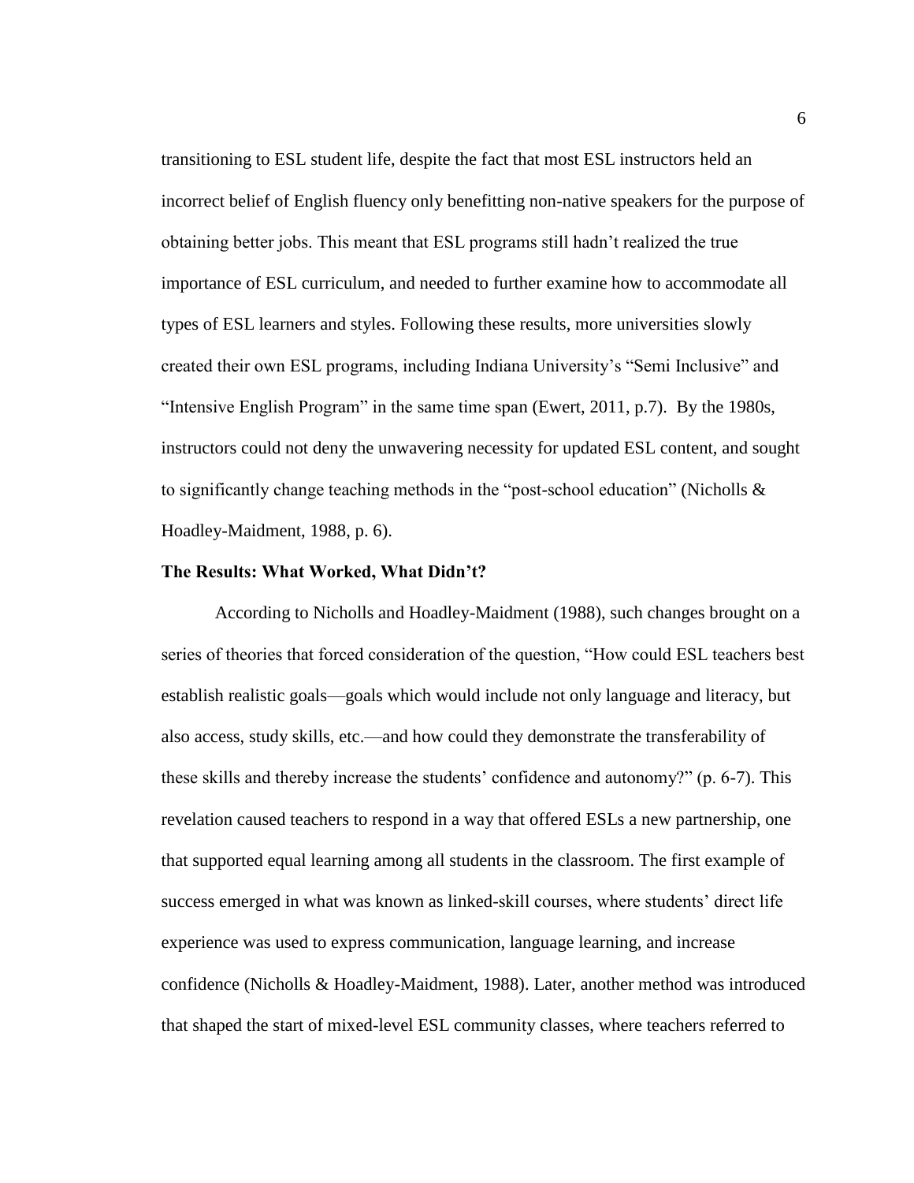transitioning to ESL student life, despite the fact that most ESL instructors held an incorrect belief of English fluency only benefitting non-native speakers for the purpose of obtaining better jobs. This meant that ESL programs still hadn't realized the true importance of ESL curriculum, and needed to further examine how to accommodate all types of ESL learners and styles. Following these results, more universities slowly created their own ESL programs, including Indiana University's "Semi Inclusive" and "Intensive English Program" in the same time span (Ewert, 2011, p.7). By the 1980s, instructors could not deny the unwavering necessity for updated ESL content, and sought to significantly change teaching methods in the "post-school education" (Nicholls & Hoadley-Maidment, 1988, p. 6).

### The Results: What Worked, What Didn't?

According to Nicholls and Hoadley-Maidment (1988), such changes brought on a series of theories that forced consideration of the question, "How could ESL teachers best establish realistic goals—goals which would include not only language and literacy, but also access, study skills, etc.—and how could they demonstrate the transferability of these skills and thereby increase the students' confidence and autonomy?" (p. 6-7). This revelation caused teachers to respond in a way that offered ESLs a new partnership, one that supported equal learning among all students in the classroom. The first example of success emerged in what was known as linked-skill courses, where students' direct life experience was used to express communication, language learning, and increase confidence (Nicholls & Hoadley-Maidment, 1988). Later, another method was introduced that shaped the start of mixed-level ESL community classes, where teachers referred to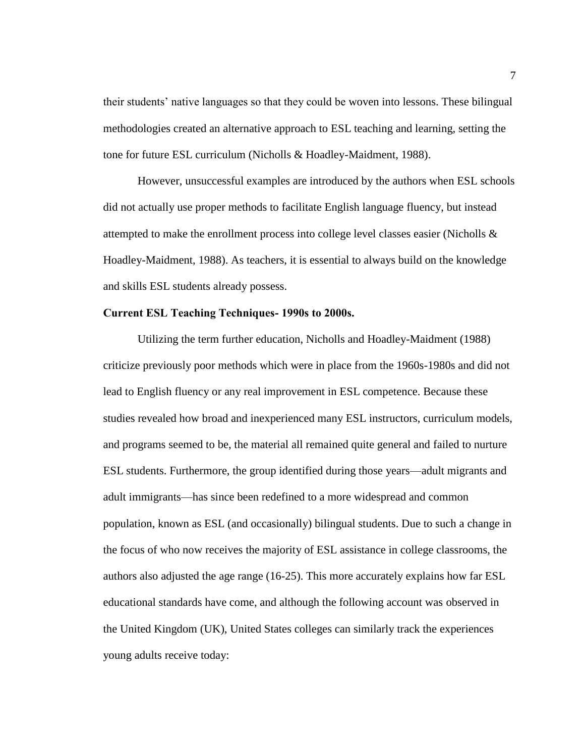their students' native languages so that they could be woven into lessons. These bilingual methodologies created an alternative approach to ESL teaching and learning, setting the tone for future ESL curriculum (Nicholls & Hoadley-Maidment, 1988).

However, unsuccessful examples are introduced by the authors when ESL schools did not actually use proper methods to facilitate English language fluency, but instead attempted to make the enrollment process into college level classes easier (Nicholls & Hoadley-Maidment, 1988). As teachers, it is essential to always build on the knowledge and skills ESL students already possess.

**Current ESL Teaching Techniques- 1990s to 2000s.**

Utilizing the term further education, Nicholls and Hoadley-Maidment (1988) criticize previously poor methods which were in place from the 1960s-1980s and did not lead to English fluency or any real improvement in ESL competence. Because these studies revealed how broad and inexperienced many ESL instructors, curriculum models, and programs seemed to be, the material all remained quite general and failed to nurture ESL students. Furthermore, the group identified during those years—adult migrants and adult immigrants—has since been redefined to a more widespread and common population, known as ESL (and occasionally) bilingual students. Due to such a change in the focus of who now receives the majority of ESL assistance in college classrooms, the authors also adjusted the age range (16-25). This more accurately explains how far ESL educational standards have come, and although the following account was observed in the United Kingdom (UK), United States colleges can similarly track the experiences young adults receive today: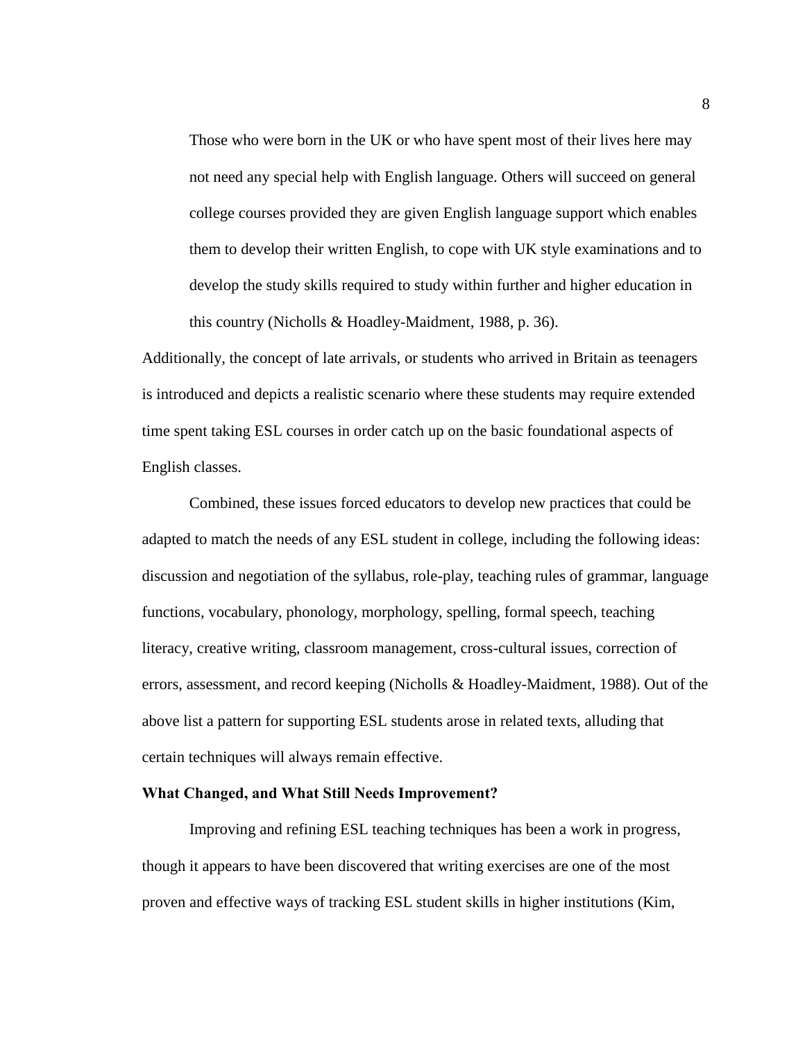> Those who were born in the UK or who have spent most of their lives here may not need any special help with English language. Others will succeed on general college courses provided they are given English language support which enables them to develop their written English, to cope with UK style examinations and to develop the study skills required to study within further and higher education in this country (Nicholls & Hoadley-Maidment, 1988, p. 36).

Additionally, the concept of late arrivals, or students who arrived in Britain as teenagers is introduced and depicts a realistic scenario where these students may require extended time spent taking ESL courses in order catch up on the basic foundational aspects of English classes.

Combined, these issues forced educators to develop new practices that could be adapted to match the needs of any ESL student in college, including the following ideas: discussion and negotiation of the syllabus, role-play, teaching rules of grammar, language functions, vocabulary, phonology, morphology, spelling, formal speech, teaching literacy, creative writing, classroom management, cross-cultural issues, correction of errors, assessment, and record keeping (Nicholls & Hoadley-Maidment, 1988). Out of the above list a pattern for supporting ESL students arose in related texts, alluding that certain techniques will always remain effective.

**What Changed, and What Still Needs Improvement?**

Improving and refining ESL teaching techniques has been a work in progress, though it appears to have been discovered that writing exercises are one of the most proven and effective ways of tracking ESL student skills in higher institutions (Kim,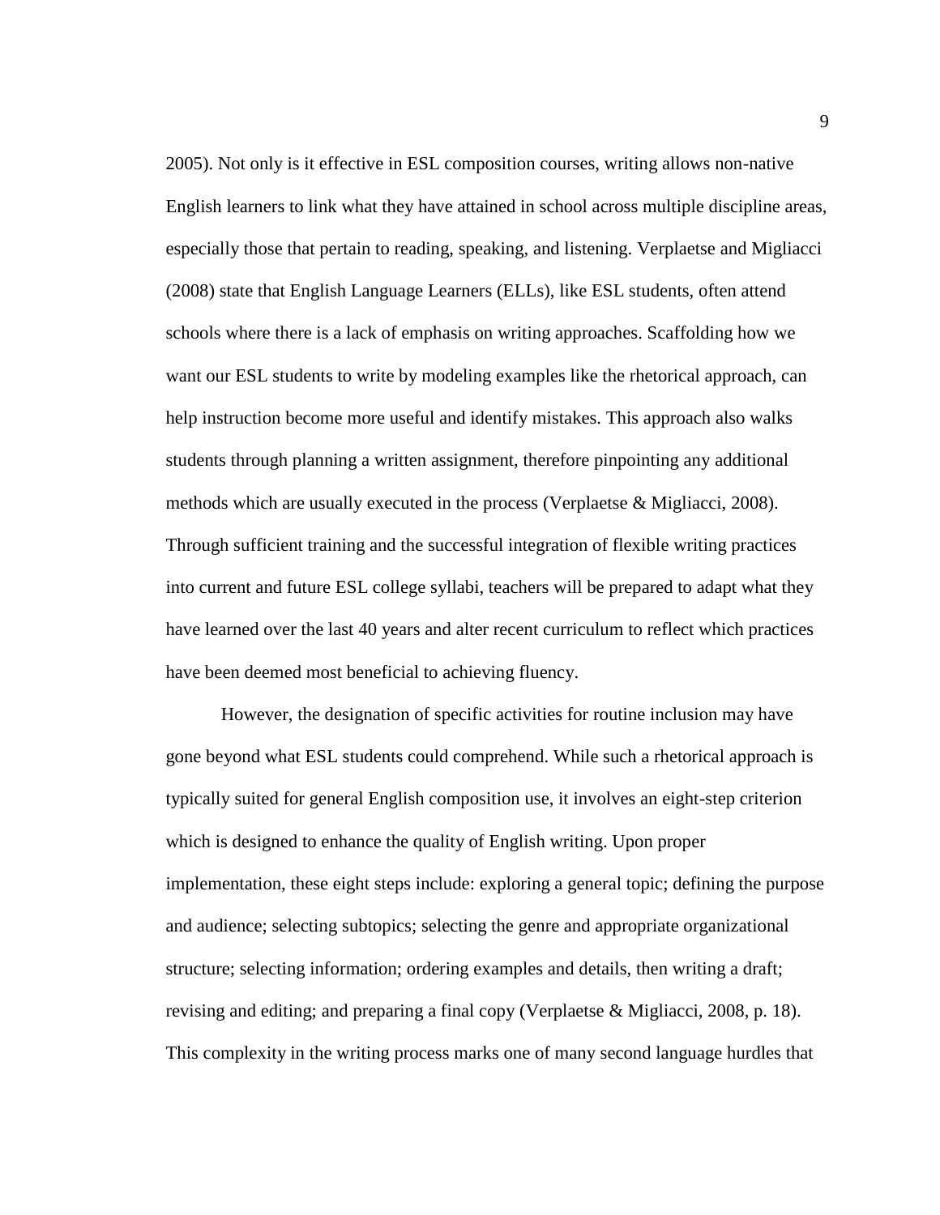2005). Not only is it effective in ESL composition courses, writing allows non-native English learners to link what they have attained in school across multiple discipline areas, especially those that pertain to reading, speaking, and listening. Verplaetse and Migliacci (2008) state that English Language Learners (ELLs), like ESL students, often attend schools where there is a lack of emphasis on writing approaches. Scaffolding how we want our ESL students to write by modeling examples like the rhetorical approach, can help instruction become more useful and identify mistakes. This approach also walks students through planning a written assignment, therefore pinpointing any additional methods which are usually executed in the process (Verplaetse & Migliacci, 2008). Through sufficient training and the successful integration of flexible writing practices into current and future ESL college syllabi, teachers will be prepared to adapt what they have learned over the last 40 years and alter recent curriculum to reflect which practices have been deemed most beneficial to achieving fluency.

However, the designation of specific activities for routine inclusion may have gone beyond what ESL students could comprehend. While such a rhetorical approach is typically suited for general English composition use, it involves an eight-step criterion which is designed to enhance the quality of English writing. Upon proper implementation, these eight steps include: exploring a general topic; defining the purpose and audience; selecting subtopics; selecting the genre and appropriate organizational structure; selecting information; ordering examples and details, then writing a draft; revising and editing; and preparing a final copy (Verplaetse & Migliacci, 2008, p. 18). This complexity in the writing process marks one of many second language hurdles that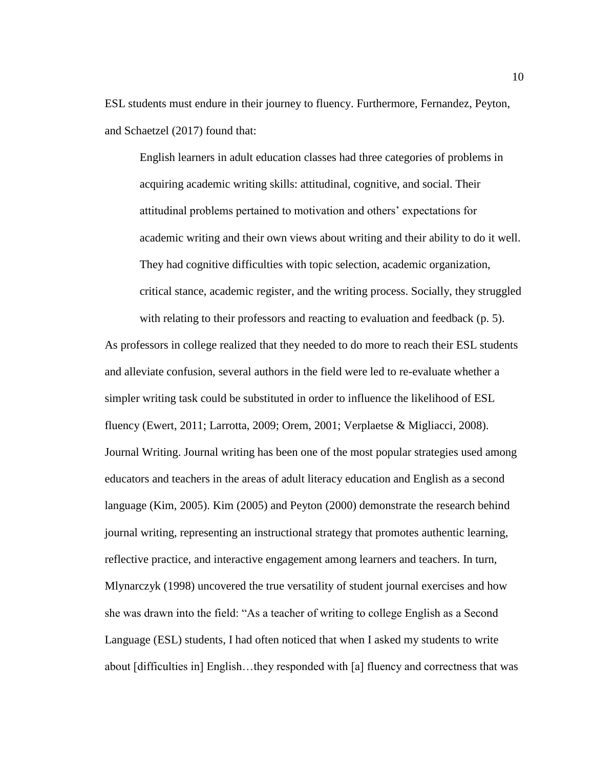ESL students must endure in their journey to fluency. Furthermore, Fernandez, Peyton, and Schaetzel (2017) found that:

> English learners in adult education classes had three categories of problems in acquiring academic writing skills: attitudinal, cognitive, and social. Their attitudinal problems pertained to motivation and others' expectations for academic writing and their own views about writing and their ability to do it well. They had cognitive difficulties with topic selection, academic organization, critical stance, academic register, and the writing process. Socially, they struggled with relating to their professors and reacting to evaluation and feedback (p. 5).

As professors in college realized that they needed to do more to reach their ESL students and alleviate confusion, several authors in the field were led to re-evaluate whether a simpler writing task could be substituted in order to influence the likelihood of ESL fluency (Ewert, 2011; Larrotta, 2009; Orem, 2001; Verplaetse & Migliacci, 2008).

**Journal Writing.** Journal writing has been one of the most popular strategies used among educators and teachers in the areas of adult literacy education and English as a second language (Kim, 2005). Kim (2005) and Peyton (2000) demonstrate the research behind journal writing, representing an instructional strategy that promotes authentic learning, reflective practice, and interactive engagement among learners and teachers. In turn, Mlynarczyk (1998) uncovered the true versatility of student journal exercises and how she was drawn into the field: "As a teacher of writing to college English as a Second Language (ESL) students, I had often noticed that when I asked my students to write about [difficulties in] English…they responded with [a] fluency and correctness that was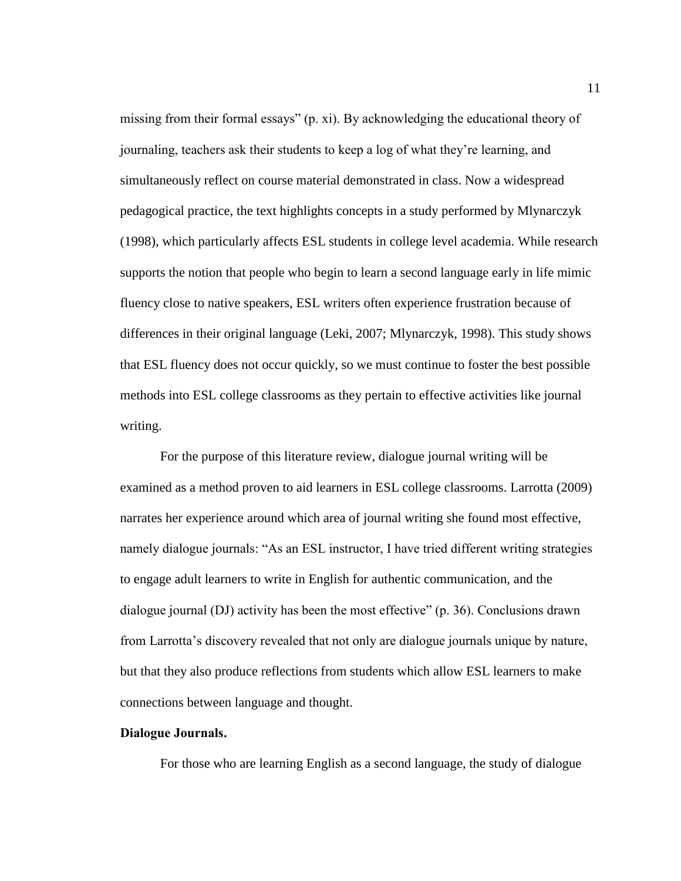missing from their formal essays" (p. xi). By acknowledging the educational theory of journaling, teachers ask their students to keep a log of what they're learning, and simultaneously reflect on course material demonstrated in class. Now a widespread pedagogical practice, the text highlights concepts in a study performed by Mlynarczyk (1998), which particularly affects ESL students in college level academia. While research supports the notion that people who begin to learn a second language early in life mimic fluency close to native speakers, ESL writers often experience frustration because of differences in their original language (Leki, 2007; Mlynarczyk, 1998). This study shows that ESL fluency does not occur quickly, so we must continue to foster the best possible methods into ESL college classrooms as they pertain to effective activities like journal writing.

For the purpose of this literature review, dialogue journal writing will be examined as a method proven to aid learners in ESL college classrooms. Larrotta (2009) narrates her experience around which area of journal writing she found most effective, namely dialogue journals: "As an ESL instructor, I have tried different writing strategies to engage adult learners to write in English for authentic communication, and the dialogue journal (DJ) activity has been the most effective" (p. 36). Conclusions drawn from Larrotta's discovery revealed that not only are dialogue journals unique by nature, but that they also produce reflections from students which allow ESL learners to make connections between language and thought.

**Dialogue Journals.**

For those who are learning English as a second language, the study of dialogue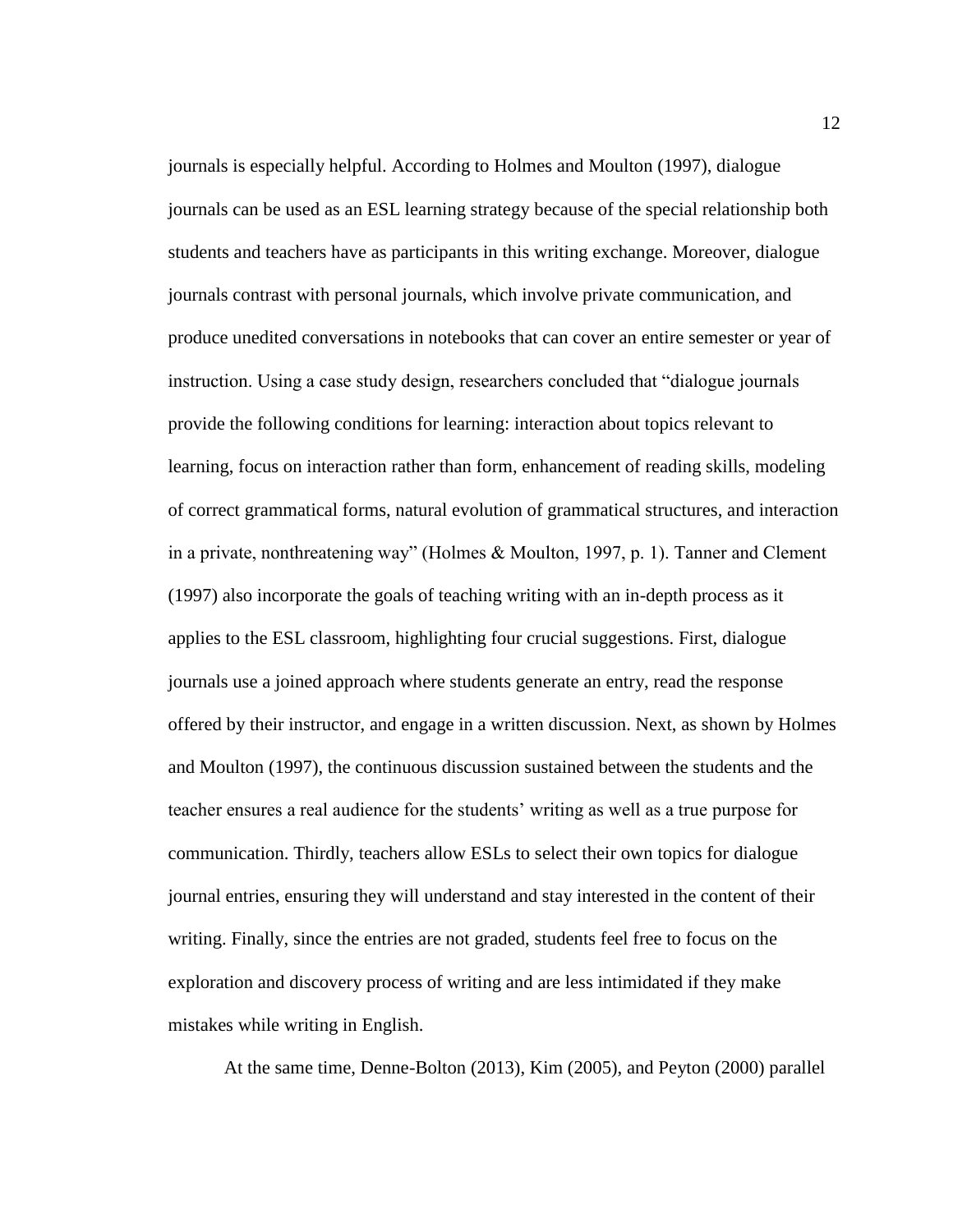journals is especially helpful. According to Holmes and Moulton (1997), dialogue journals can be used as an ESL learning strategy because of the special relationship both students and teachers have as participants in this writing exchange. Moreover, dialogue journals contrast with personal journals, which involve private communication, and produce unedited conversations in notebooks that can cover an entire semester or year of instruction. Using a case study design, researchers concluded that "dialogue journals provide the following conditions for learning: interaction about topics relevant to learning, focus on interaction rather than form, enhancement of reading skills, modeling of correct grammatical forms, natural evolution of grammatical structures, and interaction in a private, nonthreatening way" (Holmes & Moulton, 1997, p. 1). Tanner and Clement (1997) also incorporate the goals of teaching writing with an in-depth process as it applies to the ESL classroom, highlighting four crucial suggestions. First, dialogue journals use a joined approach where students generate an entry, read the response offered by their instructor, and engage in a written discussion. Next, as shown by Holmes and Moulton (1997), the continuous discussion sustained between the students and the teacher ensures a real audience for the students' writing as well as a true purpose for communication. Thirdly, teachers allow ESLs to select their own topics for dialogue journal entries, ensuring they will understand and stay interested in the content of their writing. Finally, since the entries are not graded, students feel free to focus on the exploration and discovery process of writing and are less intimidated if they make mistakes while writing in English.

At the same time, Denne-Bolton (2013), Kim (2005), and Peyton (2000) parallel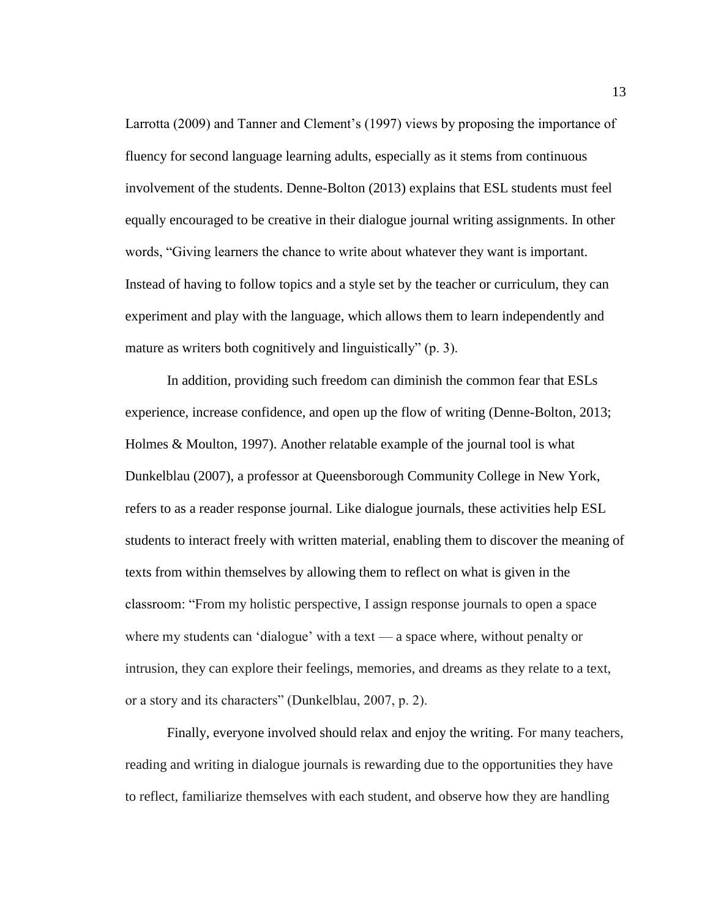Larrotta (2009) and Tanner and Clement's (1997) views by proposing the importance of fluency for second language learning adults, especially as it stems from continuous involvement of the students. Denne-Bolton (2013) explains that ESL students must feel equally encouraged to be creative in their dialogue journal writing assignments. In other words, "Giving learners the chance to write about whatever they want is important. Instead of having to follow topics and a style set by the teacher or curriculum, they can experiment and play with the language, which allows them to learn independently and mature as writers both cognitively and linguistically" (p. 3).

In addition, providing such freedom can diminish the common fear that ESLs experience, increase confidence, and open up the flow of writing (Denne-Bolton, 2013; Holmes & Moulton, 1997). Another relatable example of the journal tool is what Dunkelblau (2007), a professor at Queensborough Community College in New York, refers to as a reader response journal. Like dialogue journals, these activities help ESL students to interact freely with written material, enabling them to discover the meaning of texts from within themselves by allowing them to reflect on what is given in the classroom: "From my holistic perspective, I assign response journals to open a space where my students can 'dialogue' with a text — a space where, without penalty or intrusion, they can explore their feelings, memories, and dreams as they relate to a text, or a story and its characters" (Dunkelblau, 2007, p. 2).

Finally, everyone involved should relax and enjoy the writing. For many teachers, reading and writing in dialogue journals is rewarding due to the opportunities they have to reflect, familiarize themselves with each student, and observe how they are handling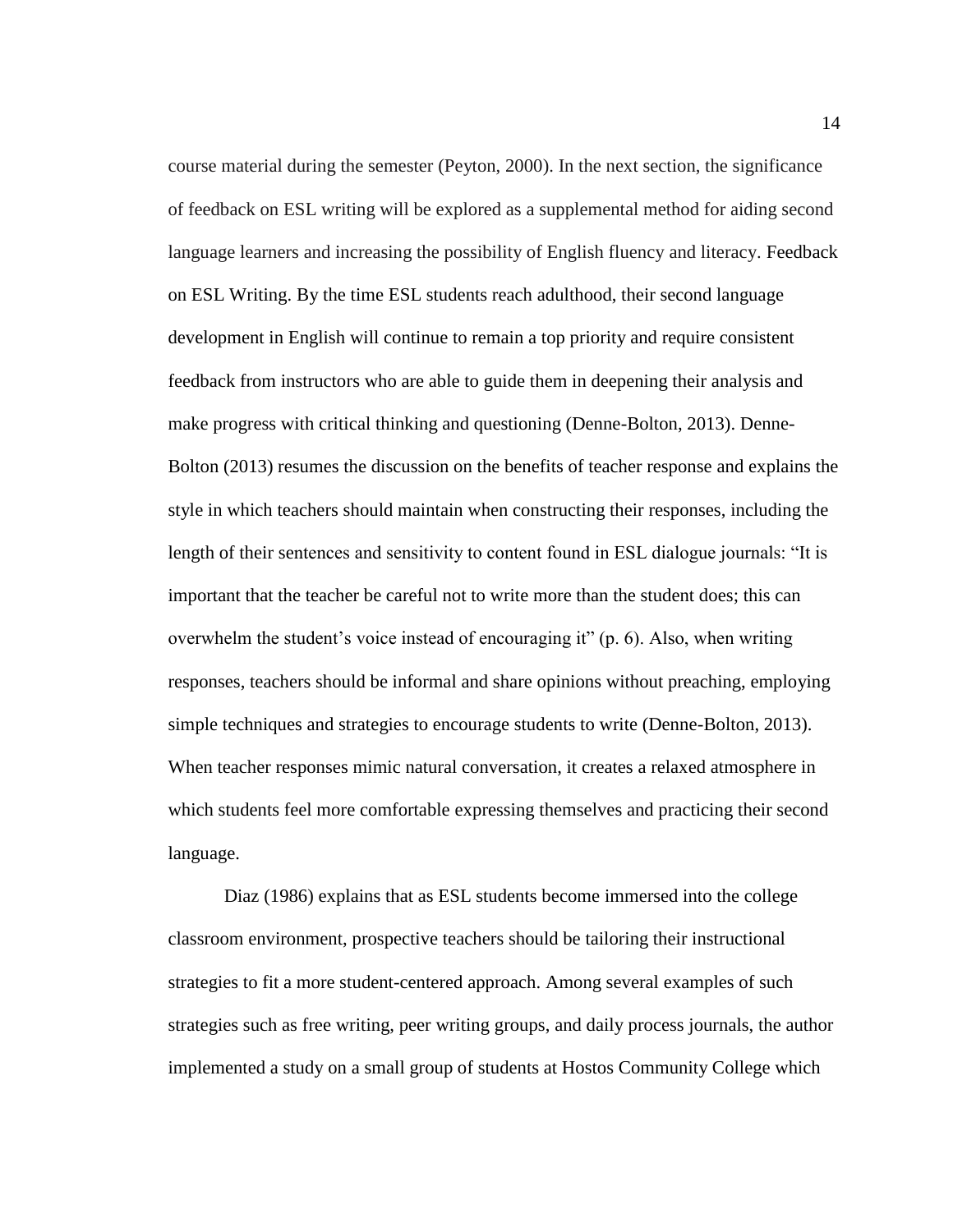course material during the semester (Peyton, 2000). In the next section, the significance of feedback on ESL writing will be explored as a supplemental method for aiding second language learners and increasing the possibility of English fluency and literacy. Feedback on ESL Writing. By the time ESL students reach adulthood, their second language development in English will continue to remain a top priority and require consistent feedback from instructors who are able to guide them in deepening their analysis and make progress with critical thinking and questioning (Denne-Bolton, 2013). Denne-Bolton (2013) resumes the discussion on the benefits of teacher response and explains the style in which teachers should maintain when constructing their responses, including the length of their sentences and sensitivity to content found in ESL dialogue journals: "It is important that the teacher be careful not to write more than the student does; this can overwhelm the student's voice instead of encouraging it" (p. 6). Also, when writing responses, teachers should be informal and share opinions without preaching, employing simple techniques and strategies to encourage students to write (Denne-Bolton, 2013). When teacher responses mimic natural conversation, it creates a relaxed atmosphere in which students feel more comfortable expressing themselves and practicing their second language.

Diaz (1986) explains that as ESL students become immersed into the college classroom environment, prospective teachers should be tailoring their instructional strategies to fit a more student-centered approach. Among several examples of such strategies such as free writing, peer writing groups, and daily process journals, the author implemented a study on a small group of students at Hostos Community College which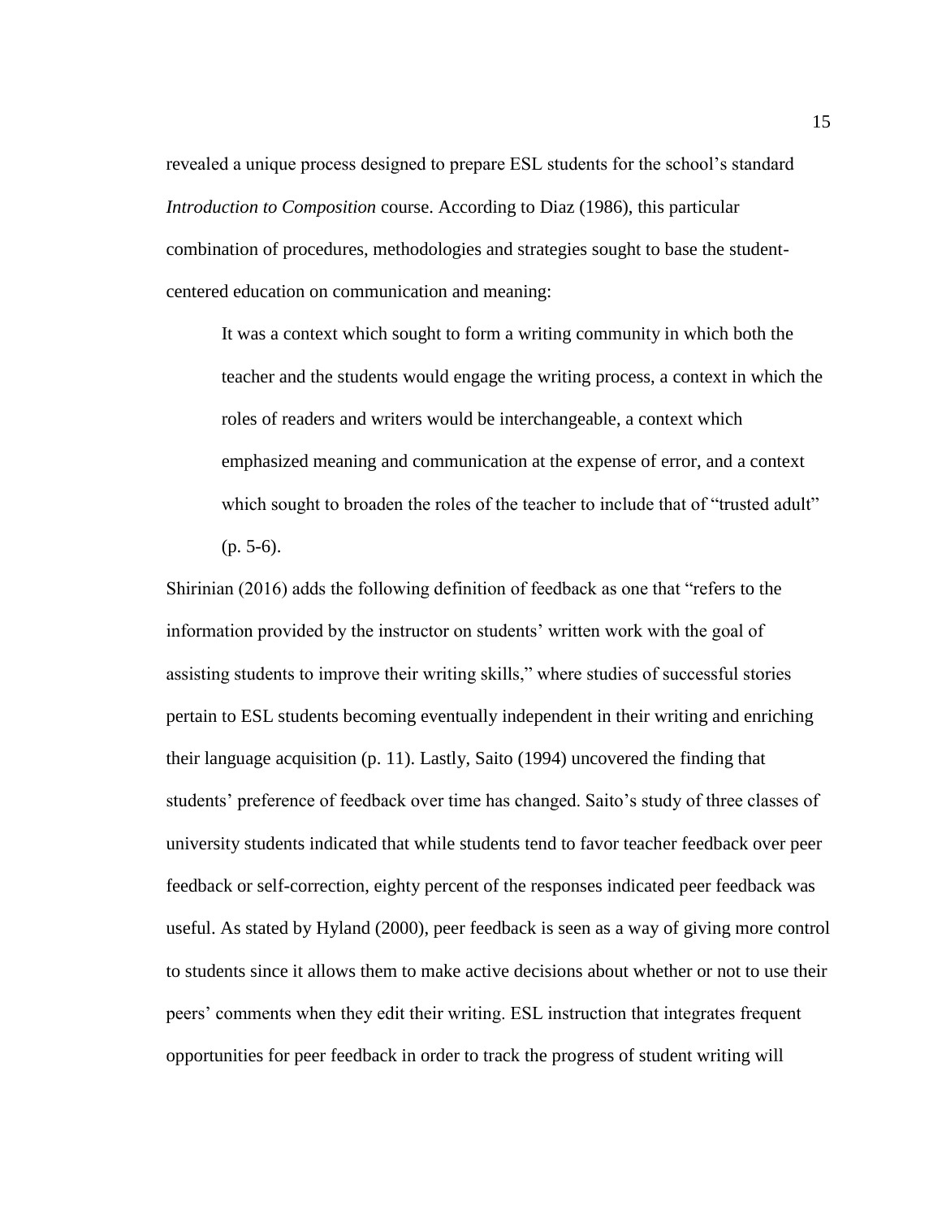revealed a unique process designed to prepare ESL students for the school's standard *Introduction to Composition* course. According to Diaz (1986), this particular combination of procedures, methodologies and strategies sought to base the student-centered education on communication and meaning:

> It was a context which sought to form a writing community in which both the teacher and the students would engage the writing process, a context in which the roles of readers and writers would be interchangeable, a context which emphasized meaning and communication at the expense of error, and a context which sought to broaden the roles of the teacher to include that of "trusted adult" (p. 5-6).

Shirinian (2016) adds the following definition of feedback as one that "refers to the information provided by the instructor on students' written work with the goal of assisting students to improve their writing skills," where studies of successful stories pertain to ESL students becoming eventually independent in their writing and enriching their language acquisition (p. 11). Lastly, Saito (1994) uncovered the finding that students' preference of feedback over time has changed. Saito's study of three classes of university students indicated that while students tend to favor teacher feedback over peer feedback or self-correction, eighty percent of the responses indicated peer feedback was useful. As stated by Hyland (2000), peer feedback is seen as a way of giving more control to students since it allows them to make active decisions about whether or not to use their peers' comments when they edit their writing. ESL instruction that integrates frequent opportunities for peer feedback in order to track the progress of student writing will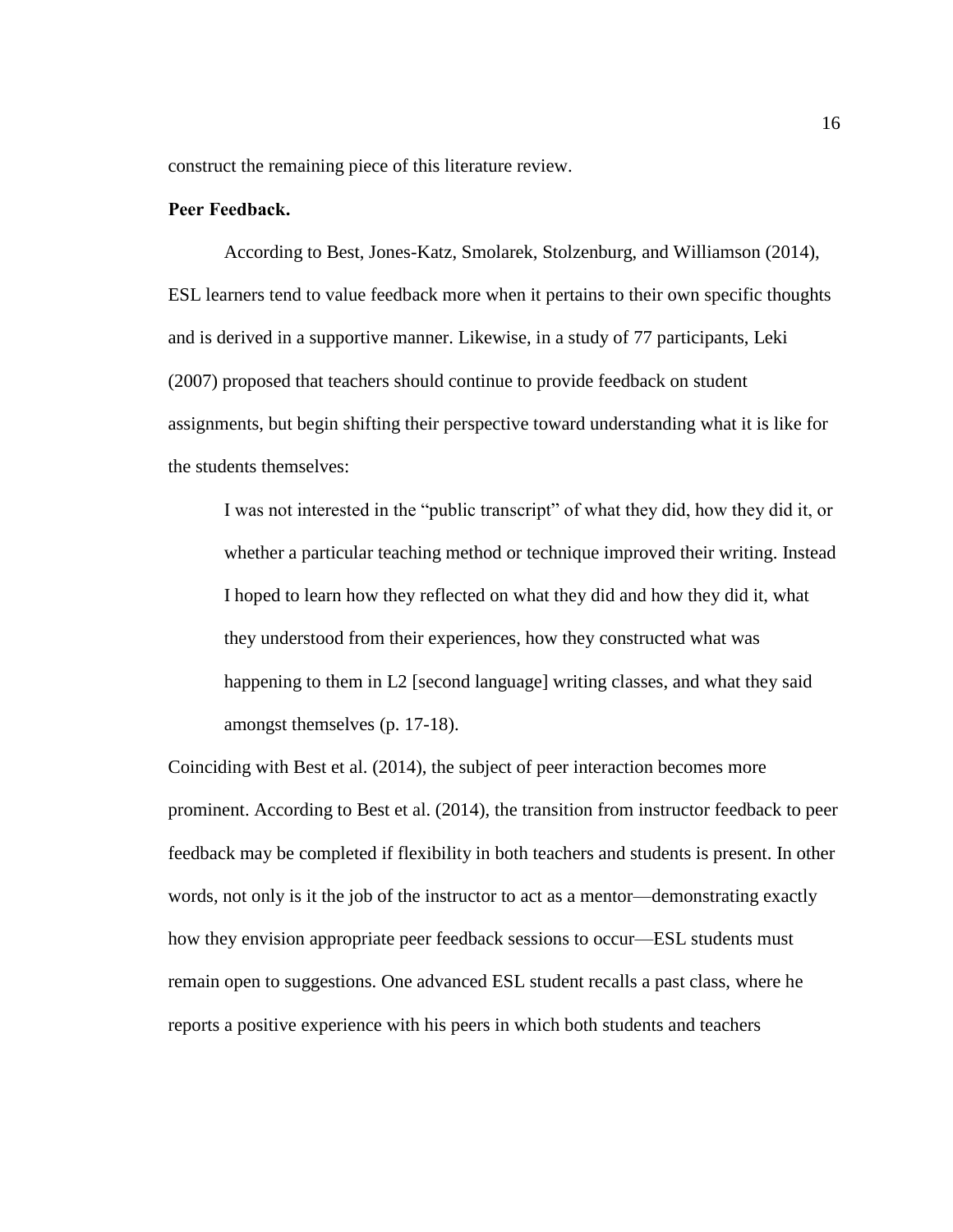construct the remaining piece of this literature review.

**Peer Feedback.**

According to Best, Jones-Katz, Smolarek, Stolzenburg, and Williamson (2014), ESL learners tend to value feedback more when it pertains to their own specific thoughts and is derived in a supportive manner. Likewise, in a study of 77 participants, Leki (2007) proposed that teachers should continue to provide feedback on student assignments, but begin shifting their perspective toward understanding what it is like for the students themselves:

> I was not interested in the "public transcript" of what they did, how they did it, or whether a particular teaching method or technique improved their writing. Instead I hoped to learn how they reflected on what they did and how they did it, what they understood from their experiences, how they constructed what was happening to them in L2 [second language] writing classes, and what they said amongst themselves (p. 17-18).

Coinciding with Best et al. (2014), the subject of peer interaction becomes more prominent. According to Best et al. (2014), the transition from instructor feedback to peer feedback may be completed if flexibility in both teachers and students is present. In other words, not only is it the job of the instructor to act as a mentor—demonstrating exactly how they envision appropriate peer feedback sessions to occur—ESL students must remain open to suggestions. One advanced ESL student recalls a past class, where he reports a positive experience with his peers in which both students and teachers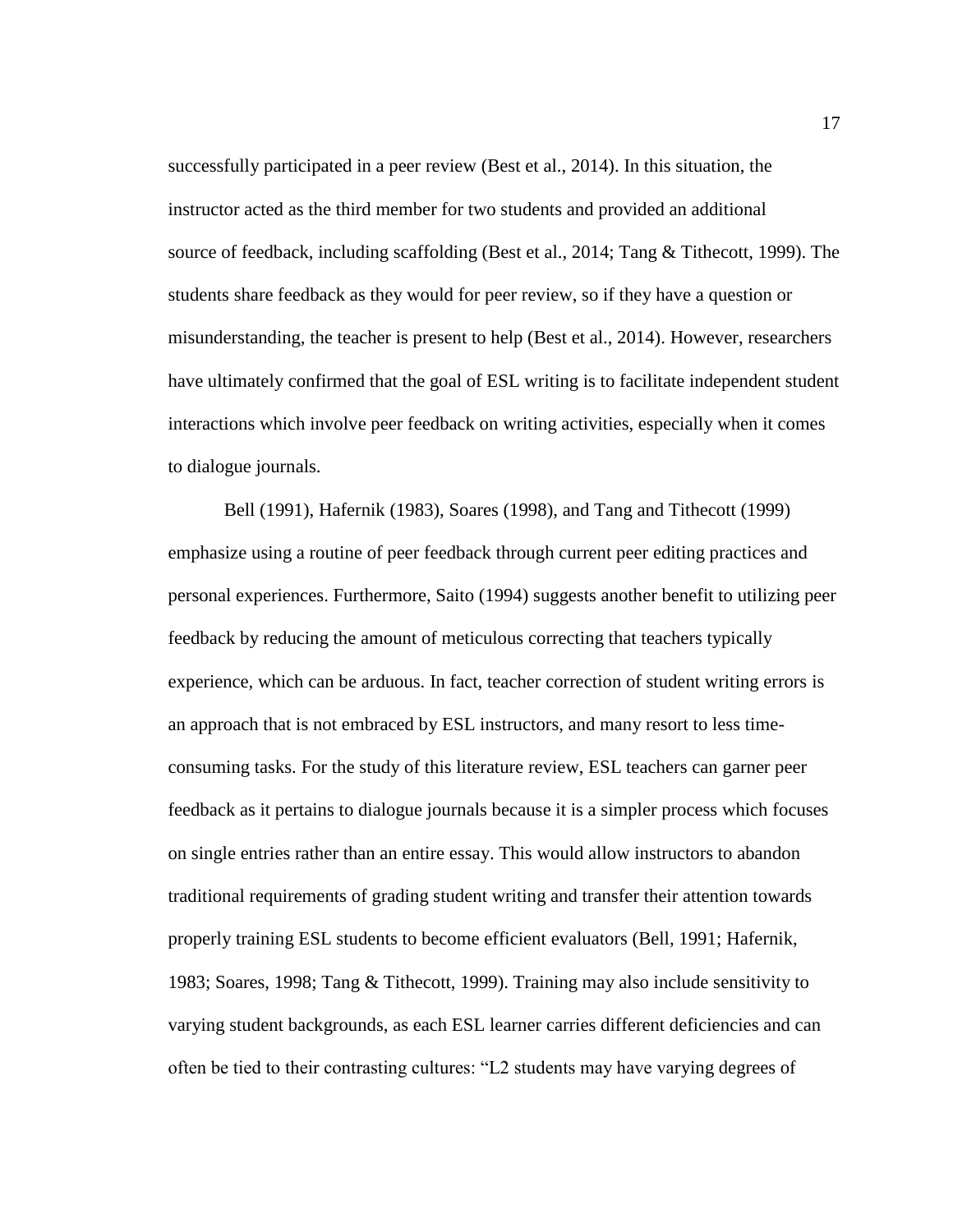successfully participated in a peer review (Best et al., 2014). In this situation, the instructor acted as the third member for two students and provided an additional source of feedback, including scaffolding (Best et al., 2014; Tang & Tithecott, 1999). The students share feedback as they would for peer review, so if they have a question or misunderstanding, the teacher is present to help (Best et al., 2014). However, researchers have ultimately confirmed that the goal of ESL writing is to facilitate independent student interactions which involve peer feedback on writing activities, especially when it comes to dialogue journals.

Bell (1991), Hafernik (1983), Soares (1998), and Tang and Tithecott (1999) emphasize using a routine of peer feedback through current peer editing practices and personal experiences. Furthermore, Saito (1994) suggests another benefit to utilizing peer feedback by reducing the amount of meticulous correcting that teachers typically experience, which can be arduous. In fact, teacher correction of student writing errors is an approach that is not embraced by ESL instructors, and many resort to less time-consuming tasks. For the study of this literature review, ESL teachers can garner peer feedback as it pertains to dialogue journals because it is a simpler process which focuses on single entries rather than an entire essay. This would allow instructors to abandon traditional requirements of grading student writing and transfer their attention towards properly training ESL students to become efficient evaluators (Bell, 1991; Hafernik, 1983; Soares, 1998; Tang & Tithecott, 1999). Training may also include sensitivity to varying student backgrounds, as each ESL learner carries different deficiencies and can often be tied to their contrasting cultures: "L2 students may have varying degrees of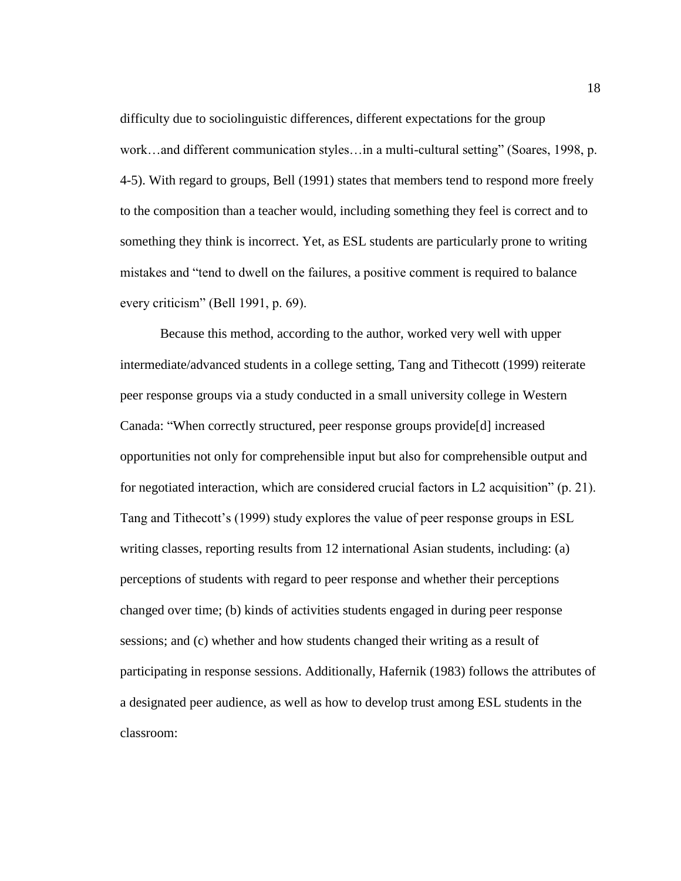difficulty due to sociolinguistic differences, different expectations for the group work…and different communication styles…in a multi-cultural setting" (Soares, 1998, p. 4-5). With regard to groups, Bell (1991) states that members tend to respond more freely to the composition than a teacher would, including something they feel is correct and to something they think is incorrect. Yet, as ESL students are particularly prone to writing mistakes and "tend to dwell on the failures, a positive comment is required to balance every criticism" (Bell 1991, p. 69).

Because this method, according to the author, worked very well with upper intermediate/advanced students in a college setting, Tang and Tithecott (1999) reiterate peer response groups via a study conducted in a small university college in Western Canada: "When correctly structured, peer response groups provide[d] increased opportunities not only for comprehensible input but also for comprehensible output and for negotiated interaction, which are considered crucial factors in L2 acquisition" (p. 21). Tang and Tithecott's (1999) study explores the value of peer response groups in ESL writing classes, reporting results from 12 international Asian students, including: (a) perceptions of students with regard to peer response and whether their perceptions changed over time; (b) kinds of activities students engaged in during peer response sessions; and (c) whether and how students changed their writing as a result of participating in response sessions. Additionally, Hafernik (1983) follows the attributes of a designated peer audience, as well as how to develop trust among ESL students in the classroom: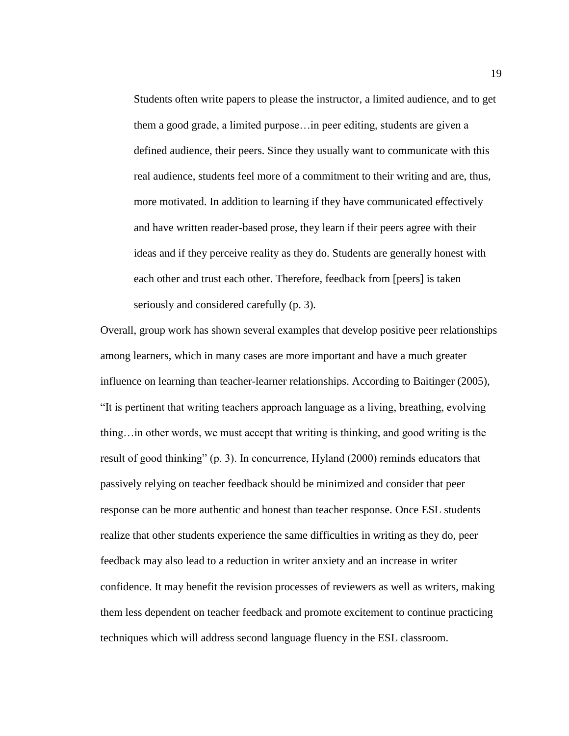> Students often write papers to please the instructor, a limited audience, and to get them a good grade, a limited purpose…in peer editing, students are given a defined audience, their peers. Since they usually want to communicate with this real audience, students feel more of a commitment to their writing and are, thus, more motivated. In addition to learning if they have communicated effectively and have written reader-based prose, they learn if their peers agree with their ideas and if they perceive reality as they do. Students are generally honest with each other and trust each other. Therefore, feedback from [peers] is taken seriously and considered carefully (p. 3).

Overall, group work has shown several examples that develop positive peer relationships among learners, which in many cases are more important and have a much greater influence on learning than teacher-learner relationships. According to Baitinger (2005), "It is pertinent that writing teachers approach language as a living, breathing, evolving thing…in other words, we must accept that writing is thinking, and good writing is the result of good thinking" (p. 3). In concurrence, Hyland (2000) reminds educators that passively relying on teacher feedback should be minimized and consider that peer response can be more authentic and honest than teacher response. Once ESL students realize that other students experience the same difficulties in writing as they do, peer feedback may also lead to a reduction in writer anxiety and an increase in writer confidence. It may benefit the revision processes of reviewers as well as writers, making them less dependent on teacher feedback and promote excitement to continue practicing techniques which will address second language fluency in the ESL classroom.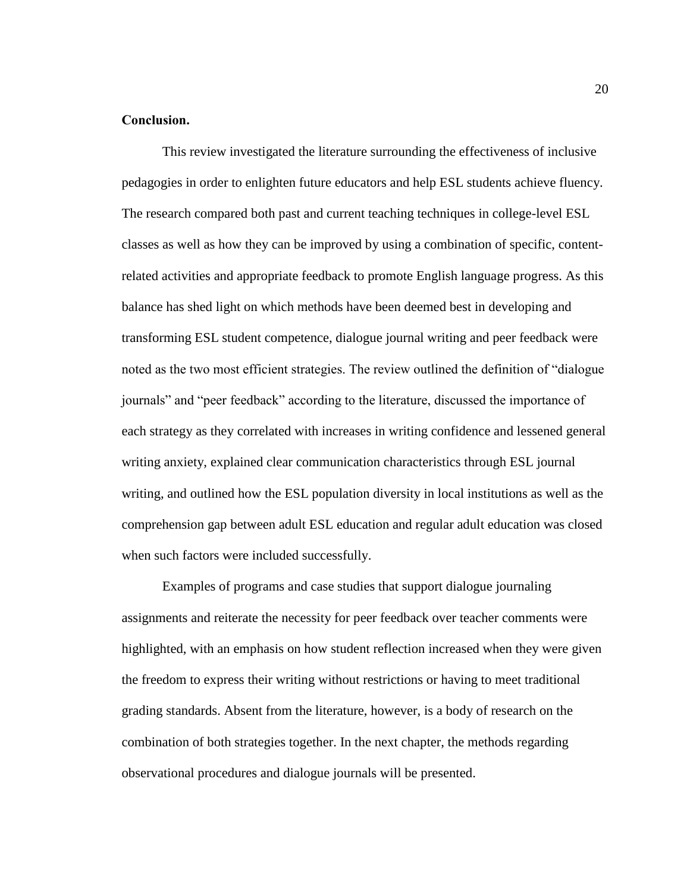**Conclusion.**

This review investigated the literature surrounding the effectiveness of inclusive pedagogies in order to enlighten future educators and help ESL students achieve fluency. The research compared both past and current teaching techniques in college-level ESL classes as well as how they can be improved by using a combination of specific, content-related activities and appropriate feedback to promote English language progress. As this balance has shed light on which methods have been deemed best in developing and transforming ESL student competence, dialogue journal writing and peer feedback were noted as the two most efficient strategies. The review outlined the definition of "dialogue journals" and "peer feedback" according to the literature, discussed the importance of each strategy as they correlated with increases in writing confidence and lessened general writing anxiety, explained clear communication characteristics through ESL journal writing, and outlined how the ESL population diversity in local institutions as well as the comprehension gap between adult ESL education and regular adult education was closed when such factors were included successfully.

Examples of programs and case studies that support dialogue journaling assignments and reiterate the necessity for peer feedback over teacher comments were highlighted, with an emphasis on how student reflection increased when they were given the freedom to express their writing without restrictions or having to meet traditional grading standards. Absent from the literature, however, is a body of research on the combination of both strategies together. In the next chapter, the methods regarding observational procedures and dialogue journals will be presented.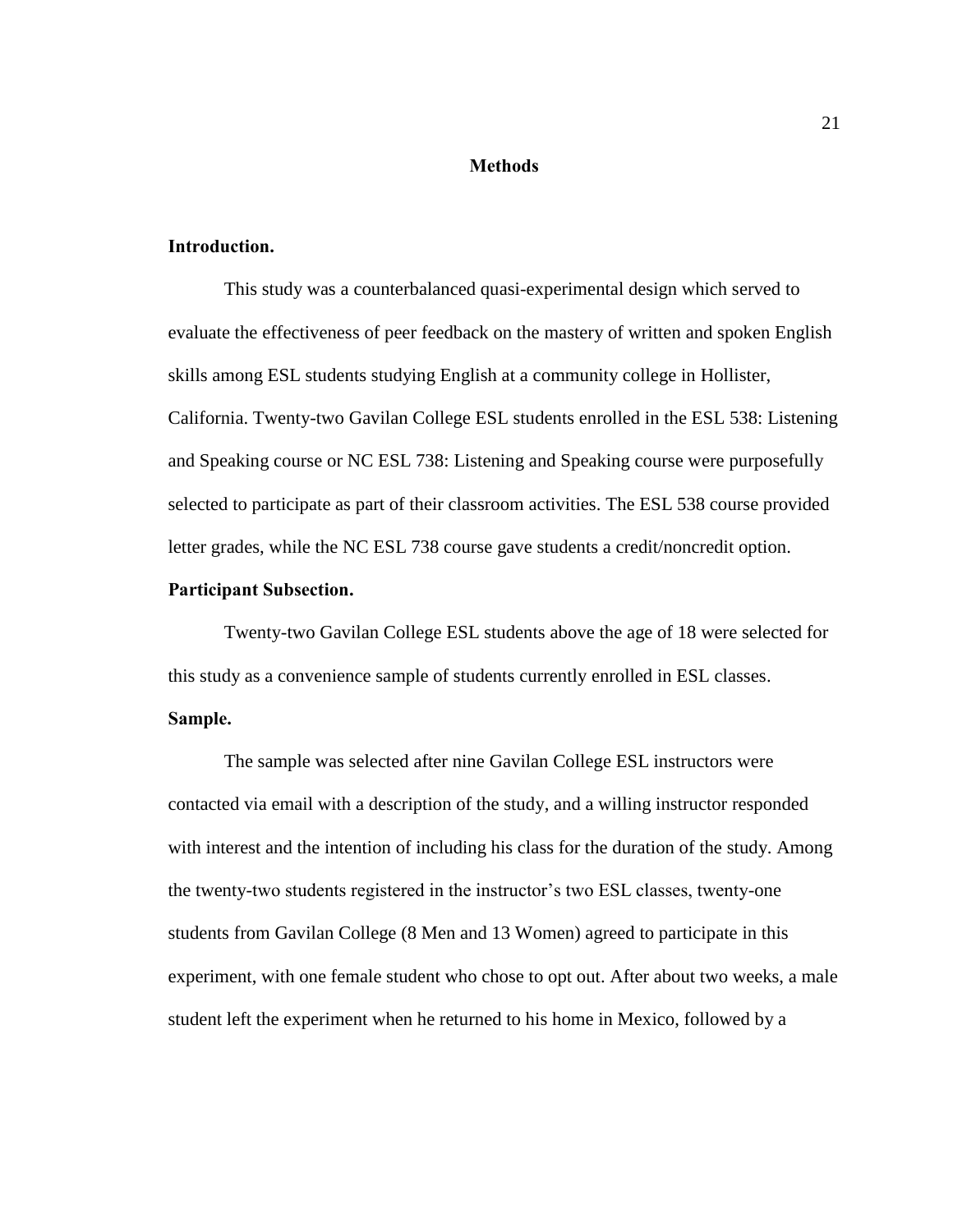## Methods

### Introduction.

This study was a counterbalanced quasi-experimental design which served to evaluate the effectiveness of peer feedback on the mastery of written and spoken English skills among ESL students studying English at a community college in Hollister, California. Twenty-two Gavilan College ESL students enrolled in the ESL 538: Listening and Speaking course or NC ESL 738: Listening and Speaking course were purposefully selected to participate as part of their classroom activities. The ESL 538 course provided letter grades, while the NC ESL 738 course gave students a credit/noncredit option.

### Participant Subsection.

Twenty-two Gavilan College ESL students above the age of 18 were selected for this study as a convenience sample of students currently enrolled in ESL classes.

### Sample.

The sample was selected after nine Gavilan College ESL instructors were contacted via email with a description of the study, and a willing instructor responded with interest and the intention of including his class for the duration of the study. Among the twenty-two students registered in the instructor's two ESL classes, twenty-one students from Gavilan College (8 Men and 13 Women) agreed to participate in this experiment, with one female student who chose to opt out. After about two weeks, a male student left the experiment when he returned to his home in Mexico, followed by a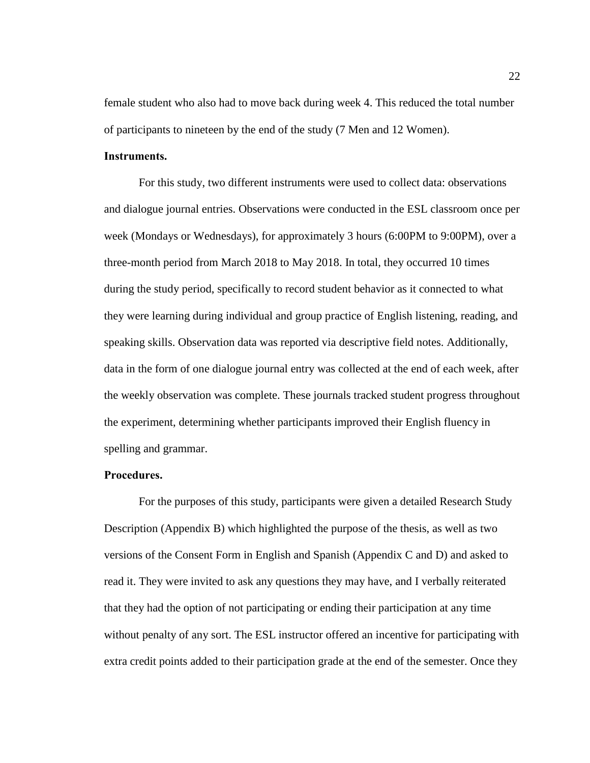female student who also had to move back during week 4. This reduced the total number of participants to nineteen by the end of the study (7 Men and 12 Women).

**Instruments.**

For this study, two different instruments were used to collect data: observations and dialogue journal entries. Observations were conducted in the ESL classroom once per week (Mondays or Wednesdays), for approximately 3 hours (6:00PM to 9:00PM), over a three-month period from March 2018 to May 2018. In total, they occurred 10 times during the study period, specifically to record student behavior as it connected to what they were learning during individual and group practice of English listening, reading, and speaking skills. Observation data was reported via descriptive field notes. Additionally, data in the form of one dialogue journal entry was collected at the end of each week, after the weekly observation was complete. These journals tracked student progress throughout the experiment, determining whether participants improved their English fluency in spelling and grammar.

**Procedures.**

For the purposes of this study, participants were given a detailed Research Study Description (Appendix B) which highlighted the purpose of the thesis, as well as two versions of the Consent Form in English and Spanish (Appendix C and D) and asked to read it. They were invited to ask any questions they may have, and I verbally reiterated that they had the option of not participating or ending their participation at any time without penalty of any sort. The ESL instructor offered an incentive for participating with extra credit points added to their participation grade at the end of the semester. Once they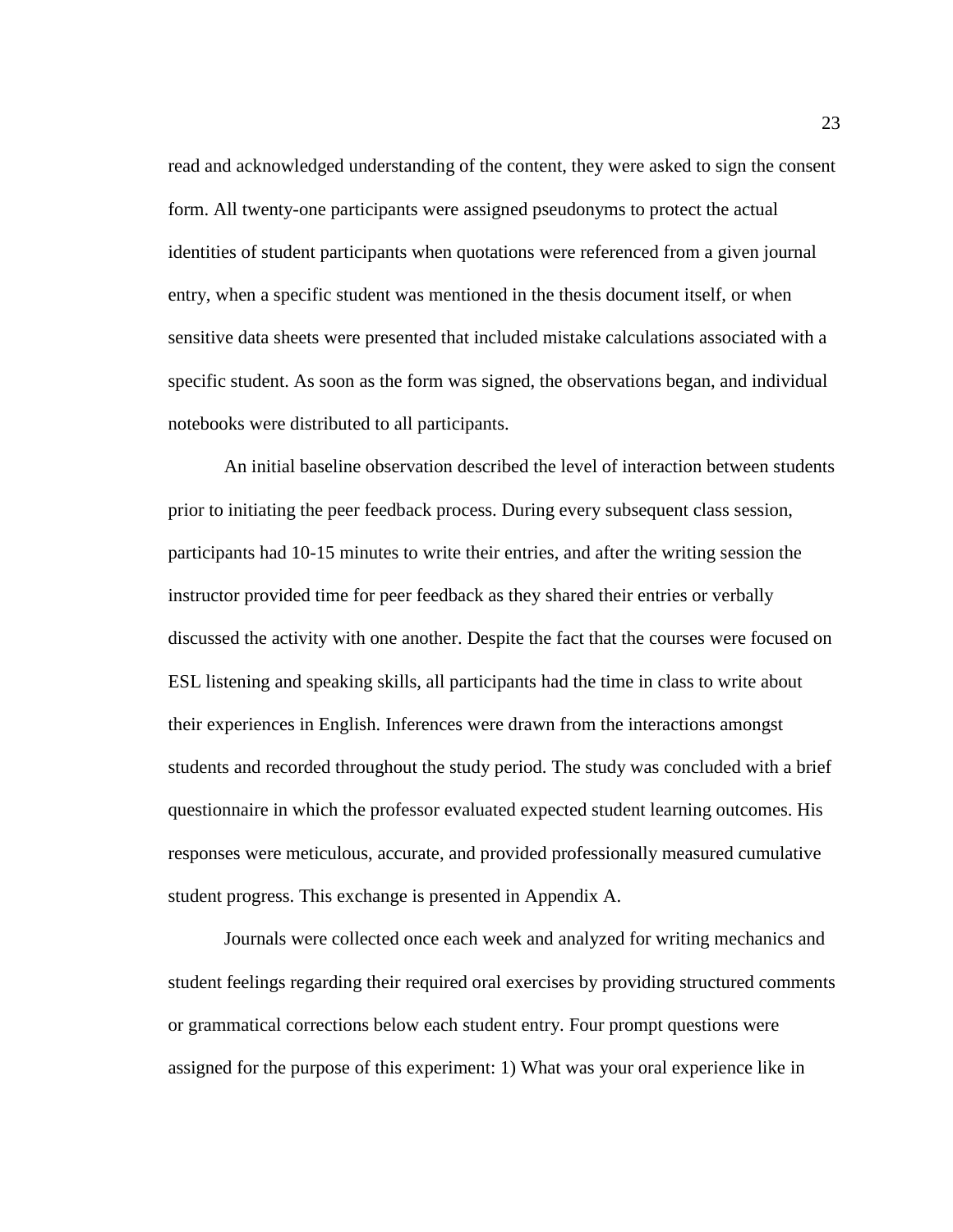read and acknowledged understanding of the content, they were asked to sign the consent form. All twenty-one participants were assigned pseudonyms to protect the actual identities of student participants when quotations were referenced from a given journal entry, when a specific student was mentioned in the thesis document itself, or when sensitive data sheets were presented that included mistake calculations associated with a specific student. As soon as the form was signed, the observations began, and individual notebooks were distributed to all participants.

An initial baseline observation described the level of interaction between students prior to initiating the peer feedback process. During every subsequent class session, participants had 10-15 minutes to write their entries, and after the writing session the instructor provided time for peer feedback as they shared their entries or verbally discussed the activity with one another. Despite the fact that the courses were focused on ESL listening and speaking skills, all participants had the time in class to write about their experiences in English. Inferences were drawn from the interactions amongst students and recorded throughout the study period. The study was concluded with a brief questionnaire in which the professor evaluated expected student learning outcomes. His responses were meticulous, accurate, and provided professionally measured cumulative student progress. This exchange is presented in Appendix A.

Journals were collected once each week and analyzed for writing mechanics and student feelings regarding their required oral exercises by providing structured comments or grammatical corrections below each student entry. Four prompt questions were assigned for the purpose of this experiment: 1) What was your oral experience like in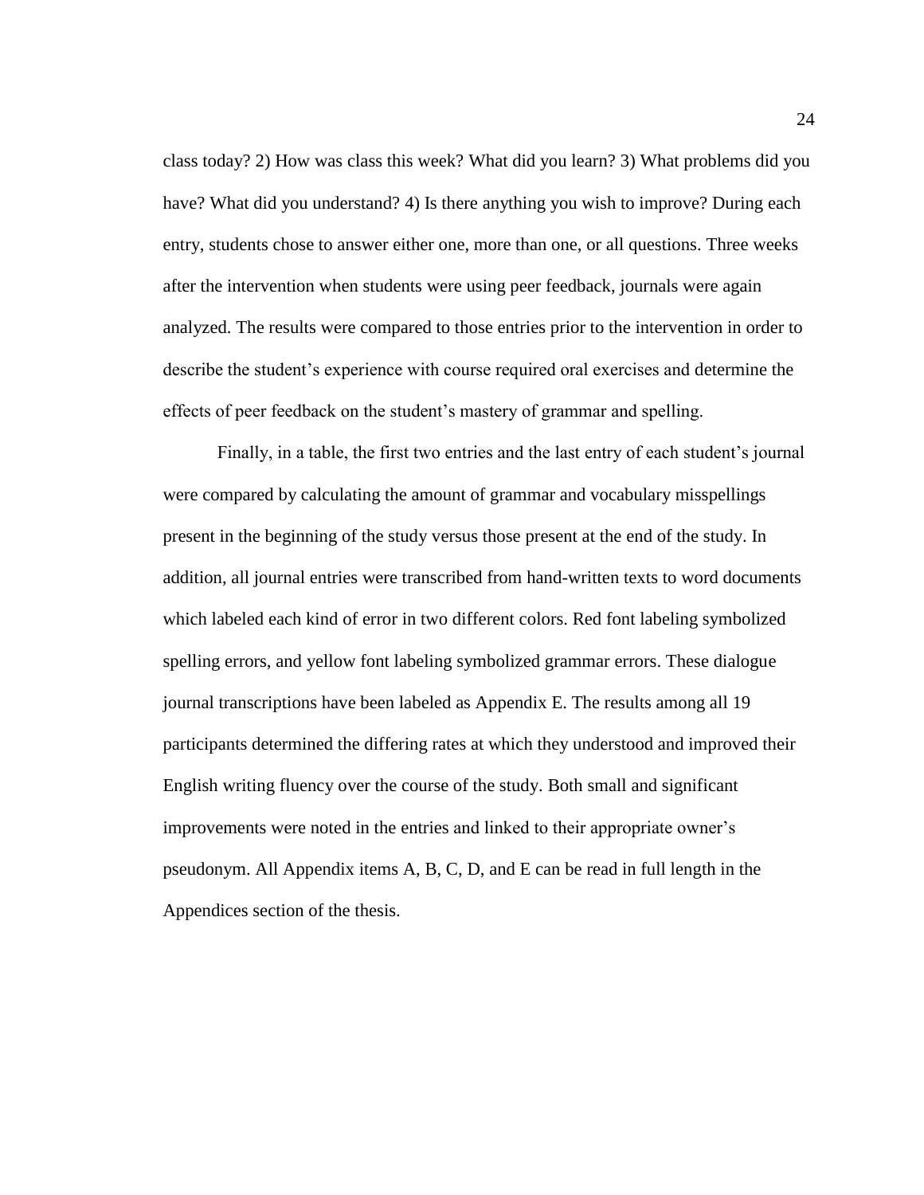class today? 2) How was class this week? What did you learn? 3) What problems did you have? What did you understand? 4) Is there anything you wish to improve? During each entry, students chose to answer either one, more than one, or all questions. Three weeks after the intervention when students were using peer feedback, journals were again analyzed. The results were compared to those entries prior to the intervention in order to describe the student's experience with course required oral exercises and determine the effects of peer feedback on the student's mastery of grammar and spelling.

Finally, in a table, the first two entries and the last entry of each student's journal were compared by calculating the amount of grammar and vocabulary misspellings present in the beginning of the study versus those present at the end of the study. In addition, all journal entries were transcribed from hand-written texts to word documents which labeled each kind of error in two different colors. Red font labeling symbolized spelling errors, and yellow font labeling symbolized grammar errors. These dialogue journal transcriptions have been labeled as Appendix E. The results among all 19 participants determined the differing rates at which they understood and improved their English writing fluency over the course of the study. Both small and significant improvements were noted in the entries and linked to their appropriate owner's pseudonym. All Appendix items A, B, C, D, and E can be read in full length in the Appendices section of the thesis.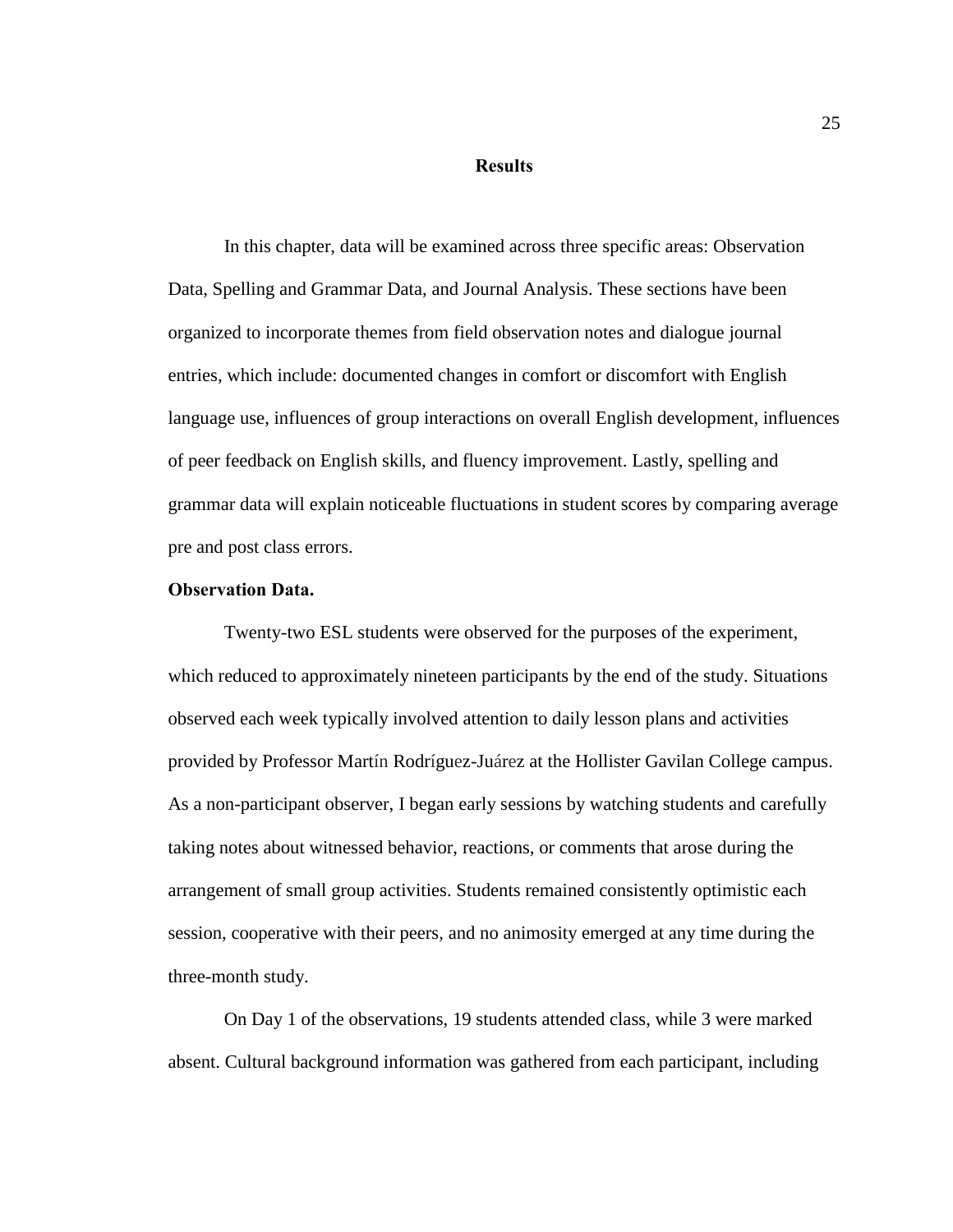# Results

In this chapter, data will be examined across three specific areas: Observation Data, Spelling and Grammar Data, and Journal Analysis. These sections have been organized to incorporate themes from field observation notes and dialogue journal entries, which include: documented changes in comfort or discomfort with English language use, influences of group interactions on overall English development, influences of peer feedback on English skills, and fluency improvement. Lastly, spelling and grammar data will explain noticeable fluctuations in student scores by comparing average pre and post class errors.

## Observation Data.

Twenty-two ESL students were observed for the purposes of the experiment, which reduced to approximately nineteen participants by the end of the study. Situations observed each week typically involved attention to daily lesson plans and activities provided by Professor Martín Rodríguez-Juárez at the Hollister Gavilan College campus. As a non-participant observer, I began early sessions by watching students and carefully taking notes about witnessed behavior, reactions, or comments that arose during the arrangement of small group activities. Students remained consistently optimistic each session, cooperative with their peers, and no animosity emerged at any time during the three-month study.

On Day 1 of the observations, 19 students attended class, while 3 were marked absent. Cultural background information was gathered from each participant, including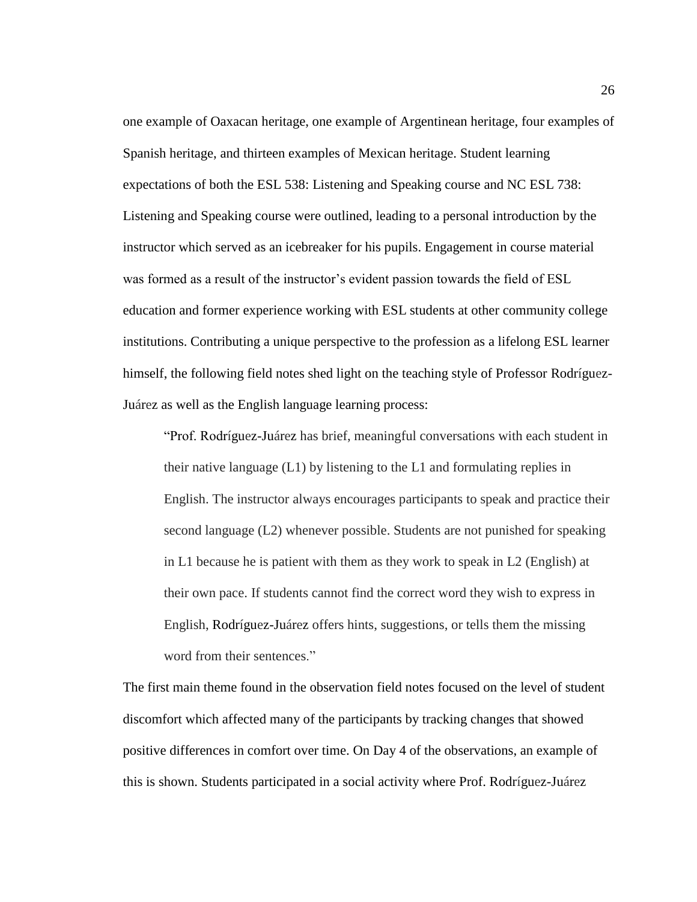one example of Oaxacan heritage, one example of Argentinean heritage, four examples of Spanish heritage, and thirteen examples of Mexican heritage. Student learning expectations of both the ESL 538: Listening and Speaking course and NC ESL 738: Listening and Speaking course were outlined, leading to a personal introduction by the instructor which served as an icebreaker for his pupils. Engagement in course material was formed as a result of the instructor's evident passion towards the field of ESL education and former experience working with ESL students at other community college institutions. Contributing a unique perspective to the profession as a lifelong ESL learner himself, the following field notes shed light on the teaching style of Professor Rodríguez-Juárez as well as the English language learning process:

> "Prof. Rodríguez-Juárez has brief, meaningful conversations with each student in their native language (L1) by listening to the L1 and formulating replies in English. The instructor always encourages participants to speak and practice their second language (L2) whenever possible. Students are not punished for speaking in L1 because he is patient with them as they work to speak in L2 (English) at their own pace. If students cannot find the correct word they wish to express in English, Rodríguez-Juárez offers hints, suggestions, or tells them the missing word from their sentences."

The first main theme found in the observation field notes focused on the level of student discomfort which affected many of the participants by tracking changes that showed positive differences in comfort over time. On Day 4 of the observations, an example of this is shown. Students participated in a social activity where Prof. Rodríguez-Juárez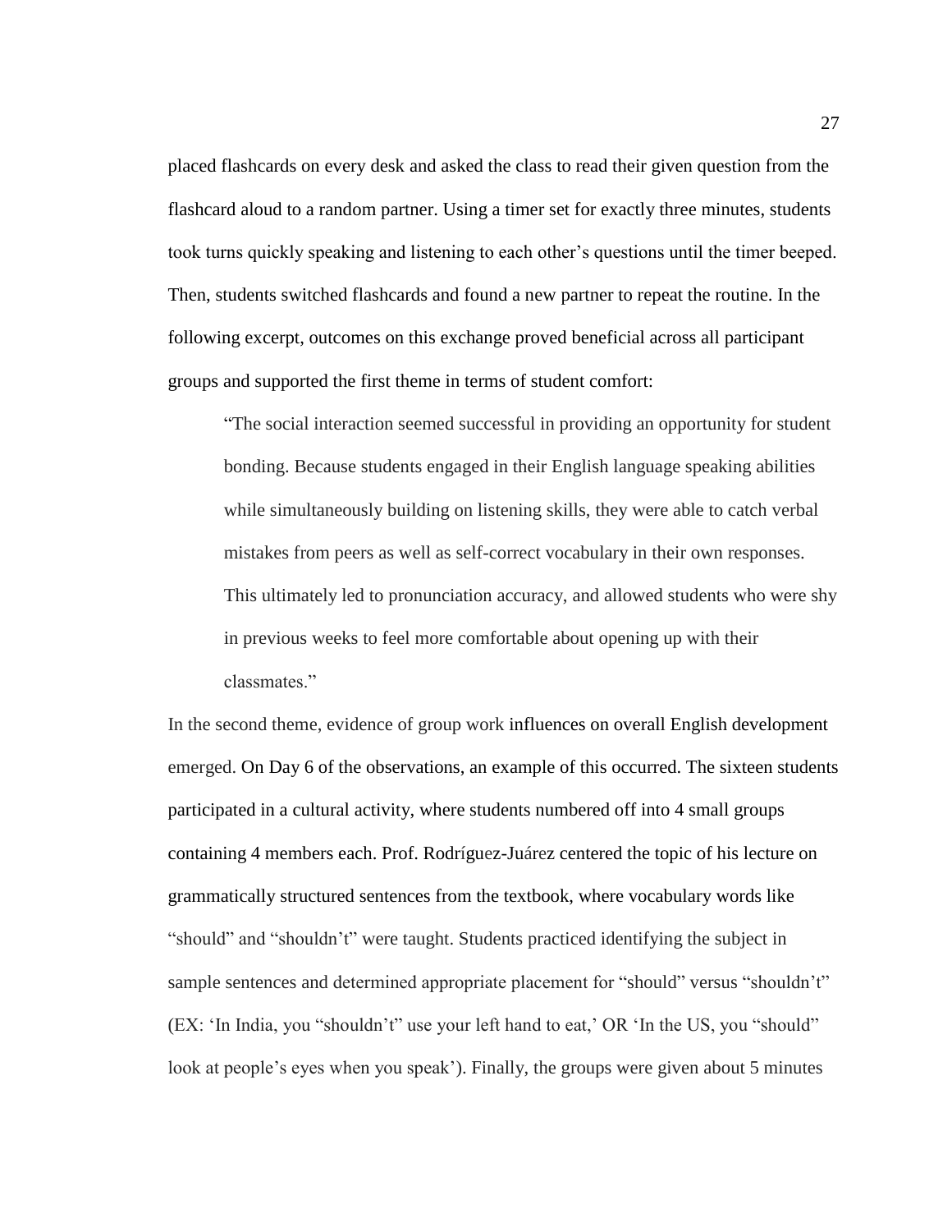placed flashcards on every desk and asked the class to read their given question from the flashcard aloud to a random partner. Using a timer set for exactly three minutes, students took turns quickly speaking and listening to each other's questions until the timer beeped. Then, students switched flashcards and found a new partner to repeat the routine. In the following excerpt, outcomes on this exchange proved beneficial across all participant groups and supported the first theme in terms of student comfort:

> "The social interaction seemed successful in providing an opportunity for student bonding. Because students engaged in their English language speaking abilities while simultaneously building on listening skills, they were able to catch verbal mistakes from peers as well as self-correct vocabulary in their own responses. This ultimately led to pronunciation accuracy, and allowed students who were shy in previous weeks to feel more comfortable about opening up with their classmates."

In the second theme, evidence of group work influences on overall English development emerged. On Day 6 of the observations, an example of this occurred. The sixteen students participated in a cultural activity, where students numbered off into 4 small groups containing 4 members each. Prof. Rodríguez-Juárez centered the topic of his lecture on grammatically structured sentences from the textbook, where vocabulary words like "should" and "shouldn't" were taught. Students practiced identifying the subject in sample sentences and determined appropriate placement for "should" versus "shouldn't" (EX: 'In India, you "shouldn't" use your left hand to eat,' OR 'In the US, you "should" look at people's eyes when you speak'). Finally, the groups were given about 5 minutes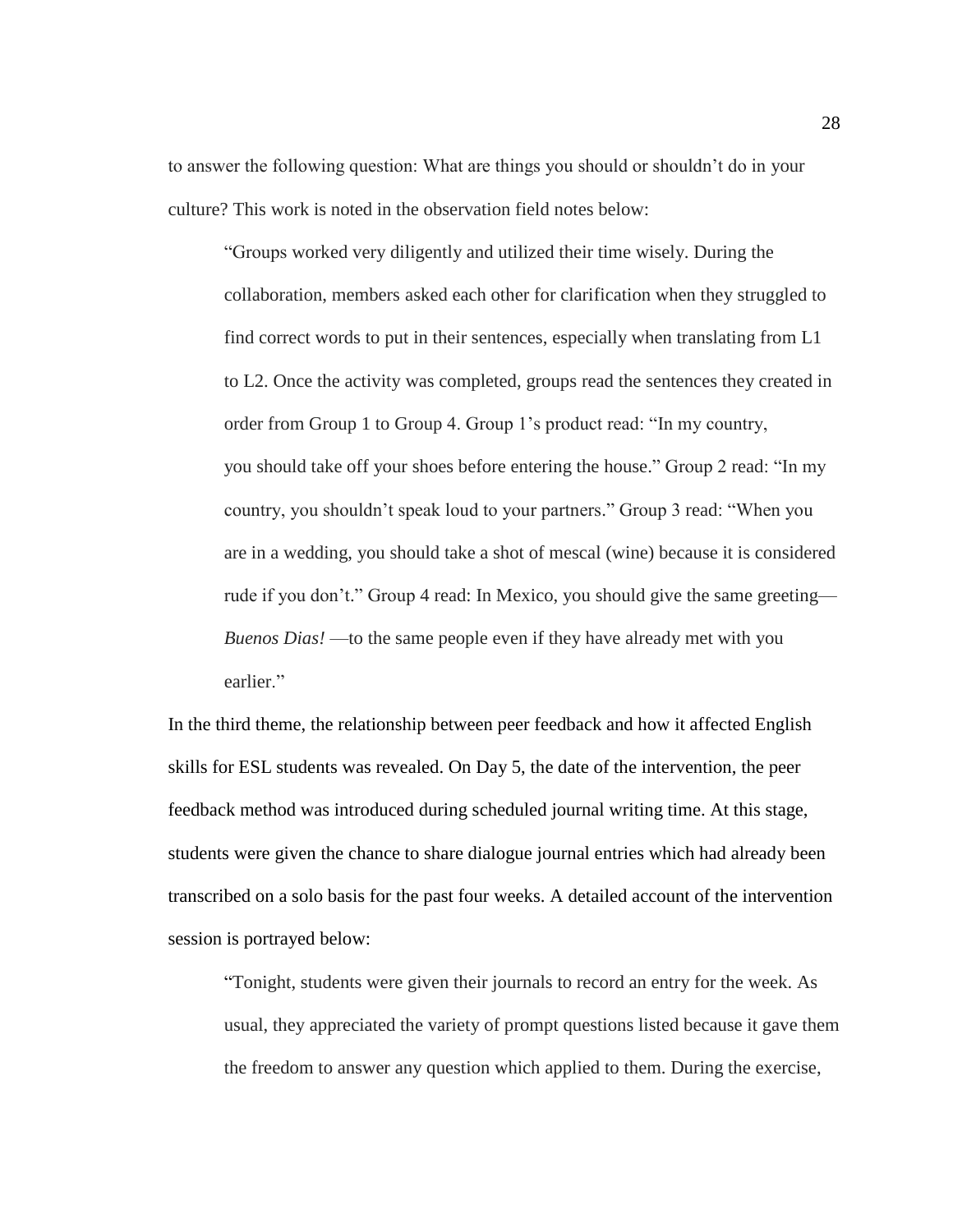to answer the following question: What are things you should or shouldn't do in your culture? This work is noted in the observation field notes below:

> "Groups worked very diligently and utilized their time wisely. During the collaboration, members asked each other for clarification when they struggled to find correct words to put in their sentences, especially when translating from L1 to L2. Once the activity was completed, groups read the sentences they created in order from Group 1 to Group 4. Group 1's product read: "In my country, you should take off your shoes before entering the house." Group 2 read: "In my country, you shouldn't speak loud to your partners." Group 3 read: "When you are in a wedding, you should take a shot of mescal (wine) because it is considered rude if you don't." Group 4 read: In Mexico, you should give the same greeting— *Buenos Dias!* —to the same people even if they have already met with you earlier."

In the third theme, the relationship between peer feedback and how it affected English skills for ESL students was revealed. On Day 5, the date of the intervention, the peer feedback method was introduced during scheduled journal writing time. At this stage, students were given the chance to share dialogue journal entries which had already been transcribed on a solo basis for the past four weeks. A detailed account of the intervention session is portrayed below:

> "Tonight, students were given their journals to record an entry for the week. As usual, they appreciated the variety of prompt questions listed because it gave them the freedom to answer any question which applied to them. During the exercise,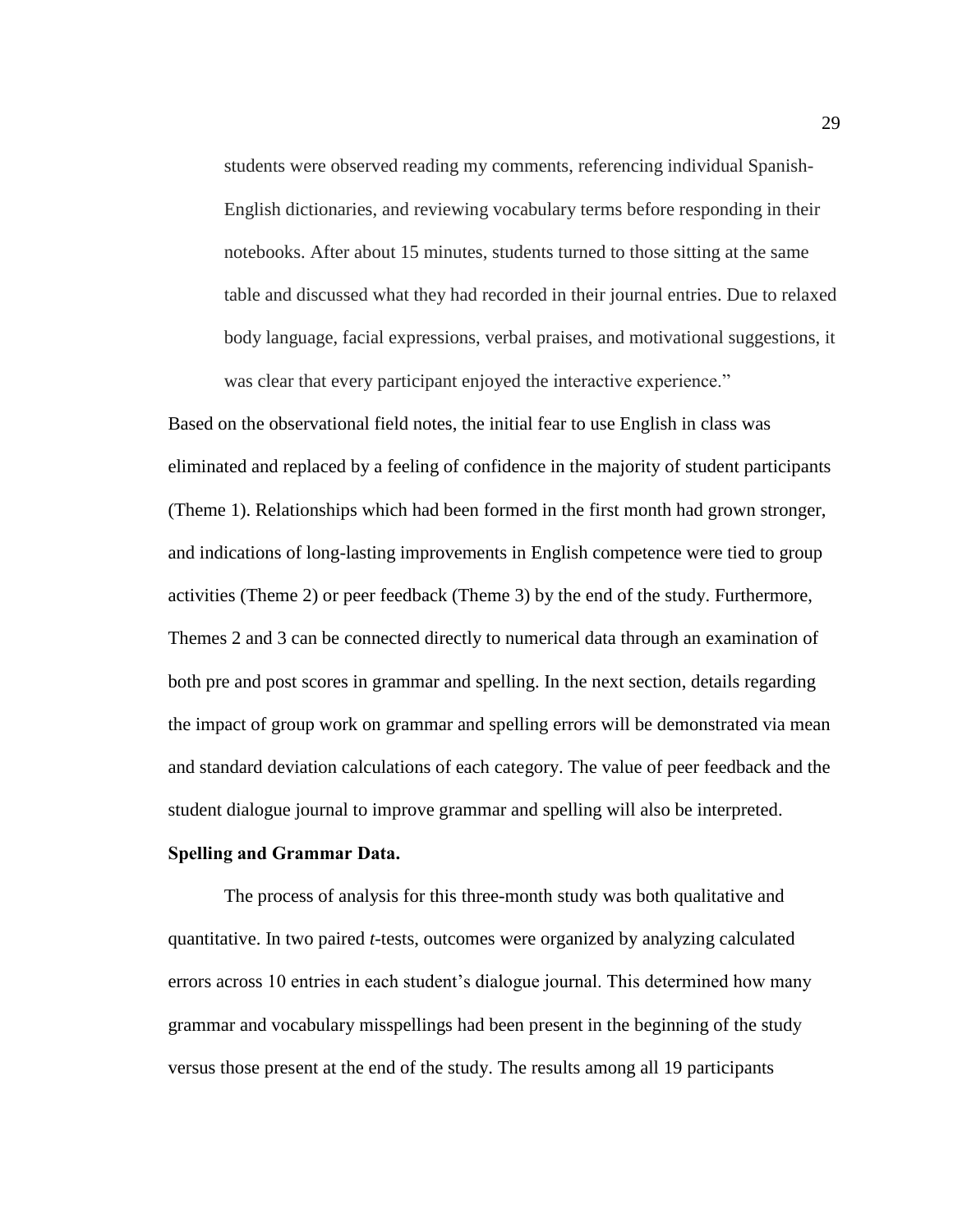> students were observed reading my comments, referencing individual Spanish-English dictionaries, and reviewing vocabulary terms before responding in their notebooks. After about 15 minutes, students turned to those sitting at the same table and discussed what they had recorded in their journal entries. Due to relaxed body language, facial expressions, verbal praises, and motivational suggestions, it was clear that every participant enjoyed the interactive experience."

Based on the observational field notes, the initial fear to use English in class was eliminated and replaced by a feeling of confidence in the majority of student participants (Theme 1). Relationships which had been formed in the first month had grown stronger, and indications of long-lasting improvements in English competence were tied to group activities (Theme 2) or peer feedback (Theme 3) by the end of the study. Furthermore, Themes 2 and 3 can be connected directly to numerical data through an examination of both pre and post scores in grammar and spelling. In the next section, details regarding the impact of group work on grammar and spelling errors will be demonstrated via mean and standard deviation calculations of each category. The value of peer feedback and the student dialogue journal to improve grammar and spelling will also be interpreted.

**Spelling and Grammar Data.**

The process of analysis for this three-month study was both qualitative and quantitative. In two paired *t*-tests, outcomes were organized by analyzing calculated errors across 10 entries in each student's dialogue journal. This determined how many grammar and vocabulary misspellings had been present in the beginning of the study versus those present at the end of the study. The results among all 19 participants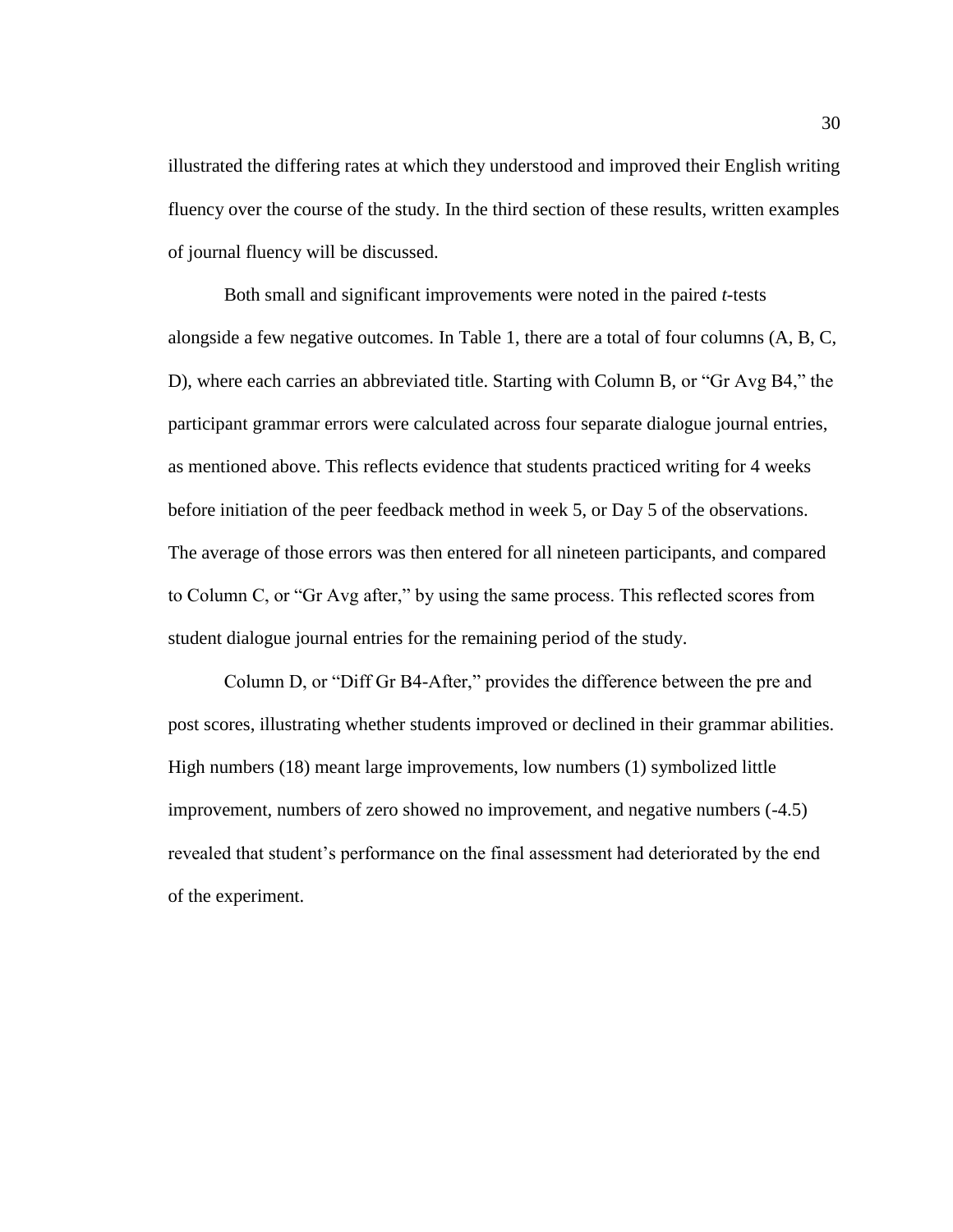illustrated the differing rates at which they understood and improved their English writing fluency over the course of the study. In the third section of these results, written examples of journal fluency will be discussed.

Both small and significant improvements were noted in the paired *t*-tests alongside a few negative outcomes. In Table 1, there are a total of four columns (A, B, C, D), where each carries an abbreviated title. Starting with Column B, or "Gr Avg B4," the participant grammar errors were calculated across four separate dialogue journal entries, as mentioned above. This reflects evidence that students practiced writing for 4 weeks before initiation of the peer feedback method in week 5, or Day 5 of the observations. The average of those errors was then entered for all nineteen participants, and compared to Column C, or "Gr Avg after," by using the same process. This reflected scores from student dialogue journal entries for the remaining period of the study.

Column D, or "Diff Gr B4-After," provides the difference between the pre and post scores, illustrating whether students improved or declined in their grammar abilities. High numbers (18) meant large improvements, low numbers (1) symbolized little improvement, numbers of zero showed no improvement, and negative numbers (-4.5) revealed that student's performance on the final assessment had deteriorated by the end of the experiment.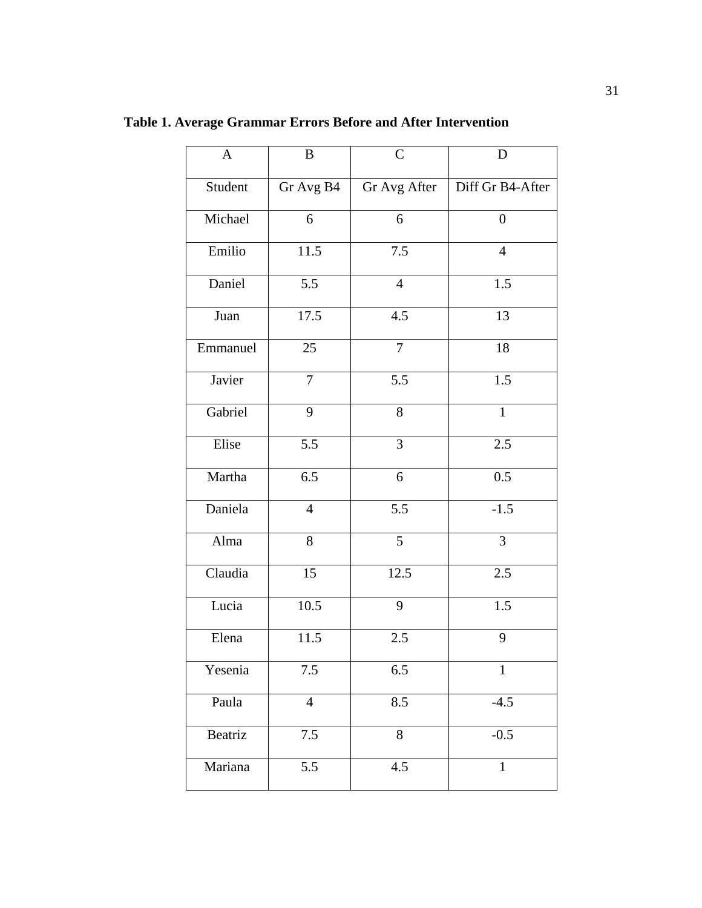**Table 1. Average Grammar Errors Before and After Intervention**

| A | B | C | D |
|---|---|---|---|
| Student | Gr Avg B4 | Gr Avg After | Diff Gr B4-After |
| Michael | 6 | 6 | 0 |
| Emilio | 11.5 | 7.5 | 4 |
| Daniel | 5.5 | 4 | 1.5 |
| Juan | 17.5 | 4.5 | 13 |
| Emmanuel | 25 | 7 | 18 |
| Javier | 7 | 5.5 | 1.5 |
| Gabriel | 9 | 8 | 1 |
| Elise | 5.5 | 3 | 2.5 |
| Martha | 6.5 | 6 | 0.5 |
| Daniela | 4 | 5.5 | -1.5 |
| Alma | 8 | 5 | 3 |
| Claudia | 15 | 12.5 | 2.5 |
| Lucia | 10.5 | 9 | 1.5 |
| Elena | 11.5 | 2.5 | 9 |
| Yesenia | 7.5 | 6.5 | 1 |
| Paula | 4 | 8.5 | -4.5 |
| Beatriz | 7.5 | 8 | -0.5 |
| Mariana | 5.5 | 4.5 | 1 |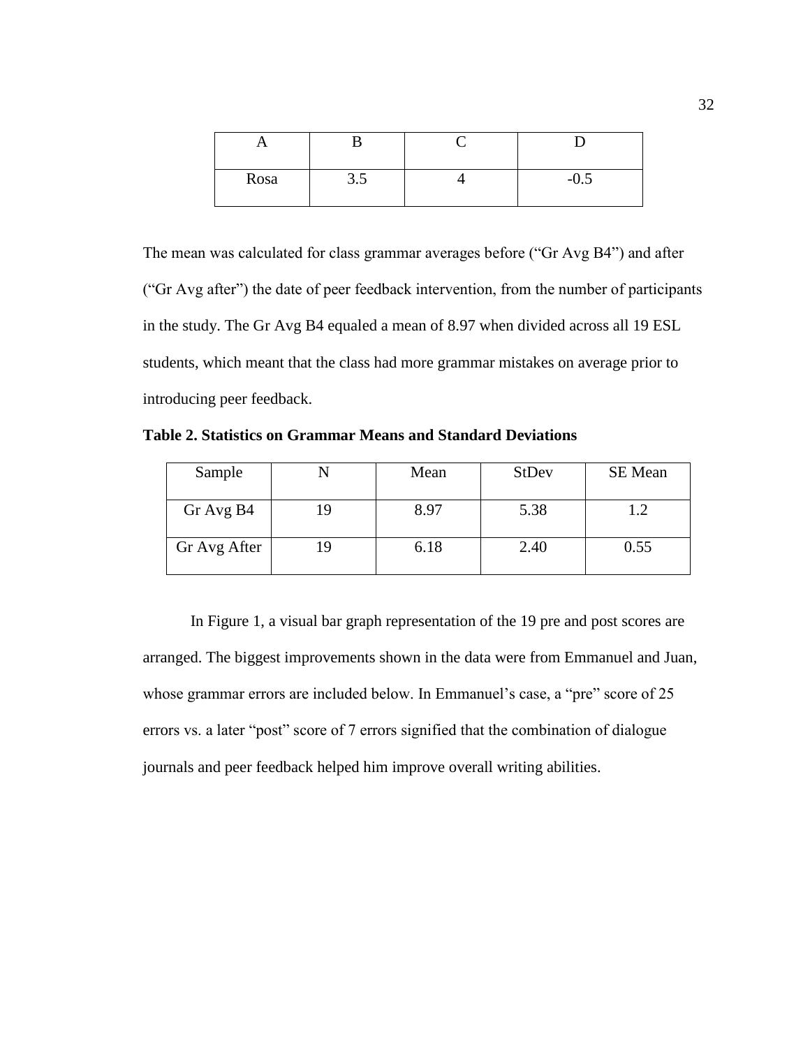| A | B | C | D |
|---|---|---|---|
| Rosa | 3.5 | 4 | -0.5 |

The mean was calculated for class grammar averages before (“Gr Avg B4”) and after (“Gr Avg after”) the date of peer feedback intervention, from the number of participants in the study. The Gr Avg B4 equaled a mean of 8.97 when divided across all 19 ESL students, which meant that the class had more grammar mistakes on average prior to introducing peer feedback.

**Table 2. Statistics on Grammar Means and Standard Deviations**

| Sample | N | Mean | StDev | SE Mean |
|---|---|---|---|---|
| Gr Avg B4 | 19 | 8.97 | 5.38 | 1.2 |
| Gr Avg After | 19 | 6.18 | 2.40 | 0.55 |

In Figure 1, a visual bar graph representation of the 19 pre and post scores are arranged. The biggest improvements shown in the data were from Emmanuel and Juan, whose grammar errors are included below. In Emmanuel’s case, a “pre” score of 25 errors vs. a later “post” score of 7 errors signified that the combination of dialogue journals and peer feedback helped him improve overall writing abilities.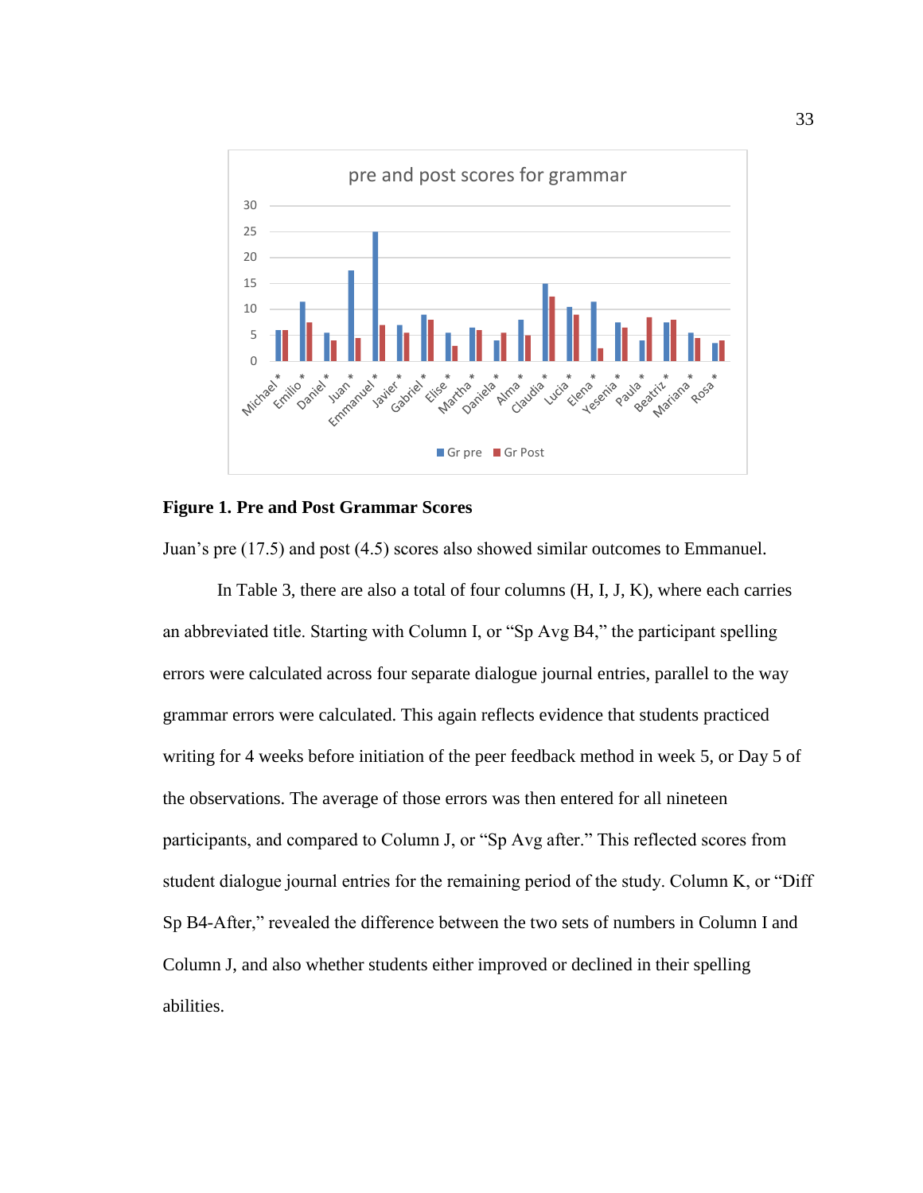**Figure 1. Pre and Post Grammar Scores**

Juan's pre (17.5) and post (4.5) scores also showed similar outcomes to Emmanuel.

In Table 3, there are also a total of four columns (H, I, J, K), where each carries an abbreviated title. Starting with Column I, or "Sp Avg B4," the participant spelling errors were calculated across four separate dialogue journal entries, parallel to the way grammar errors were calculated. This again reflects evidence that students practiced writing for 4 weeks before initiation of the peer feedback method in week 5, or Day 5 of the observations. The average of those errors was then entered for all nineteen participants, and compared to Column J, or "Sp Avg after." This reflected scores from student dialogue journal entries for the remaining period of the study. Column K, or "Diff Sp B4-After," revealed the difference between the two sets of numbers in Column I and Column J, and also whether students either improved or declined in their spelling abilities.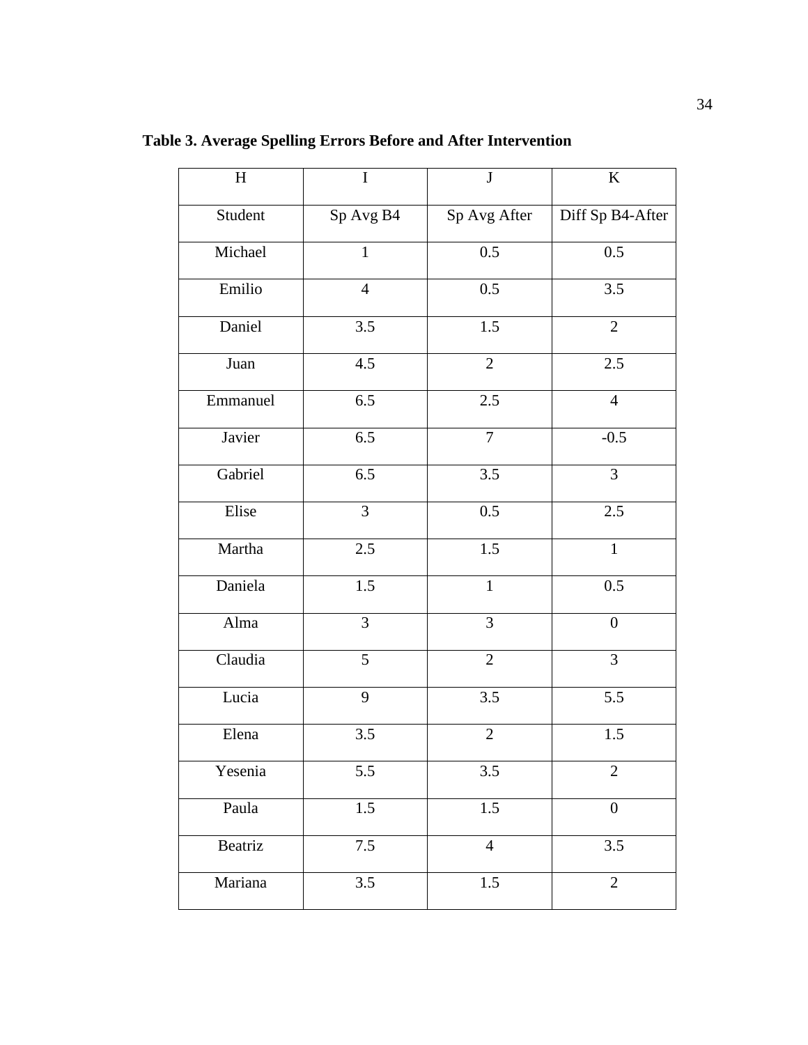**Table 3. Average Spelling Errors Before and After Intervention**

| H | I | J | K |
|---|---|---|---|
| Student | Sp Avg B4 | Sp Avg After | Diff Sp B4-After |
| Michael | 1 | 0.5 | 0.5 |
| Emilio | 4 | 0.5 | 3.5 |
| Daniel | 3.5 | 1.5 | 2 |
| Juan | 4.5 | 2 | 2.5 |
| Emmanuel | 6.5 | 2.5 | 4 |
| Javier | 6.5 | 7 | -0.5 |
| Gabriel | 6.5 | 3.5 | 3 |
| Elise | 3 | 0.5 | 2.5 |
| Martha | 2.5 | 1.5 | 1 |
| Daniela | 1.5 | 1 | 0.5 |
| Alma | 3 | 3 | 0 |
| Claudia | 5 | 2 | 3 |
| Lucia | 9 | 3.5 | 5.5 |
| Elena | 3.5 | 2 | 1.5 |
| Yesenia | 5.5 | 3.5 | 2 |
| Paula | 1.5 | 1.5 | 0 |
| Beatriz | 7.5 | 4 | 3.5 |
| Mariana | 3.5 | 1.5 | 2 |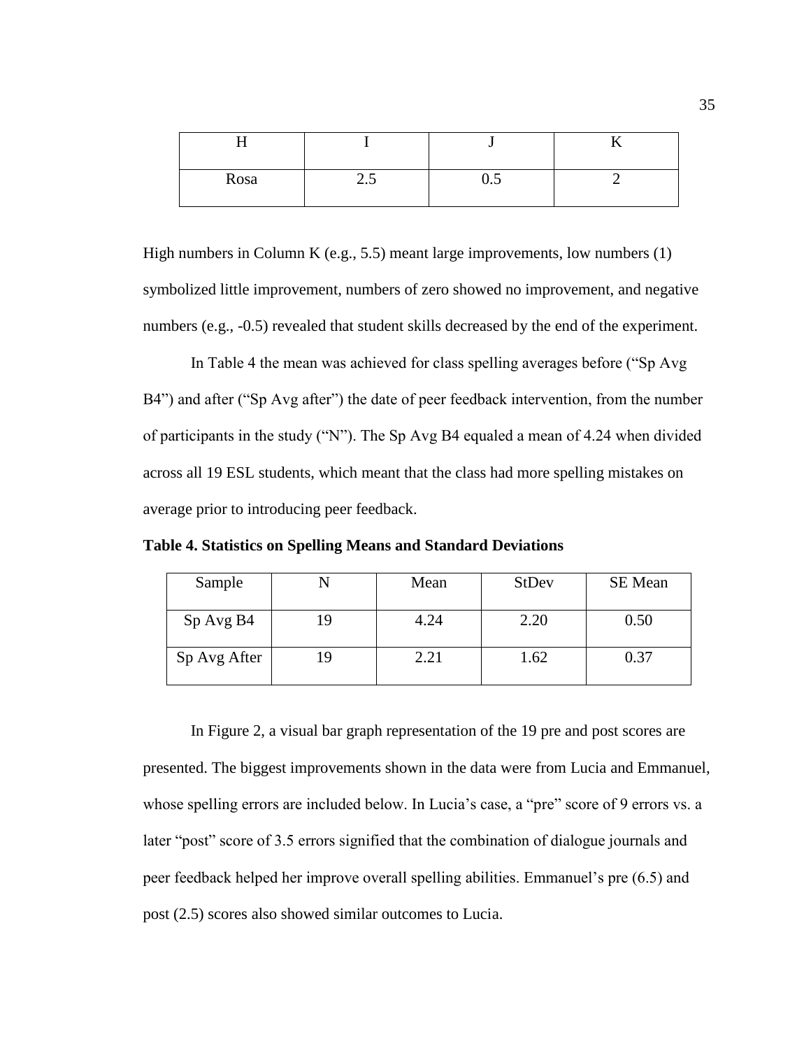| H | I | J | K |
|---|---|---|---|
| Rosa | 2.5 | 0.5 | 2 |

High numbers in Column K (e.g., 5.5) meant large improvements, low numbers (1) symbolized little improvement, numbers of zero showed no improvement, and negative numbers (e.g., -0.5) revealed that student skills decreased by the end of the experiment.

In Table 4 the mean was achieved for class spelling averages before ("Sp Avg B4") and after ("Sp Avg after") the date of peer feedback intervention, from the number of participants in the study ("N"). The Sp Avg B4 equaled a mean of 4.24 when divided across all 19 ESL students, which meant that the class had more spelling mistakes on average prior to introducing peer feedback.

**Table 4. Statistics on Spelling Means and Standard Deviations**

| Sample | N | Mean | StDev | SE Mean |
|---|---|---|---|---|
| Sp Avg B4 | 19 | 4.24 | 2.20 | 0.50 |
| Sp Avg After | 19 | 2.21 | 1.62 | 0.37 |

In Figure 2, a visual bar graph representation of the 19 pre and post scores are presented. The biggest improvements shown in the data were from Lucia and Emmanuel, whose spelling errors are included below. In Lucia's case, a "pre" score of 9 errors vs. a later "post" score of 3.5 errors signified that the combination of dialogue journals and peer feedback helped her improve overall spelling abilities. Emmanuel's pre (6.5) and post (2.5) scores also showed similar outcomes to Lucia.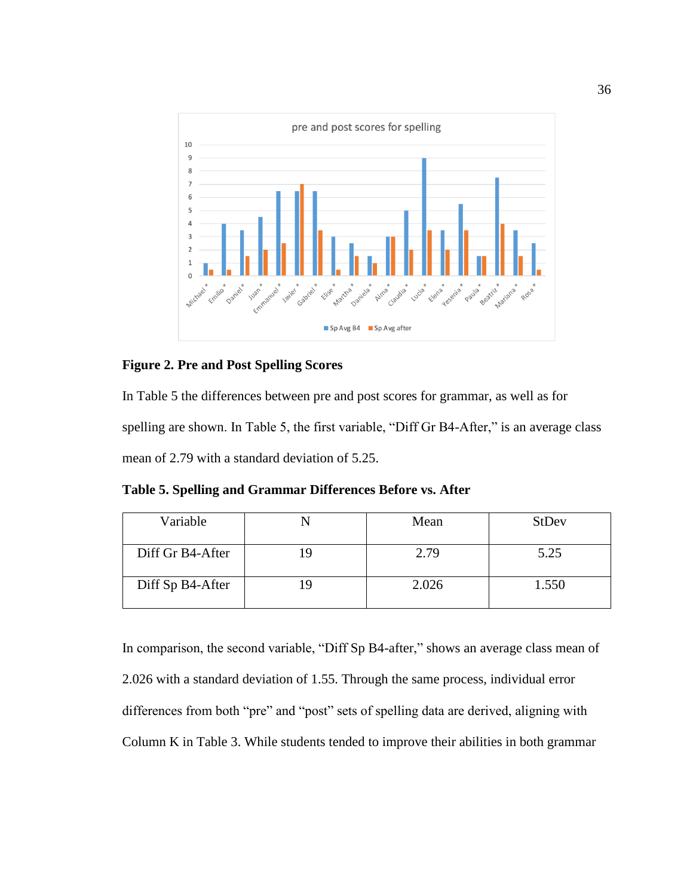**Figure 2. Pre and Post Spelling Scores**

In Table 5 the differences between pre and post scores for grammar, as well as for spelling are shown. In Table 5, the first variable, "Diff Gr B4-After," is an average class mean of 2.79 with a standard deviation of 5.25.

**Table 5. Spelling and Grammar Differences Before vs. After**

| Variable | N | Mean | StDev |
|---|---|---|---|
| Diff Gr B4-After | 19 | 2.79 | 5.25 |
| Diff Sp B4-After | 19 | 2.026 | 1.550 |

In comparison, the second variable, "Diff Sp B4-after," shows an average class mean of 2.026 with a standard deviation of 1.55. Through the same process, individual error differences from both "pre" and "post" sets of spelling data are derived, aligning with Column K in Table 3. While students tended to improve their abilities in both grammar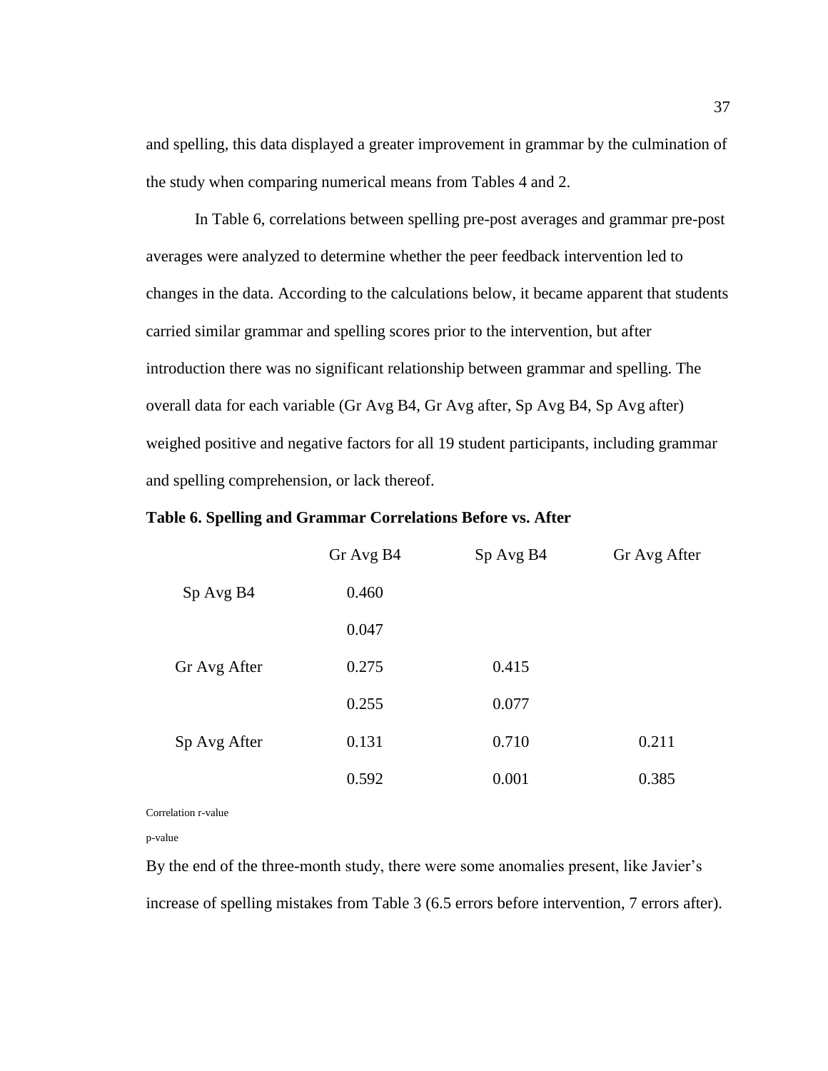and spelling, this data displayed a greater improvement in grammar by the culmination of the study when comparing numerical means from Tables 4 and 2.

In Table 6, correlations between spelling pre-post averages and grammar pre-post averages were analyzed to determine whether the peer feedback intervention led to changes in the data. According to the calculations below, it became apparent that students carried similar grammar and spelling scores prior to the intervention, but after introduction there was no significant relationship between grammar and spelling. The overall data for each variable (Gr Avg B4, Gr Avg after, Sp Avg B4, Sp Avg after) weighed positive and negative factors for all 19 student participants, including grammar and spelling comprehension, or lack thereof.

**Table 6. Spelling and Grammar Correlations Before vs. After**

| | Gr Avg B4 | Sp Avg B4 | Gr Avg After |
|---|---|---|---|
| Sp Avg B4 | 0.460 | | |
| | 0.047 | | |
| Gr Avg After | 0.275 | 0.415 | |
| | 0.255 | 0.077 | |
| Sp Avg After | 0.131 | 0.710 | 0.211 |
| | 0.592 | 0.001 | 0.385 |

Correlation r-value

p-value

By the end of the three-month study, there were some anomalies present, like Javier's increase of spelling mistakes from Table 3 (6.5 errors before intervention, 7 errors after).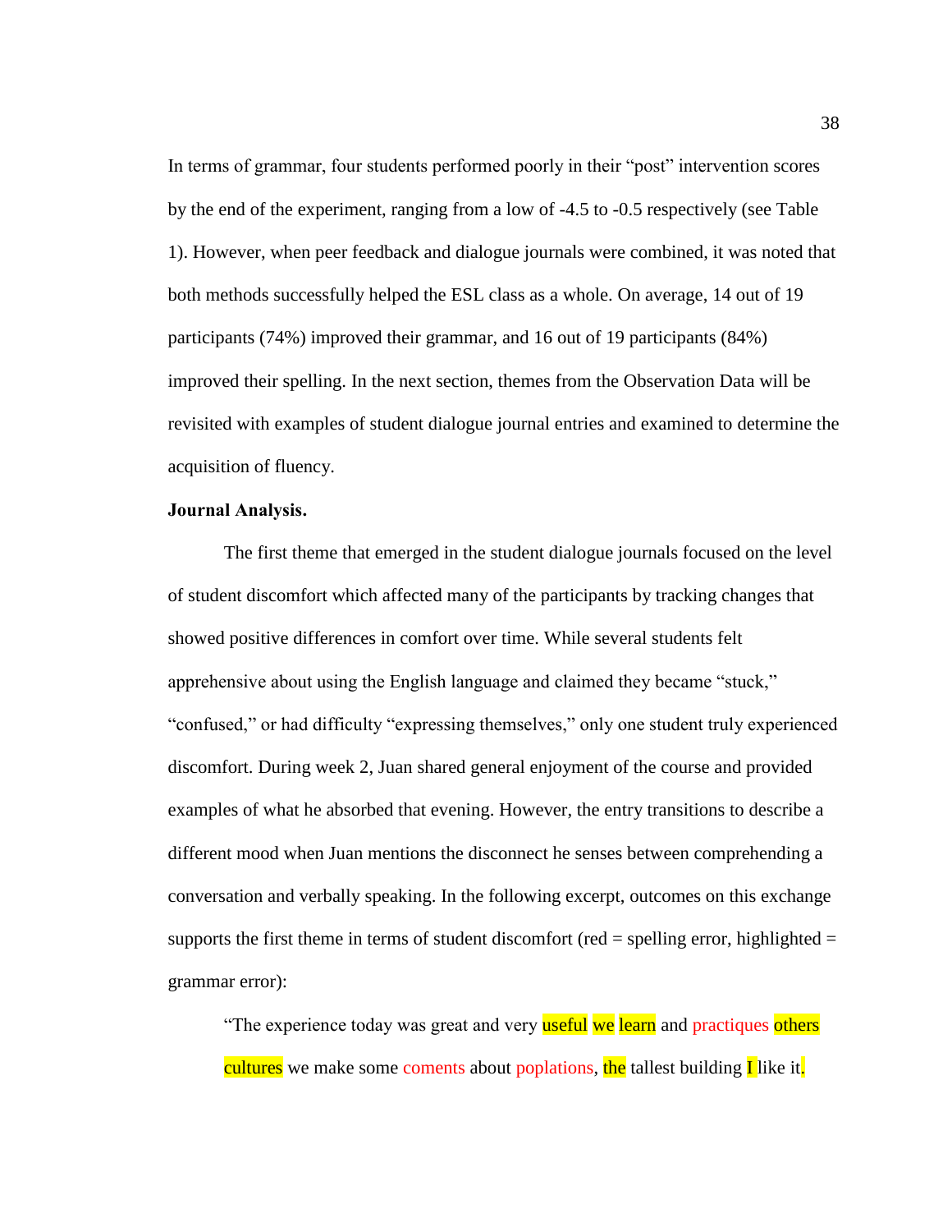In terms of grammar, four students performed poorly in their "post" intervention scores by the end of the experiment, ranging from a low of -4.5 to -0.5 respectively (see Table 1). However, when peer feedback and dialogue journals were combined, it was noted that both methods successfully helped the ESL class as a whole. On average, 14 out of 19 participants (74%) improved their grammar, and 16 out of 19 participants (84%) improved their spelling. In the next section, themes from the Observation Data will be revisited with examples of student dialogue journal entries and examined to determine the acquisition of fluency.

**Journal Analysis.**

The first theme that emerged in the student dialogue journals focused on the level of student discomfort which affected many of the participants by tracking changes that showed positive differences in comfort over time. While several students felt apprehensive about using the English language and claimed they became "stuck," "confused," or had difficulty "expressing themselves," only one student truly experienced discomfort. During week 2, Juan shared general enjoyment of the course and provided examples of what he absorbed that evening. However, the entry transitions to describe a different mood when Juan mentions the disconnect he senses between comprehending a conversation and verbally speaking. In the following excerpt, outcomes on this exchange supports the first theme in terms of student discomfort (red = spelling error, highlighted = grammar error):

> "The experience today was great and very useful we learn and practiques others cultures we make some coments about poplations, the tallest building I like it.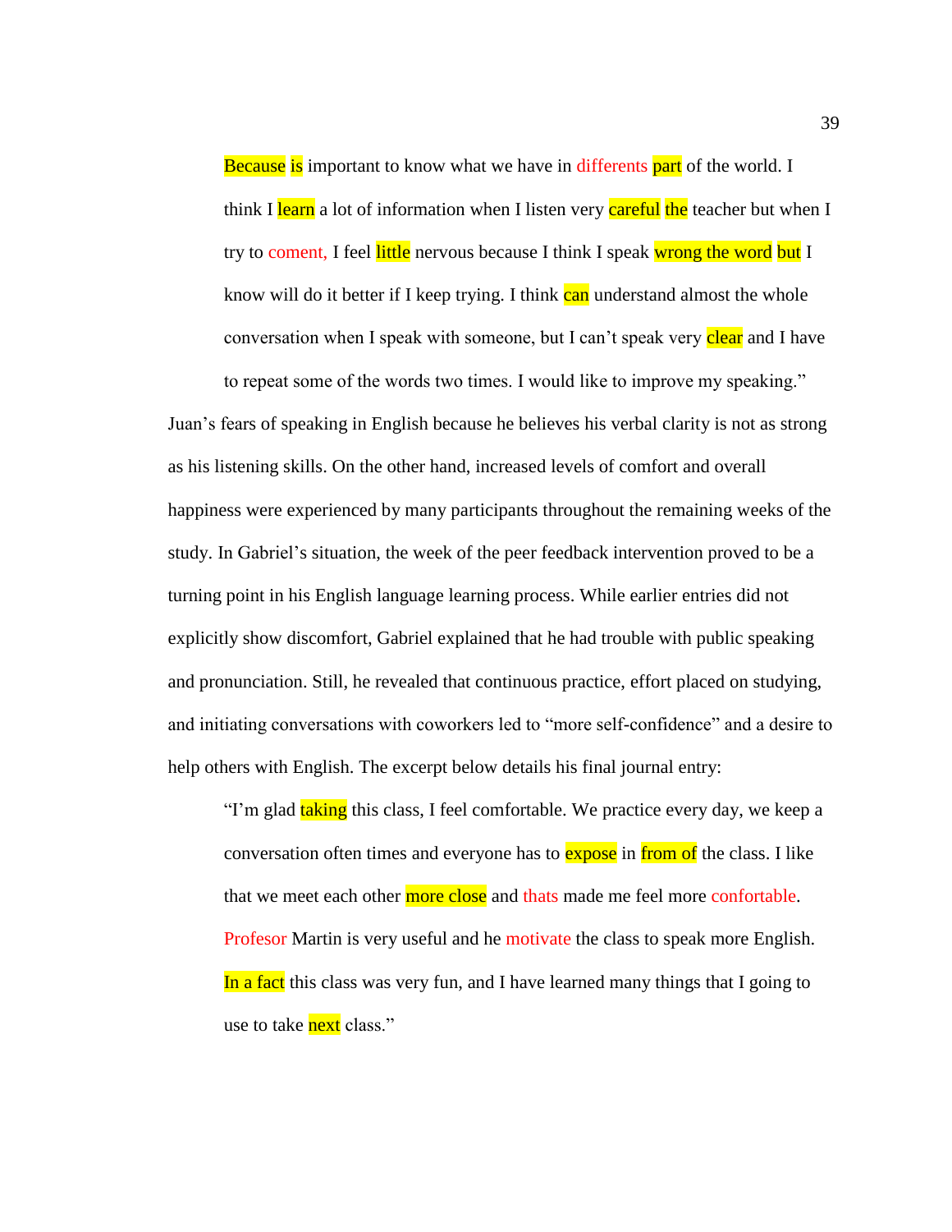> Because is important to know what we have in differents part of the world. I think I learn a lot of information when I listen very careful the teacher but when I try to coment, I feel little nervous because I think I speak wrong the word but I know will do it better if I keep trying. I think can understand almost the whole conversation when I speak with someone, but I can't speak very clear and I have to repeat some of the words two times. I would like to improve my speaking."

Juan's fears of speaking in English because he believes his verbal clarity is not as strong as his listening skills. On the other hand, increased levels of comfort and overall happiness were experienced by many participants throughout the remaining weeks of the study. In Gabriel's situation, the week of the peer feedback intervention proved to be a turning point in his English language learning process. While earlier entries did not explicitly show discomfort, Gabriel explained that he had trouble with public speaking and pronunciation. Still, he revealed that continuous practice, effort placed on studying, and initiating conversations with coworkers led to "more self-confidence" and a desire to help others with English. The excerpt below details his final journal entry:

> "I'm glad taking this class, I feel comfortable. We practice every day, we keep a conversation often times and everyone has to expose in from of the class. I like that we meet each other more close and thats made me feel more confortable. Profesor Martin is very useful and he motivate the class to speak more English. In a fact this class was very fun, and I have learned many things that I going to use to take next class."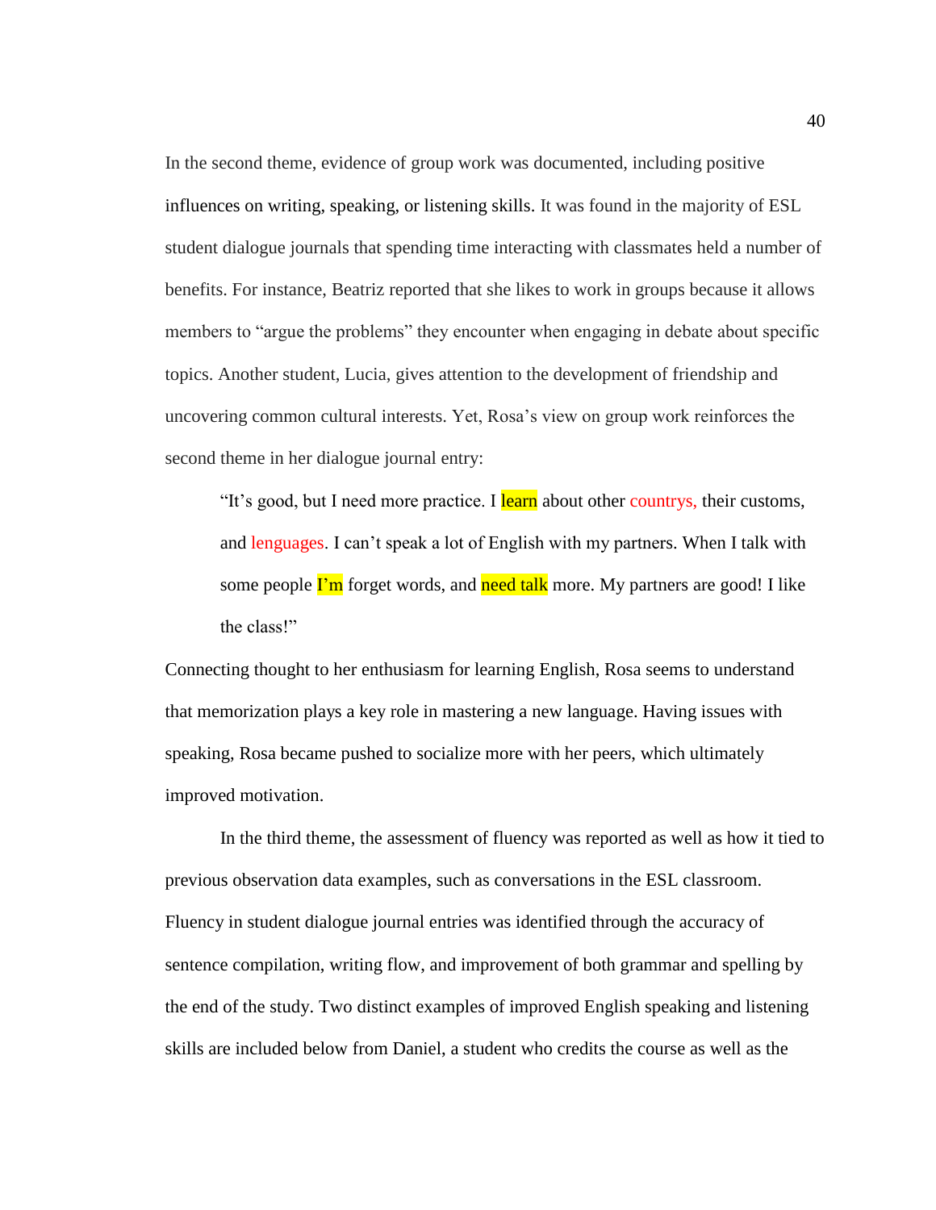In the second theme, evidence of group work was documented, including positive influences on writing, speaking, or listening skills. It was found in the majority of ESL student dialogue journals that spending time interacting with classmates held a number of benefits. For instance, Beatriz reported that she likes to work in groups because it allows members to "argue the problems" they encounter when engaging in debate about specific topics. Another student, Lucia, gives attention to the development of friendship and uncovering common cultural interests. Yet, Rosa's view on group work reinforces the second theme in her dialogue journal entry:

> "It's good, but I need more practice. I learn about other countrys, their customs, and lenguages. I can't speak a lot of English with my partners. When I talk with some people I'm forget words, and need talk more. My partners are good! I like the class!"

Connecting thought to her enthusiasm for learning English, Rosa seems to understand that memorization plays a key role in mastering a new language. Having issues with speaking, Rosa became pushed to socialize more with her peers, which ultimately improved motivation.

In the third theme, the assessment of fluency was reported as well as how it tied to previous observation data examples, such as conversations in the ESL classroom. Fluency in student dialogue journal entries was identified through the accuracy of sentence compilation, writing flow, and improvement of both grammar and spelling by the end of the study. Two distinct examples of improved English speaking and listening skills are included below from Daniel, a student who credits the course as well as the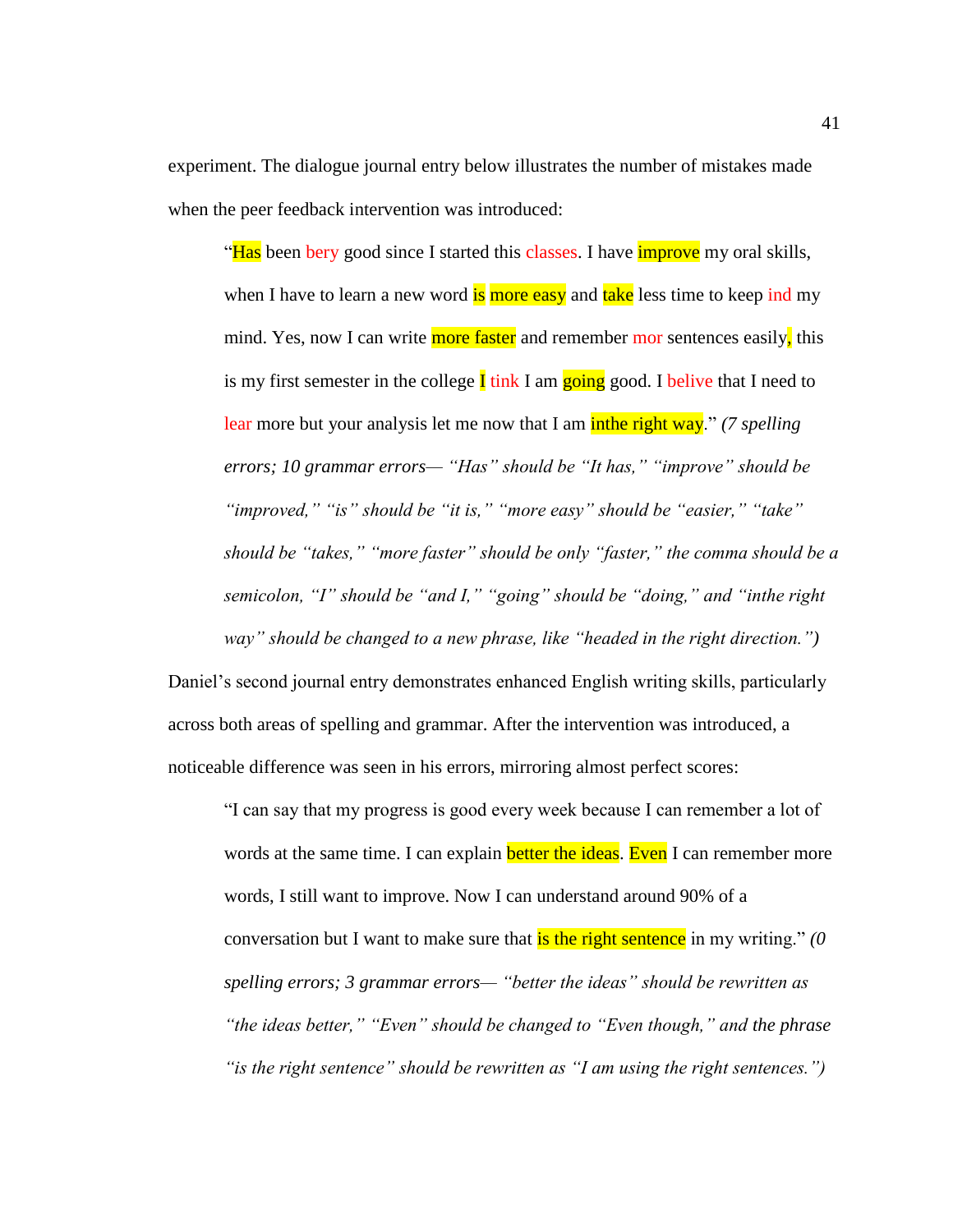experiment. The dialogue journal entry below illustrates the number of mistakes made when the peer feedback intervention was introduced:

> "Has been bery good since I started this classes. I have improve my oral skills, when I have to learn a new word is more easy and take less time to keep ind my mind. Yes, now I can write more faster and remember mor sentences easily, this is my first semester in the college I tink I am going good. I belive that I need to lear more but your analysis let me now that I am inthe right way." *(7 spelling errors; 10 grammar errors— "Has" should be "It has," "improve" should be "improved," "is" should be "it is," "more easy" should be "easier," "take" should be "takes," "more faster" should be only "faster," the comma should be a semicolon, "I" should be "and I," "going" should be "doing," and "inthe right way" should be changed to a new phrase, like "headed in the right direction.")*

Daniel's second journal entry demonstrates enhanced English writing skills, particularly across both areas of spelling and grammar. After the intervention was introduced, a noticeable difference was seen in his errors, mirroring almost perfect scores:

> "I can say that my progress is good every week because I can remember a lot of words at the same time. I can explain better the ideas. Even I can remember more words, I still want to improve. Now I can understand around 90% of a conversation but I want to make sure that is the right sentence in my writing." *(0 spelling errors; 3 grammar errors— "better the ideas" should be rewritten as "the ideas better," "Even" should be changed to "Even though," and the phrase "is the right sentence" should be rewritten as "I am using the right sentences.")*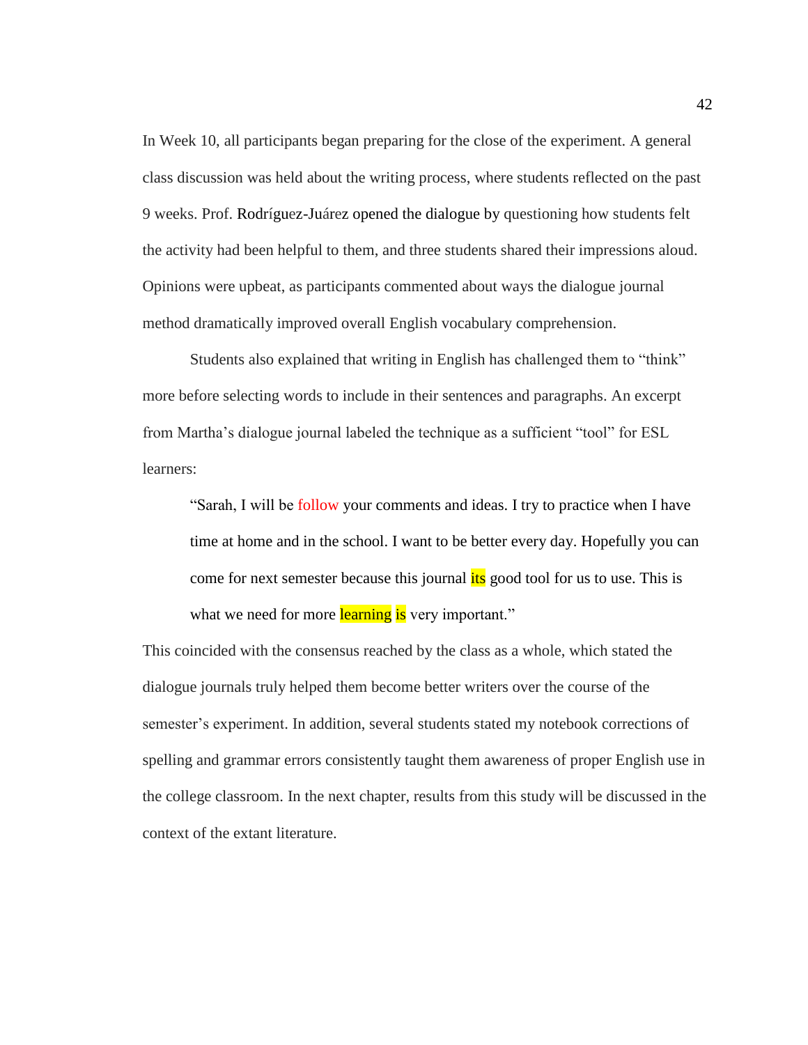In Week 10, all participants beganm preparing for the close of the experiment. A general class discussion was held about the writing process, where students reflected on the past 9 weeks. Prof. Rodríguez-Juárez opened the dialogue by questioning how students felt the activity had been helpful to them, and three students shared their impressions aloud. Opinions were upbeat, as participants commented about ways the dialogue journal method dramatically improved overall English vocabulary comprehension.

Students also explained that writing in English has challenged them to "think" more before selecting words to include in their sentences and paragraphs. An excerpt from Martha's dialogue journal labeled the technique as a sufficient "tool" for ESL learners:

> "Sarah, I will be follow your comments and ideas. I try to practice when I have time at home and in the school. I want to be better every day. Hopefully you can come for next semester because this journal its good tool for us to use. This is what we need for more learning is very important."

This coincided with the consensus reached by the class as a whole, which stated the dialogue journals truly helped them become better writers over the course of the semester's experiment. In addition, several students stated my notebook corrections of spelling and grammar errors consistently taught them awareness of proper English use in the college classroom. In the next chapter, results from this study will be discussed in the context of the extant literature.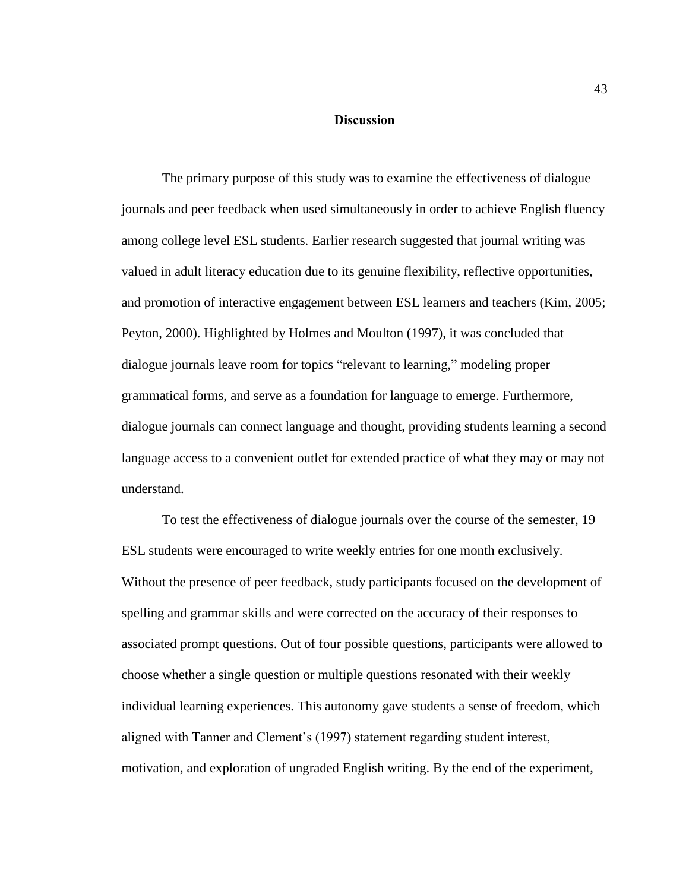# Discussion

The primary purpose of this study was to examine the effectiveness of dialogue journals and peer feedback when used simultaneously in order to achieve English fluency among college level ESL students. Earlier research suggested that journal writing was valued in adult literacy education due to its genuine flexibility, reflective opportunities, and promotion of interactive engagement between ESL learners and teachers (Kim, 2005; Peyton, 2000). Highlighted by Holmes and Moulton (1997), it was concluded that dialogue journals leave room for topics "relevant to learning," modeling proper grammatical forms, and serve as a foundation for language to emerge. Furthermore, dialogue journals can connect language and thought, providing students learning a second language access to a convenient outlet for extended practice of what they may or may not understand.

To test the effectiveness of dialogue journals over the course of the semester, 19 ESL students were encouraged to write weekly entries for one month exclusively. Without the presence of peer feedback, study participants focused on the development of spelling and grammar skills and were corrected on the accuracy of their responses to associated prompt questions. Out of four possible questions, participants were allowed to choose whether a single question or multiple questions resonated with their weekly individual learning experiences. This autonomy gave students a sense of freedom, which aligned with Tanner and Clement's (1997) statement regarding student interest, motivation, and exploration of ungraded English writing. By the end of the experiment,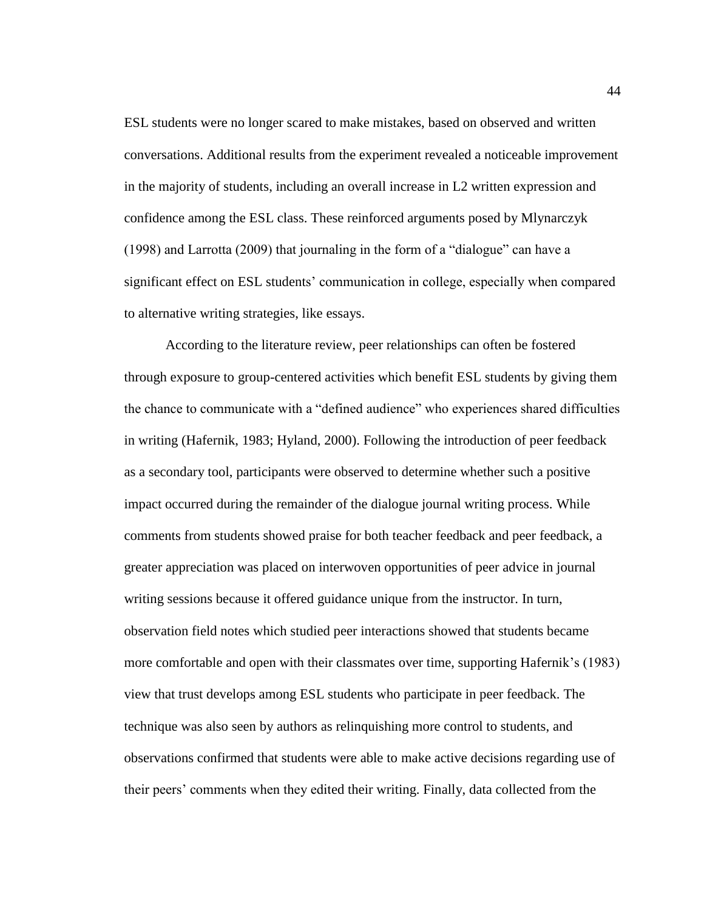ESL students were no longer scared to make mistakes, based on observed and written conversations. Additional results from the experiment revealed a noticeable improvement in the majority of students, including an overall increase in L2 written expression and confidence among the ESL class. These reinforced arguments posed by Mlynarczyk (1998) and Larrotta (2009) that journaling in the form of a "dialogue" can have a significant effect on ESL students' communication in college, especially when compared to alternative writing strategies, like essays.

According to the literature review, peer relationships can often be fostered through exposure to group-centered activities which benefit ESL students by giving them the chance to communicate with a "defined audience" who experiences shared difficulties in writing (Hafernik, 1983; Hyland, 2000). Following the introduction of peer feedback as a secondary tool, participants were observed to determine whether such a positive impact occurred during the remainder of the dialogue journal writing process. While comments from students showed praise for both teacher feedback and peer feedback, a greater appreciation was placed on interwoven opportunities of peer advice in journal writing sessions because it offered guidance unique from the instructor. In turn, observation field notes which studied peer interactions showed that students became more comfortable and open with their classmates over time, supporting Hafernik's (1983) view that trust develops among ESL students who participate in peer feedback. The technique was also seen by authors as relinquishing more control to students, and observations confirmed that students were able to make active decisions regarding use of their peers' comments when they edited their writing. Finally, data collected from the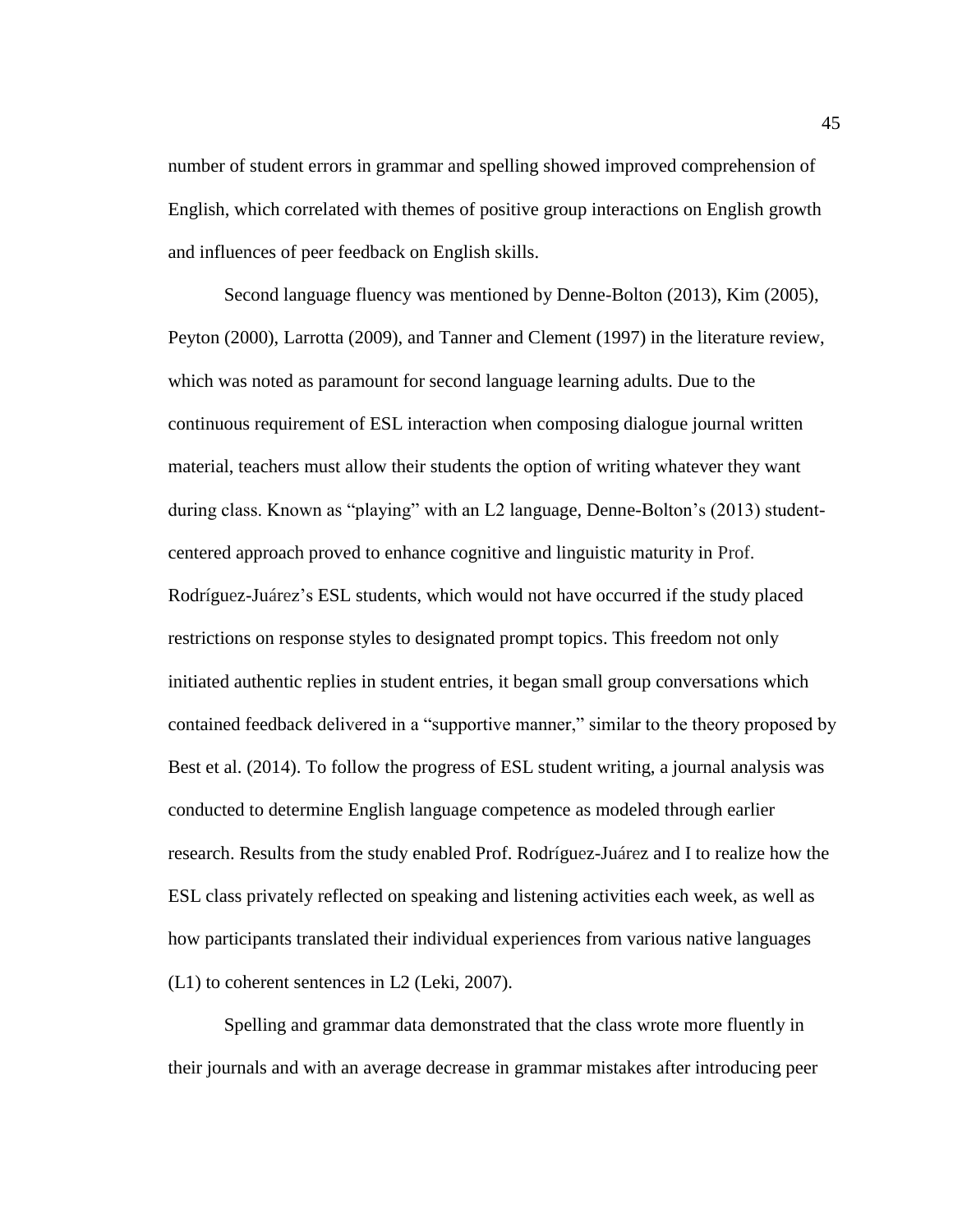number of student errors in grammar and spelling showed improved comprehension of English, which correlated with themes of positive group interactions on English growth and influences of peer feedback on English skills.

Second language fluency was mentioned by Denne-Bolton (2013), Kim (2005), Peyton (2000), Larrotta (2009), and Tanner and Clement (1997) in the literature review, which was noted as paramount for second language learning adults. Due to the continuous requirement of ESL interaction when composing dialogue journal written material, teachers must allow their students the option of writing whatever they want during class. Known as "playing" with an L2 language, Denne-Bolton's (2013) student-centered approach proved to enhance cognitive and linguistic maturity in Prof. Rodríguez-Juárez's ESL students, which would not have occurred if the study placed restrictions on response styles to designated prompt topics. This freedom not only initiated authentic replies in student entries, it began small group conversations which contained feedback delivered in a "supportive manner," similar to the theory proposed by Best et al. (2014). To follow the progress of ESL student writing, a journal analysis was conducted to determine English language competence as modeled through earlier research. Results from the study enabled Prof. Rodríguez-Juárez and I to realize how the ESL class privately reflected on speaking and listening activities each week, as well as how participants translated their individual experiences from various native languages (L1) to coherent sentences in L2 (Leki, 2007).

Spelling and grammar data demonstrated that the class wrote more fluently in their journals and with an average decrease in grammar mistakes after introducing peer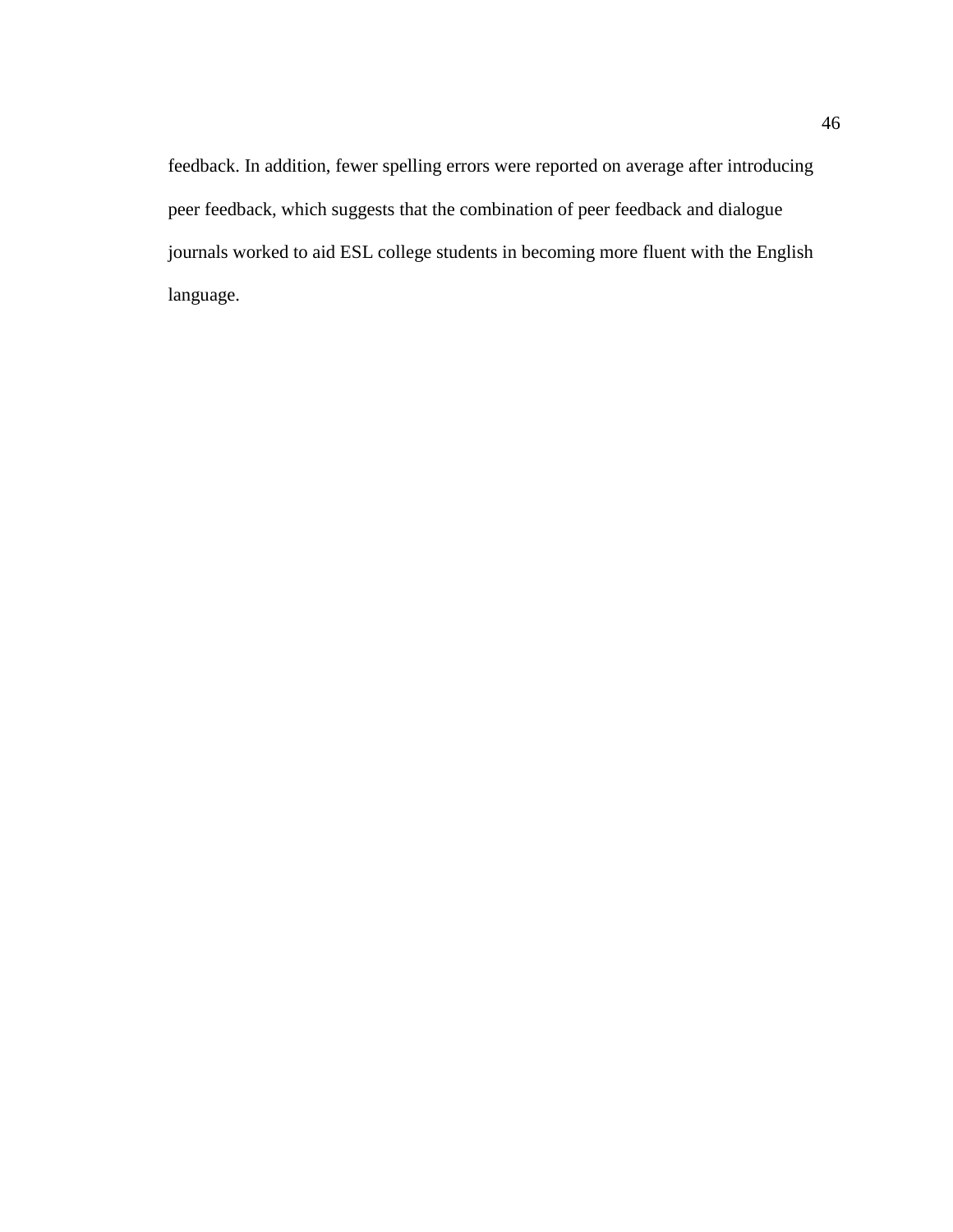feedback. In addition, fewer spelling errors were reported on average after introducing peer feedback, which suggests that the combination of peer feedback and dialogue journals worked to aid ESL college students in becoming more fluent with the English language.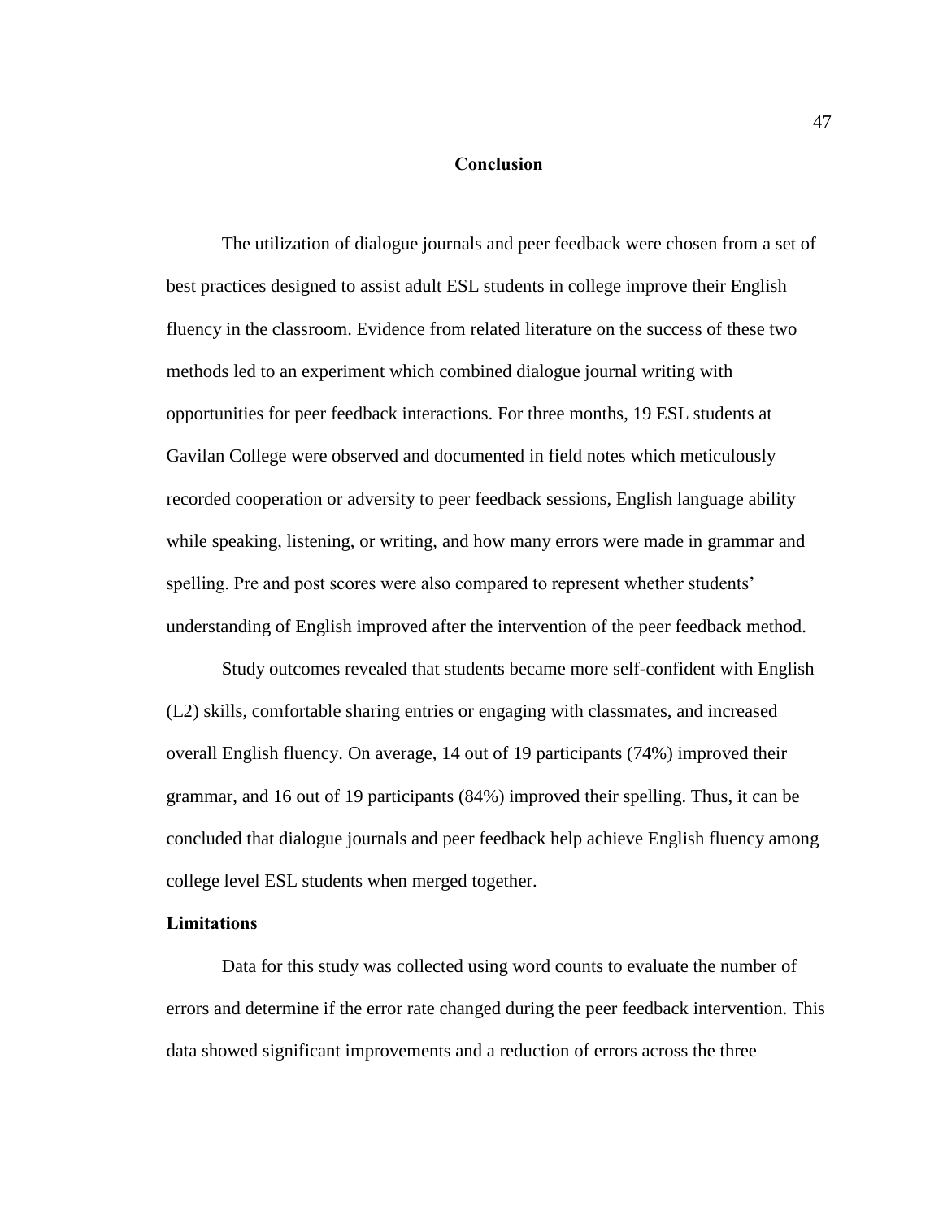## Conclusion

The utilization of dialogue journals and peer feedback were chosen from a set of best practices designed to assist adult ESL students in college improve their English fluency in the classroom. Evidence from related literature on the success of these two methods led to an experiment which combined dialogue journal writing with opportunities for peer feedback interactions. For three months, 19 ESL students at Gavilan College were observed and documented in field notes which meticulously recorded cooperation or adversity to peer feedback sessions, English language ability while speaking, listening, or writing, and how many errors were made in grammar and spelling. Pre and post scores were also compared to represent whether students' understanding of English improved after the intervention of the peer feedback method.

Study outcomes revealed that students became more self-confident with English (L2) skills, comfortable sharing entries or engaging with classmates, and increased overall English fluency. On average, 14 out of 19 participants (74%) improved their grammar, and 16 out of 19 participants (84%) improved their spelling. Thus, it can be concluded that dialogue journals and peer feedback help achieve English fluency among college level ESL students when merged together.

### Limitations

Data for this study was collected using word counts to evaluate the number of errors and determine if the error rate changed during the peer feedback intervention. This data showed significant improvements and a reduction of errors across the three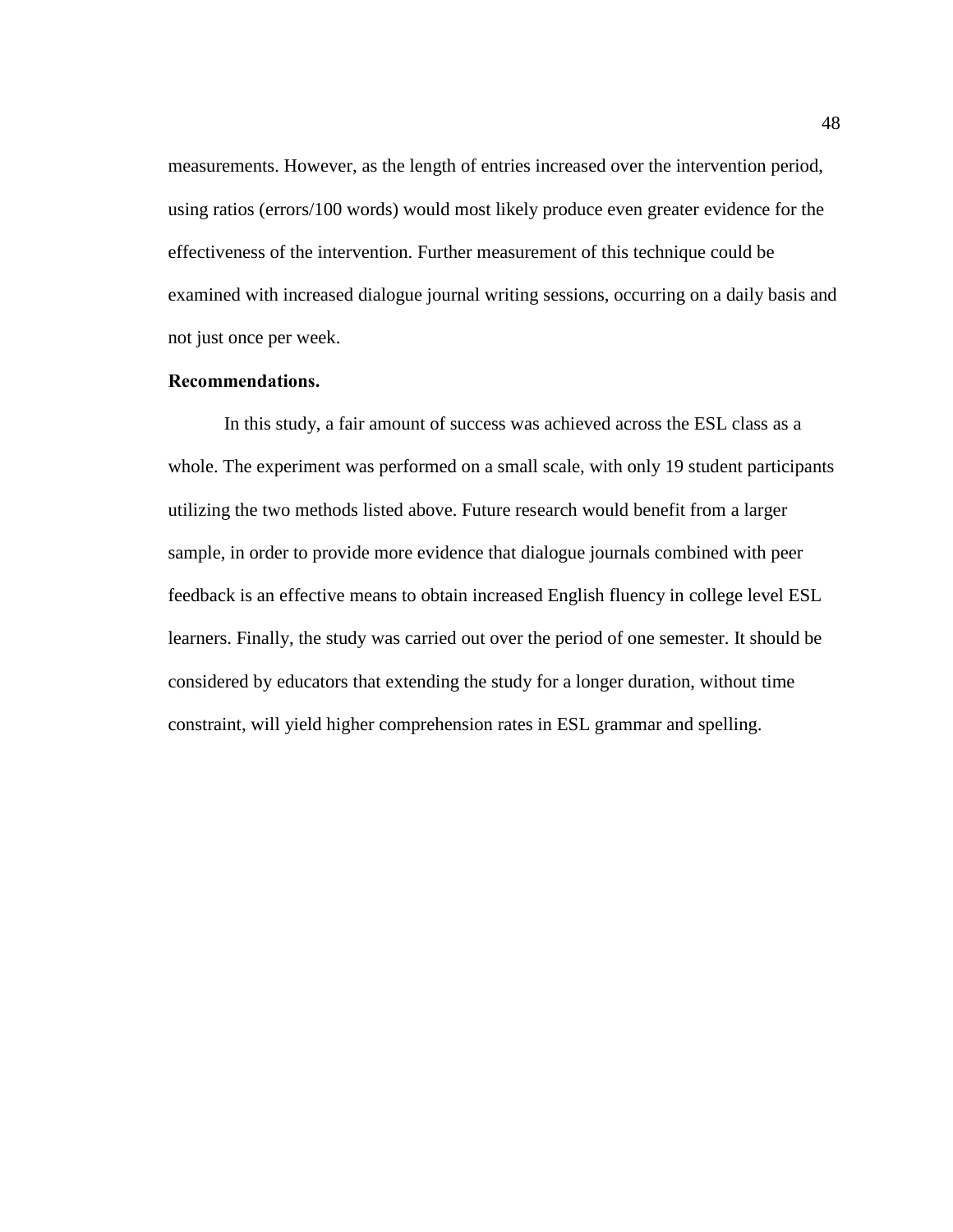measurements. However, as the length of entries increased over the intervention period, using ratios (errors/100 words) would most likely produce even greater evidence for the effectiveness of the intervention. Further measurement of this technique could be examined with increased dialogue journal writing sessions, occurring on a daily basis and not just once per week.

**Recommendations.**

In this study, a fair amount of success was achieved across the ESL class as a whole. The experiment was performed on a small scale, with only 19 student participants utilizing the two methods listed above. Future research would benefit from a larger sample, in order to provide more evidence that dialogue journals combined with peer feedback is an effective means to obtain increased English fluency in college level ESL learners. Finally, the study was carried out over the period of one semester. It should be considered by educators that extending the study for a longer duration, without time constraint, will yield higher comprehension rates in ESL grammar and spelling.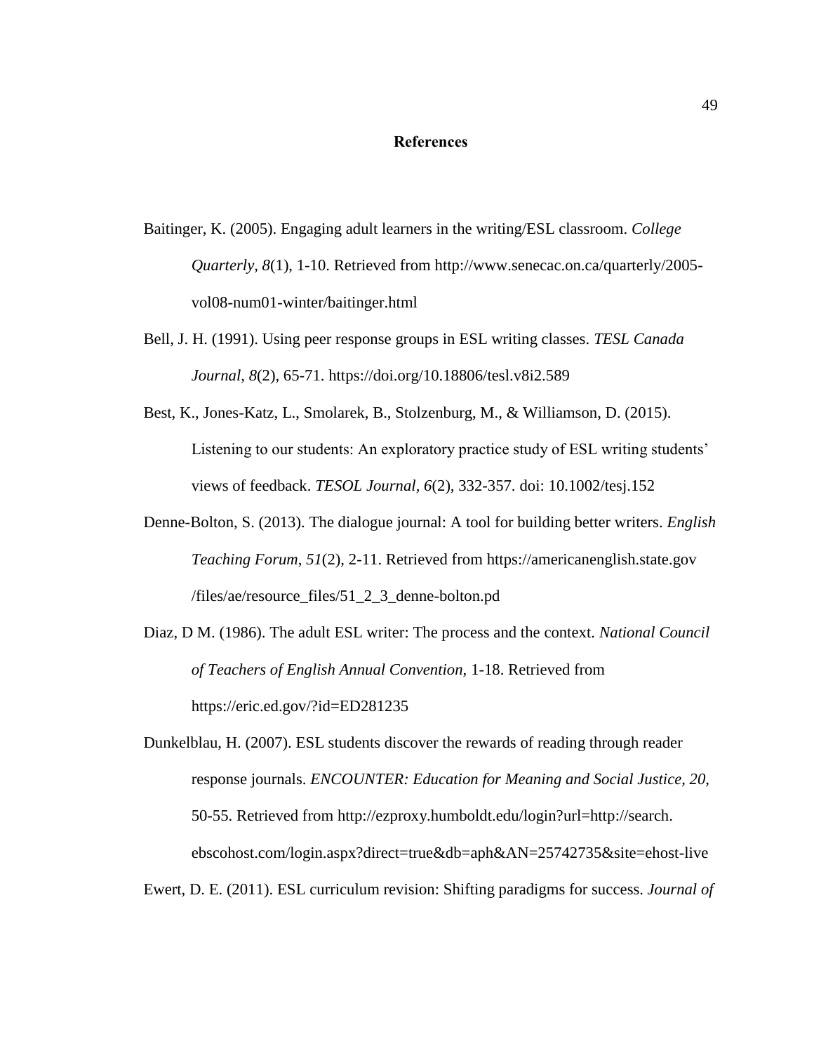# References

Baitinger, K. (2005). Engaging adult learners in the writing/ESL classroom. *College Quarterly, 8*(1), 1-10. Retrieved from http://www.senecac.on.ca/quarterly/2005-vol08-num01-winter/baitinger.html

Bell, J. H. (1991). Using peer response groups in ESL writing classes. *TESL Canada Journal, 8*(2), 65-71. https://doi.org/10.18806/tesl.v8i2.589

Best, K., Jones-Katz, L., Smolarek, B., Stolzenburg, M., & Williamson, D. (2015). Listening to our students: An exploratory practice study of ESL writing students' views of feedback. *TESOL Journal, 6*(2), 332-357. doi: 10.1002/tesj.152

Denne-Bolton, S. (2013). The dialogue journal: A tool for building better writers. *English Teaching Forum, 51*(2), 2-11. Retrieved from https://americanenglish.state.gov /files/ae/resource_files/51_2_3_denne-bolton.pd

Diaz, D M. (1986). The adult ESL writer: The process and the context. *National Council of Teachers of English Annual Convention*, 1-18. Retrieved from https://eric.ed.gov/?id=ED281235

Dunkelblau, H. (2007). ESL students discover the rewards of reading through reader response journals. *ENCOUNTER: Education for Meaning and Social Justice, 20,* 50-55. Retrieved from http://ezproxy.humboldt.edu/login?url=http://search. ebscohost.com/login.aspx?direct=true&db=aph&AN=25742735&site=ehost-live

Ewert, D. E. (2011). ESL curriculum revision: Shifting paradigms for success. *Journal of*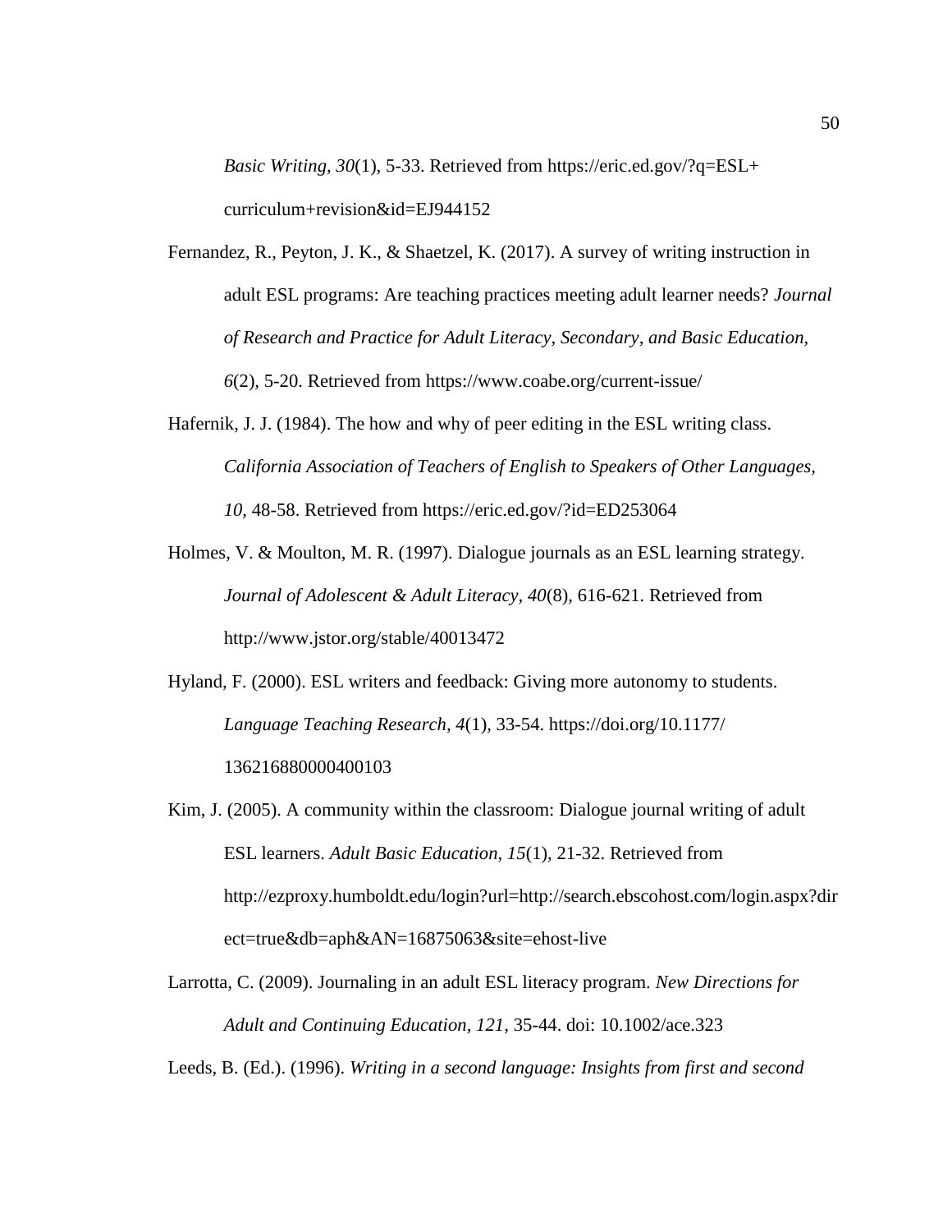*Basic Writing, 30*(1), 5-33. Retrieved from https://eric.ed.gov/?q=ESL+curriculum+revision&id=EJ944152

Fernandez, R., Peyton, J. K., & Shaetzel, K. (2017). A survey of writing instruction in adult ESL programs: Are teaching practices meeting adult learner needs? *Journal of Research and Practice for Adult Literacy, Secondary, and Basic Education, 6*(2), 5-20. Retrieved from https://www.coabe.org/current-issue/

Hafernik, J. J. (1984). The how and why of peer editing in the ESL writing class. *California Association of Teachers of English to Speakers of Other Languages, 10*, 48-58. Retrieved from https://eric.ed.gov/?id=ED253064

Holmes, V. & Moulton, M. R. (1997). Dialogue journals as an ESL learning strategy. *Journal of Adolescent & Adult Literacy, 40*(8), 616-621. Retrieved from http://www.jstor.org/stable/40013472

Hyland, F. (2000). ESL writers and feedback: Giving more autonomy to students. *Language Teaching Research, 4*(1), 33-54. https://doi.org/10.1177/136216880000400103

Kim, J. (2005). A community within the classroom: Dialogue journal writing of adult ESL learners. *Adult Basic Education, 15*(1), 21-32. Retrieved from http://ezproxy.humboldt.edu/login?url=http://search.ebscohost.com/login.aspx?direct=true&db=aph&AN=16875063&site=ehost-live

Larrotta, C. (2009). Journaling in an adult ESL literacy program. *New Directions for Adult and Continuing Education, 121*, 35-44. doi: 10.1002/ace.323

Leeds, B. (Ed.). (1996). *Writing in a second language: Insights from first and second*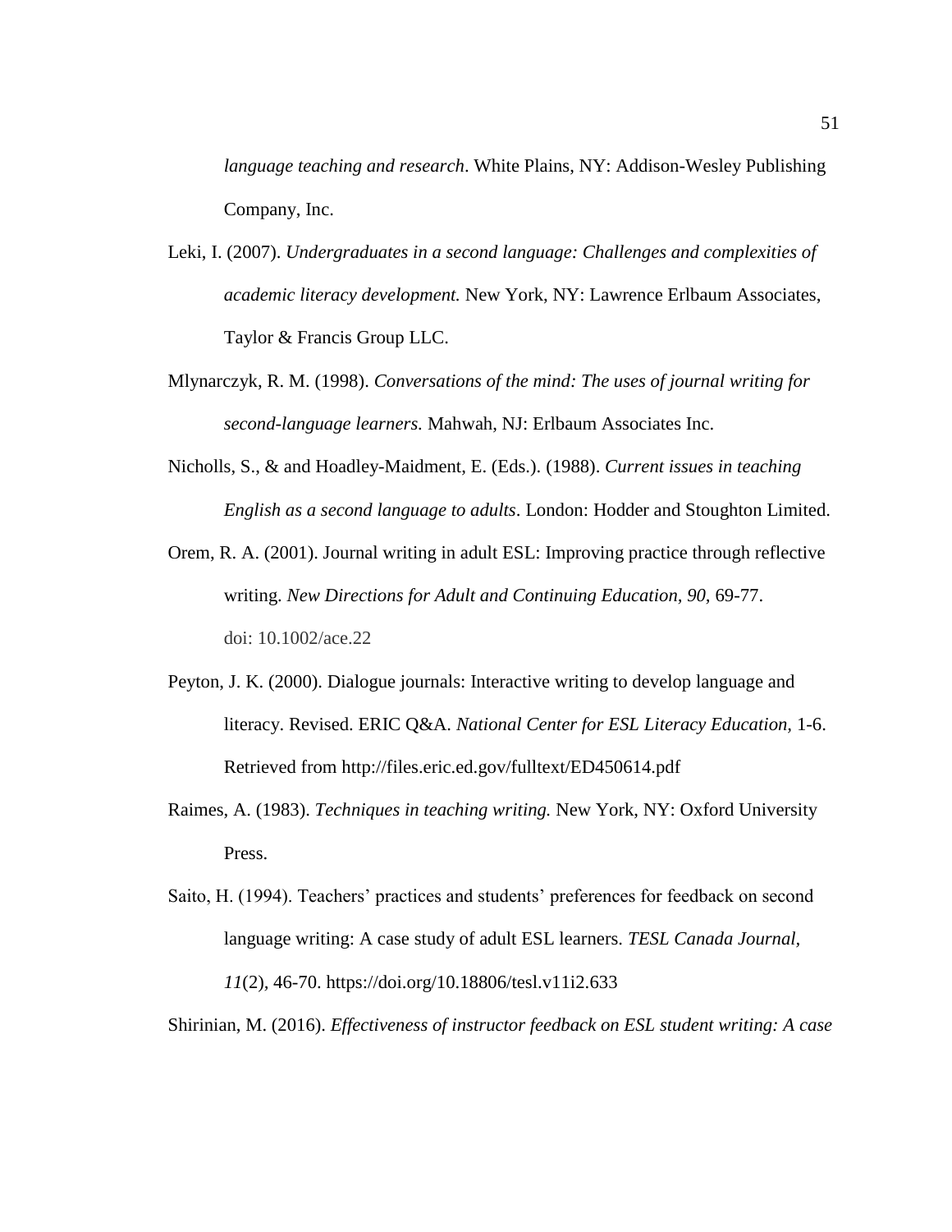*language teaching and research*. White Plains, NY: Addison-Wesley Publishing Company, Inc.

Leki, I. (2007). *Undergraduates in a second language: Challenges and complexities of academic literacy development.* New York, NY: Lawrence Erlbaum Associates, Taylor & Francis Group LLC.

Mlynarczyk, R. M. (1998). *Conversations of the mind: The uses of journal writing for second-language learners.* Mahwah, NJ: Erlbaum Associates Inc.

Nicholls, S., & and Hoadley-Maidment, E. (Eds.). (1988). *Current issues in teaching English as a second language to adults*. London: Hodder and Stoughton Limited.

Orem, R. A. (2001). Journal writing in adult ESL: Improving practice through reflective writing. *New Directions for Adult and Continuing Education, 90*, 69-77. doi: 10.1002/ace.22

Peyton, J. K. (2000). Dialogue journals: Interactive writing to develop language and literacy. Revised. ERIC Q&A. *National Center for ESL Literacy Education*, 1-6. Retrieved from http://files.eric.ed.gov/fulltext/ED450614.pdf

Raimes, A. (1983). *Techniques in teaching writing.* New York, NY: Oxford University Press.

Saito, H. (1994). Teachers' practices and students' preferences for feedback on second language writing: A case study of adult ESL learners. *TESL Canada Journal, 11*(2), 46-70. https://doi.org/10.18806/tesl.v11i2.633

Shirinian, M. (2016). *Effectiveness of instructor feedback on ESL student writing: A case*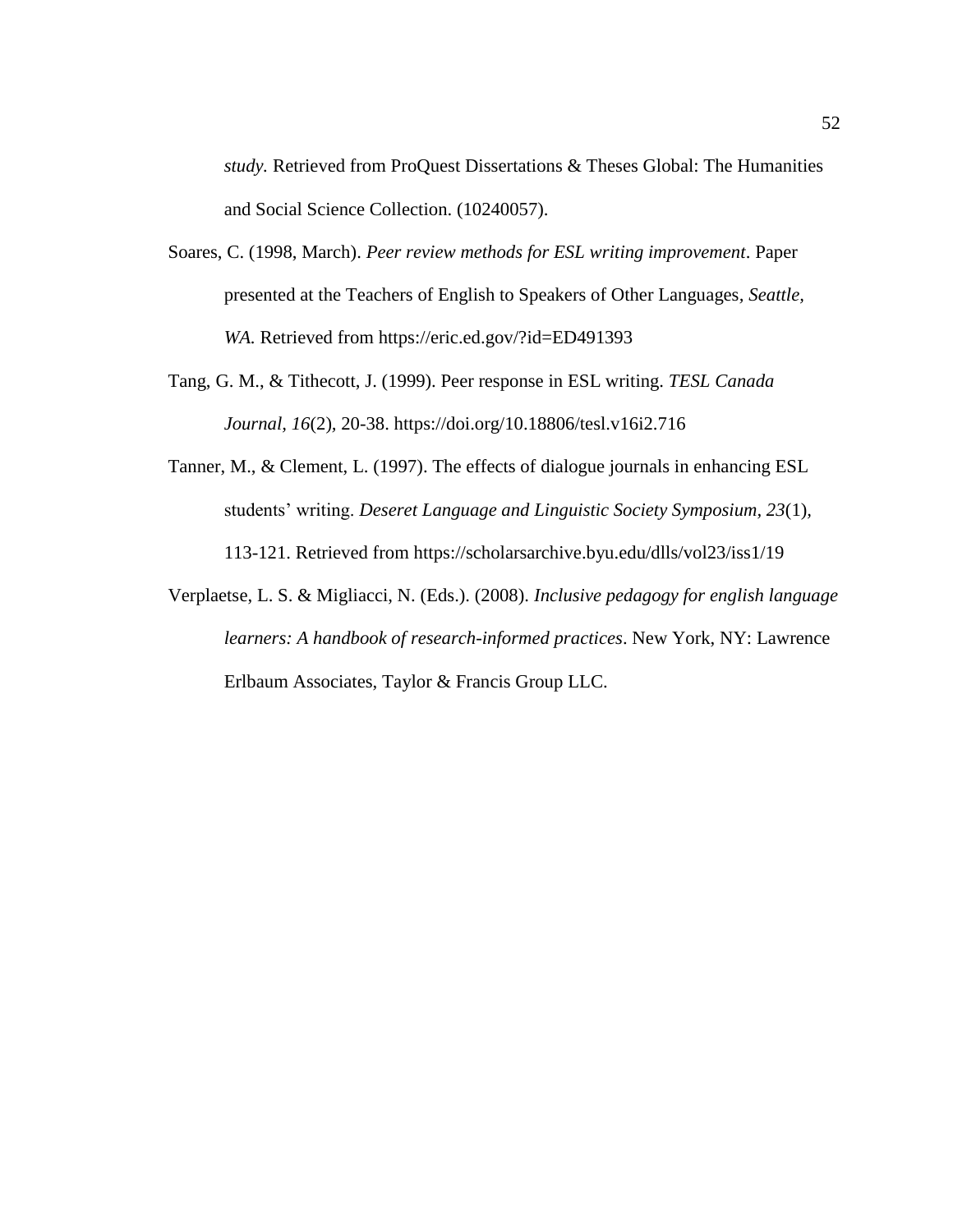*study.* Retrieved from ProQuest Dissertations & Theses Global: The Humanities and Social Science Collection. (10240057).

Soares, C. (1998, March). *Peer review methods for ESL writing improvement*. Paper presented at the Teachers of English to Speakers of Other Languages, *Seattle, WA.* Retrieved from https://eric.ed.gov/?id=ED491393

Tang, G. M., & Tithecott, J. (1999). Peer response in ESL writing. *TESL Canada Journal, 16*(2), 20-38. https://doi.org/10.18806/tesl.v16i2.716

Tanner, M., & Clement, L. (1997). The effects of dialogue journals in enhancing ESL students' writing. *Deseret Language and Linguistic Society Symposium, 23*(1), 113-121. Retrieved from https://scholarsarchive.byu.edu/dlls/vol23/iss1/19

Verplaetse, L. S. & Migliacci, N. (Eds.). (2008). *Inclusive pedagogy for english language learners: A handbook of research-informed practices*. New York, NY: Lawrence Erlbaum Associates, Taylor & Francis Group LLC.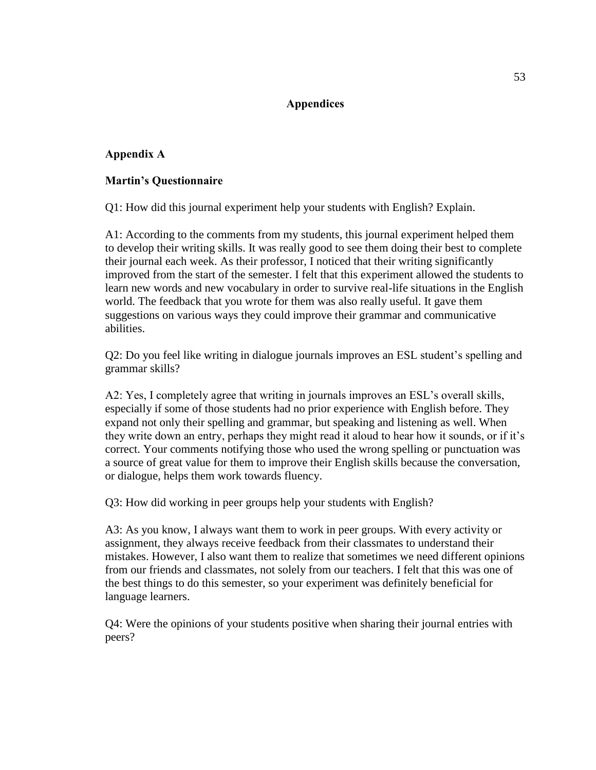# Appendices

## Appendix A

### Martin's Questionnaire

Q1: How did this journal experiment help your students with English? Explain.

A1: According to the comments from my students, this journal experiment helped them to develop their writing skills. It was really good to see them doing their best to complete their journal each week. As their professor, I noticed that their writing significantly improved from the start of the semester. I felt that this experiment allowed the students to learn new words and new vocabulary in order to survive real-life situations in the English world. The feedback that you wrote for them was also really useful. It gave them suggestions on various ways they could improve their grammar and communicative abilities.

Q2: Do you feel like writing in dialogue journals improves an ESL student's spelling and grammar skills?

A2: Yes, I completely agree that writing in journals improves an ESL's overall skills, especially if some of those students had no prior experience with English before. They expand not only their spelling and grammar, but speaking and listening as well. When they write down an entry, perhaps they might read it aloud to hear how it sounds, or if it's correct. Your comments notifying those who used the wrong spelling or punctuation was a source of great value for them to improve their English skills because the conversation, or dialogue, helps them work towards fluency.

Q3: How did working in peer groups help your students with English?

A3: As you know, I always want them to work in peer groups. With every activity or assignment, they always receive feedback from their classmates to understand their mistakes. However, I also want them to realize that sometimes we need different opinions from our friends and classmates, not solely from our teachers. I felt that this was one of the best things to do this semester, so your experiment was definitely beneficial for language learners.

Q4: Were the opinions of your students positive when sharing their journal entries with peers?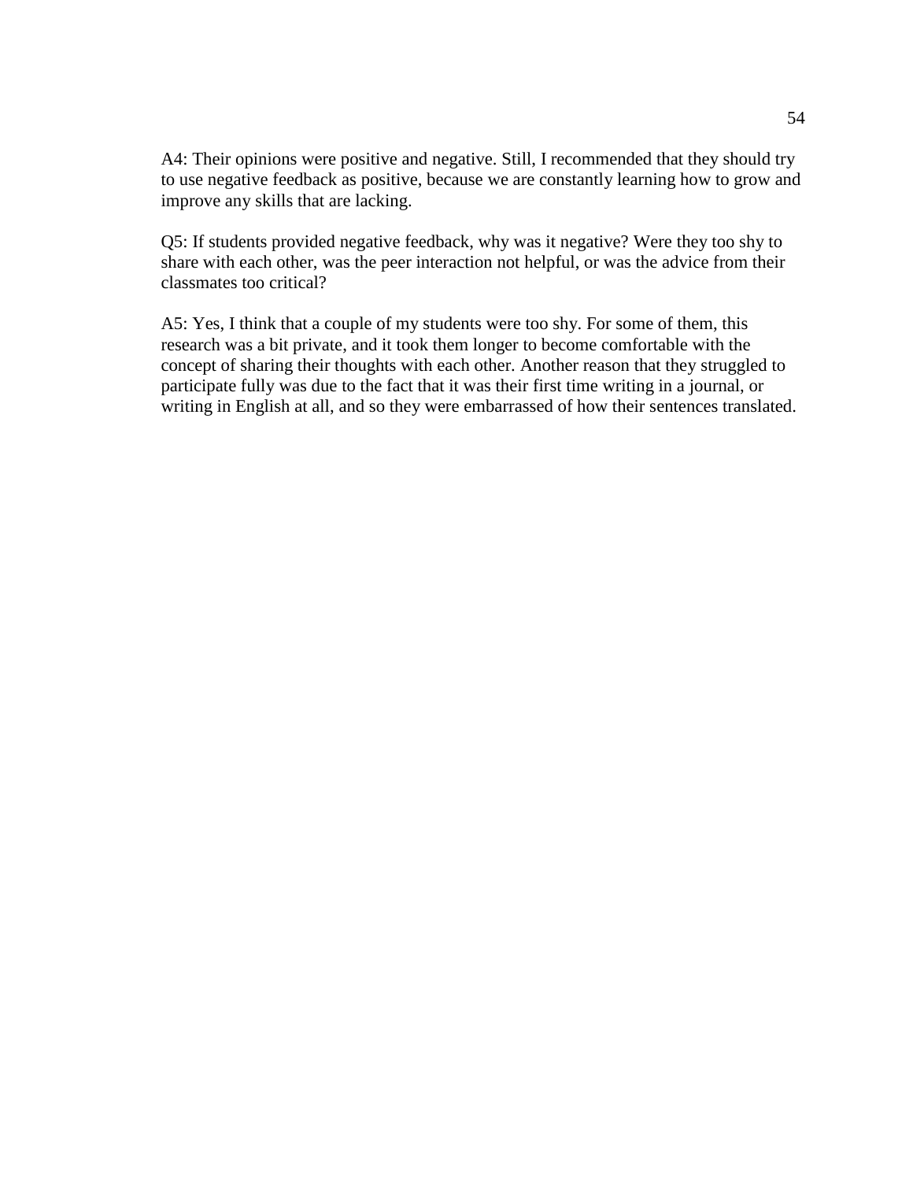A4: Their opinions were positive and negative. Still, I recommended that they should try to use negative feedback as positive, because we are constantly learning how to grow and improve any skills that are lacking.

Q5: If students provided negative feedback, why was it negative? Were they too shy to share with each other, was the peer interaction not helpful, or was the advice from their classmates too critical?

A5: Yes, I think that a couple of my students were too shy. For some of them, this research was a bit private, and it took them longer to become comfortable with the concept of sharing their thoughts with each other. Another reason that they struggled to participate fully was due to the fact that it was their first time writing in a journal, or writing in English at all, and so they were embarrassed of how their sentences translated.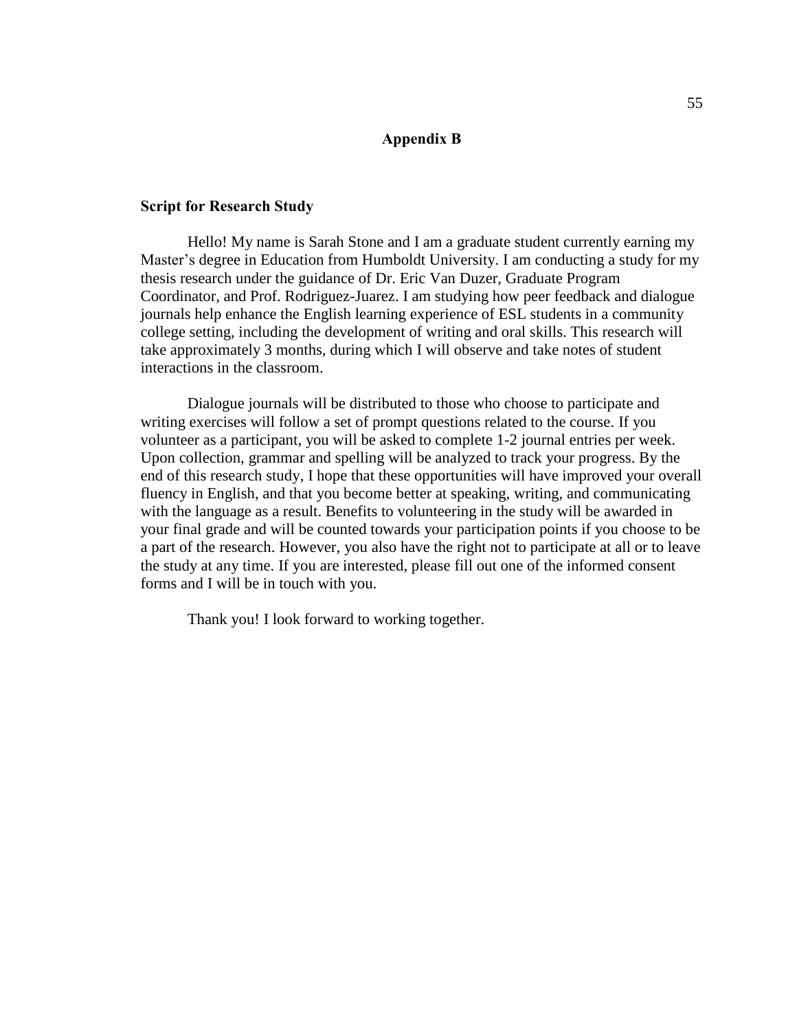# Appendix B

**Script for Research Study**

Hello! My name is Sarah Stone and I am a graduate student currently earning my Master's degree in Education from Humboldt University. I am conducting a study for my thesis research under the guidance of Dr. Eric Van Duzer, Graduate Program Coordinator, and Prof. Rodriguez-Juarez. I am studying how peer feedback and dialogue journals help enhance the English learning experience of ESL students in a community college setting, including the development of writing and oral skills. This research will take approximately 3 months, during which I will observe and take notes of student interactions in the classroom.

Dialogue journals will be distributed to those who choose to participate and writing exercises will follow a set of prompt questions related to the course. If you volunteer as a participant, you will be asked to complete 1-2 journal entries per week. Upon collection, grammar and spelling will be analyzed to track your progress. By the end of this research study, I hope that these opportunities will have improved your overall fluency in English, and that you become better at speaking, writing, and communicating with the language as a result. Benefits to volunteering in the study will be awarded in your final grade and will be counted towards your participation points if you choose to be a part of the research. However, you also have the right not to participate at all or to leave the study at any time. If you are interested, please fill out one of the informed consent forms and I will be in touch with you.

Thank you! I look forward to working together.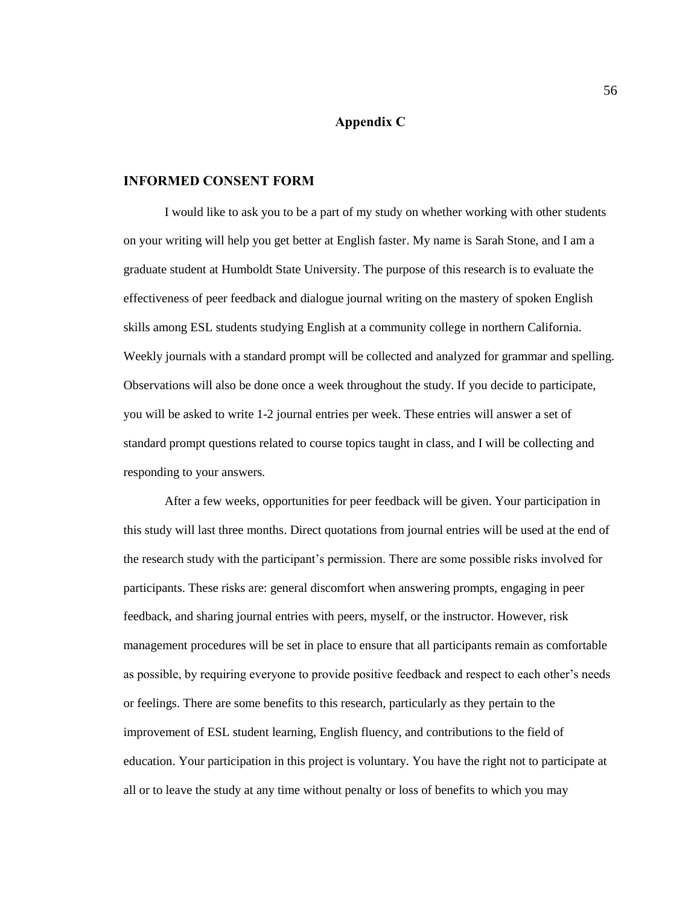# Appendix C

## INFORMED CONSENT FORM

I would like to ask you to be a part of my study on whether working with other students on your writing will help you get better at English faster. My name is Sarah Stone, and I am a graduate student at Humboldt State University. The purpose of this research is to evaluate the effectiveness of peer feedback and dialogue journal writing on the mastery of spoken English skills among ESL students studying English at a community college in northern California. Weekly journals with a standard prompt will be collected and analyzed for grammar and spelling. Observations will also be done once a week throughout the study. If you decide to participate, you will be asked to write 1-2 journal entries per week. These entries will answer a set of standard prompt questions related to course topics taught in class, and I will be collecting and responding to your answers.

After a few weeks, opportunities for peer feedback will be given. Your participation in this study will last three months. Direct quotations from journal entries will be used at the end of the research study with the participant's permission. There are some possible risks involved for participants. These risks are: general discomfort when answering prompts, engaging in peer feedback, and sharing journal entries with peers, myself, or the instructor. However, risk management procedures will be set in place to ensure that all participants remain as comfortable as possible, by requiring everyone to provide positive feedback and respect to each other's needs or feelings. There are some benefits to this research, particularly as they pertain to the improvement of ESL student learning, English fluency, and contributions to the field of education. Your participation in this project is voluntary. You have the right not to participate at all or to leave the study at any time without penalty or loss of benefits to which you may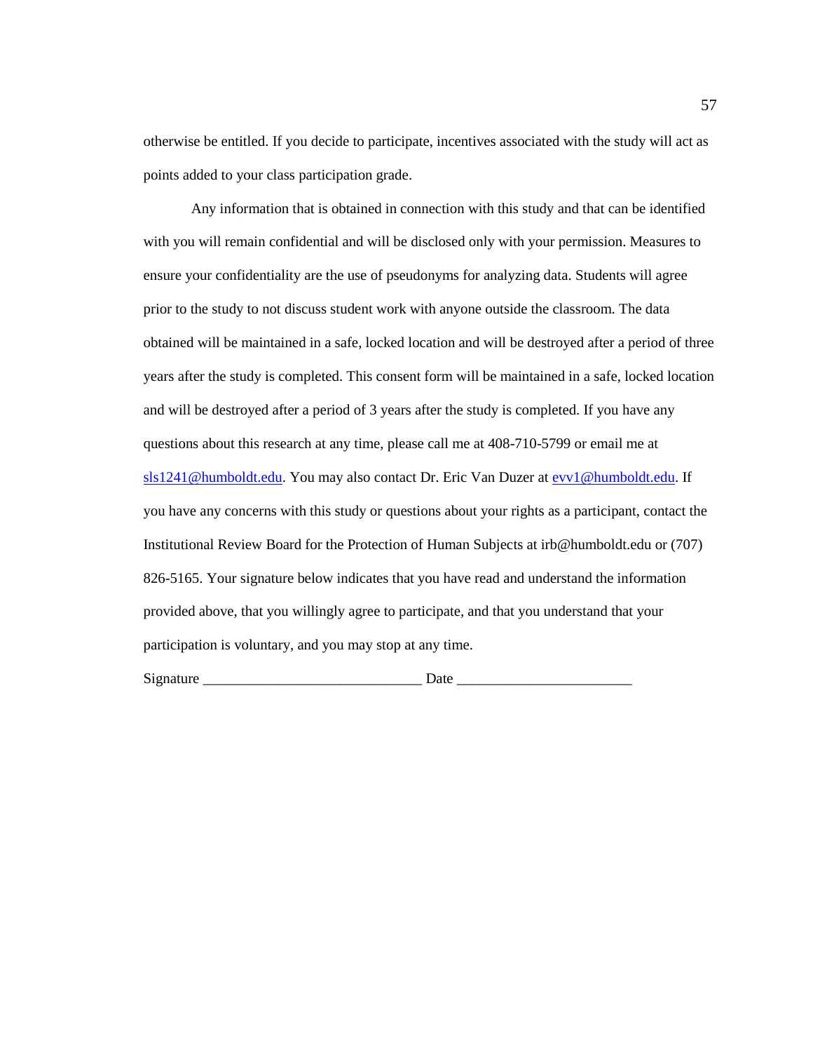otherwise be entitled. If you decide to participate, incentives associated with the study will act as points added to your class participation grade.

Any information that is obtained in connection with this study and that can be identified with you will remain confidential and will be disclosed only with your permission. Measures to ensure your confidentiality are the use of pseudonyms for analyzing data. Students will agree prior to the study to not discuss student work with anyone outside the classroom. The data obtained will be maintained in a safe, locked location and will be destroyed after a period of three years after the study is completed. This consent form will be maintained in a safe, locked location and will be destroyed after a period of 3 years after the study is completed. If you have any questions about this research at any time, please call me at 408-710-5799 or email me at sls1241@humboldt.edu. You may also contact Dr. Eric Van Duzer at evv1@humboldt.edu. If you have any concerns with this study or questions about your rights as a participant, contact the Institutional Review Board for the Protection of Human Subjects at irb@humboldt.edu or (707) 826-5165. Your signature below indicates that you have read and understand the information provided above, that you willingly agree to participate, and that you understand that your participation is voluntary, and you may stop at any time.

Signature ______________________________ Date ________________________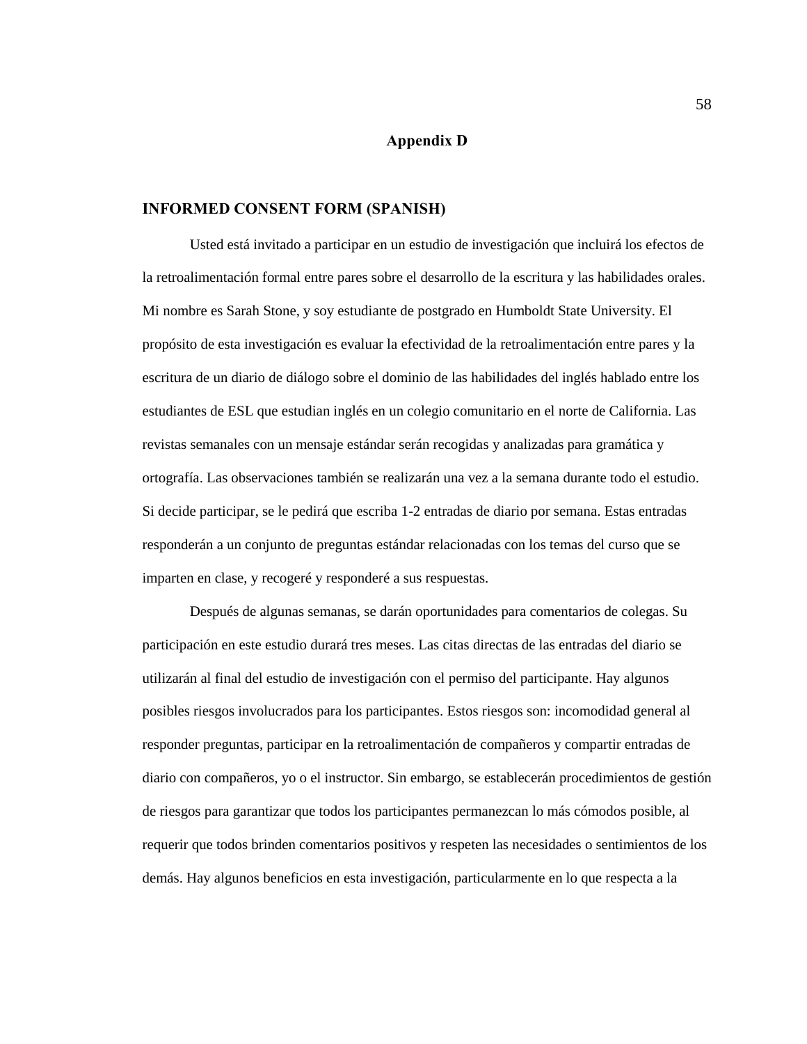# Appendix D

## INFORMED CONSENT FORM (SPANISH)

Usted está invitado a participar en un estudio de investigación que incluirá los efectos de la retroalimentación formal entre pares sobre el desarrollo de la escritura y las habilidades orales. Mi nombre es Sarah Stone, y soy estudiante de postgrado en Humboldt State University. El propósito de esta investigación es evaluar la efectividad de la retroalimentación entre pares y la escritura de un diario de diálogo sobre el dominio de las habilidades del inglés hablado entre los estudiantes de ESL que estudian inglés en un colegio comunitario en el norte de California. Las revistas semanales con un mensaje estándar serán recogidas y analizadas para gramática y ortografía. Las observaciones también se realizarán una vez a la semana durante todo el estudio. Si decide participar, se le pedirá que escriba 1-2 entradas de diario por semana. Estas entradas responderán a un conjunto de preguntas estándar relacionadas con los temas del curso que se imparten en clase, y recogeré y responderé a sus respuestas.

Después de algunas semanas, se darán oportunidades para comentarios de colegas. Su participación en este estudio durará tres meses. Las citas directas de las entradas del diario se utilizarán al final del estudio de investigación con el permiso del participante. Hay algunos posibles riesgos involucrados para los participantes. Estos riesgos son: incomodidad general al responder preguntas, participar en la retroalimentación de compañeros y compartir entradas de diario con compañeros, yo o el instructor. Sin embargo, se establecerán procedimientos de gestión de riesgos para garantizar que todos los participantes permanezcan lo más cómodos posible, al requerir que todos brinden comentarios positivos y respeten las necesidades o sentimientos de los demás. Hay algunos beneficios en esta investigación, particularmente en lo que respecta a la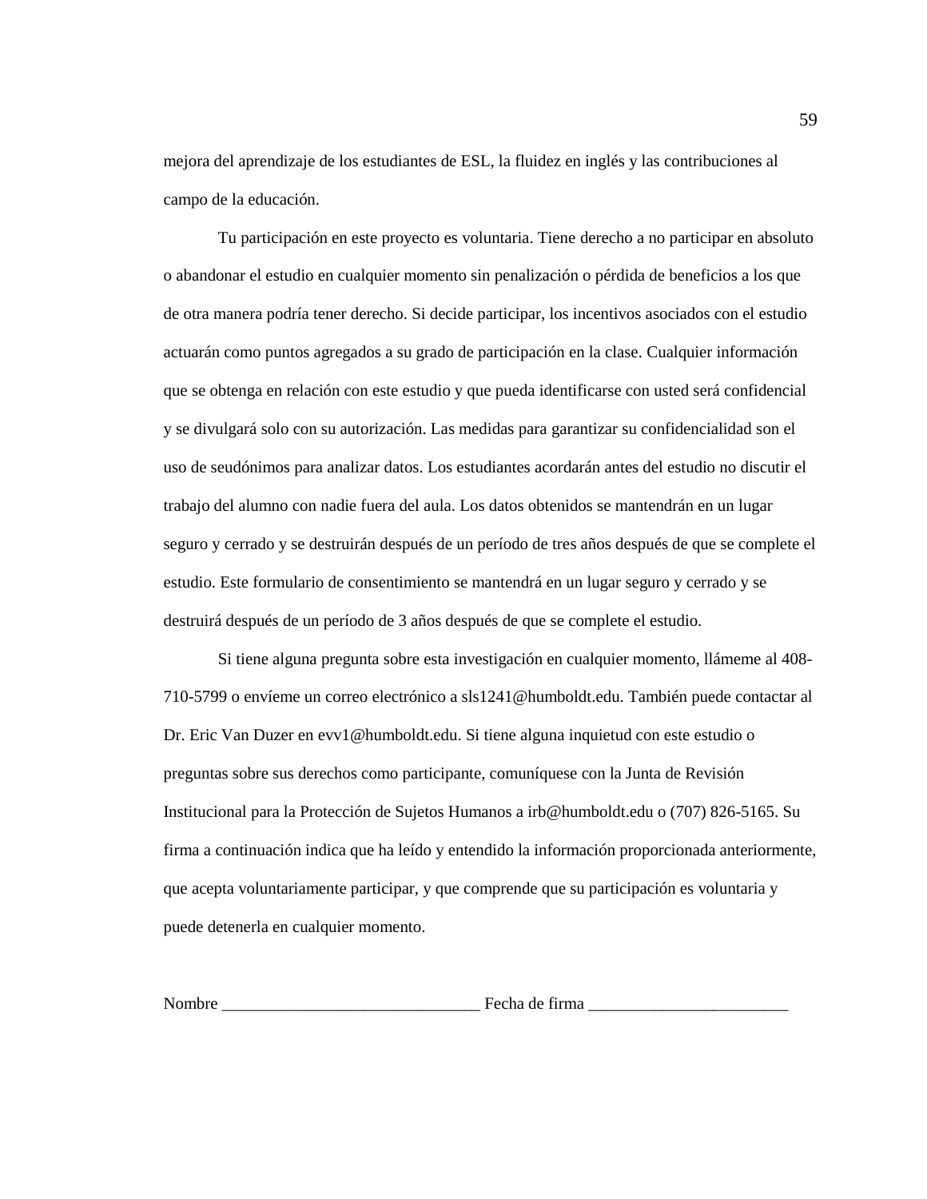mejora del aprendizaje de los estudiantes de ESL, la fluidez en inglés y las contribuciones al campo de la educación.

Tu participación en este proyecto es voluntaria. Tiene derecho a no participar en absoluto o abandonar el estudio en cualquier momento sin penalización o pérdida de beneficios a los que de otra manera podría tener derecho. Si decide participar, los incentivos asociados con el estudio actuarán como puntos agregados a su grado de participación en la clase. Cualquier información que se obtenga en relación con este estudio y que pueda identificarse con usted será confidencial y se divulgará solo con su autorización. Las medidas para garantizar su confidencialidad son el uso de seudónimos para analizar datos. Los estudiantes acordarán antes del estudio no discutir el trabajo del alumno con nadie fuera del aula. Los datos obtenidos se mantendrán en un lugar seguro y cerrado y se destruirán después de un período de tres años después de que se complete el estudio. Este formulario de consentimiento se mantendrá en un lugar seguro y cerrado y se destruirá después de un período de 3 años después de que se complete el estudio.

Si tiene alguna pregunta sobre esta investigación en cualquier momento, llámeme al 408-710-5799 o envíeme un correo electrónico a sls1241@humboldt.edu. También puede contactar al Dr. Eric Van Duzer en evv1@humboldt.edu. Si tiene alguna inquietud con este estudio o preguntas sobre sus derechos como participante, comuníquese con la Junta de Revisión Institucional para la Protección de Sujetos Humanos a irb@humboldt.edu o (707) 826-5165. Su firma a continuación indica que ha leído y entendido la información proporcionada anteriormente, que acepta voluntariamente participar, y que comprende que su participación es voluntaria y puede detenerla en cualquier momento.

Nombre _______________________________ Fecha de firma ________________________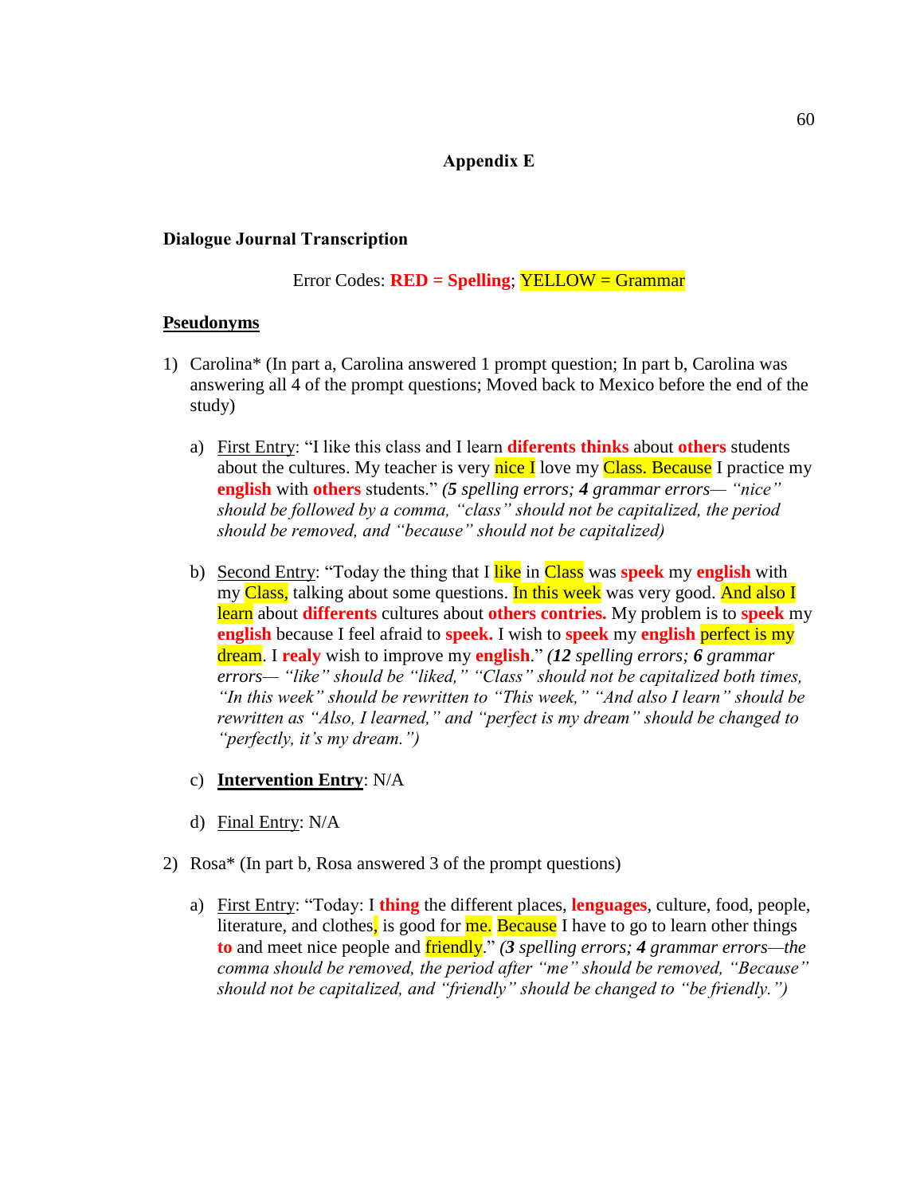### Appendix E

**Dialogue Journal Transcription**

Error Codes: **RED = Spelling**; YELLOW = Grammar

**Pseudonyms**

1) Carolina* (In part a, Carolina answered 1 prompt question; In part b, Carolina was answering all 4 of the prompt questions; Moved back to Mexico before the end of the study)

   a) First Entry: "I like this class and I learn **diferents thinks** about **others** students about the cultures. My teacher is very nice I love my Class. Because I practice my **english** with **others** students." *(**5** spelling errors; **4** grammar errors— "nice" should be followed by a comma, "class" should not be capitalized, the period should be removed, and "because" should not be capitalized)*

   b) Second Entry: "Today the thing that I like in Class was **speek** my **english** with my Class, talking about some questions. In this week was very good. And also I learn about **differents** cultures about **others contries.** My problem is to **speek** my **english** because I feel afraid to **speek.** I wish to **speek** my **english** perfect is my dream. I **realy** wish to improve my **english**." *(**12** spelling errors; **6** grammar errors— "like" should be "liked," "Class" should not be capitalized both times, "In this week" should be rewritten to "This week," "And also I learn" should be rewritten as "Also, I learned," and "perfect is my dream" should be changed to "perfectly, it's my dream.")*

   c) **Intervention Entry**: N/A

   d) Final Entry: N/A

2) Rosa* (In part b, Rosa answered 3 of the prompt questions)

   a) First Entry: "Today: I **thing** the different places, **lenguages**, culture, food, people, literature, and clothes, is good for me. Because I have to go to learn other things **to** and meet nice people and friendly." *(**3** spelling errors; **4** grammar errors—the comma should be removed, the period after "me" should be removed, "Because" should not be capitalized, and "friendly" should be changed to "be friendly.")*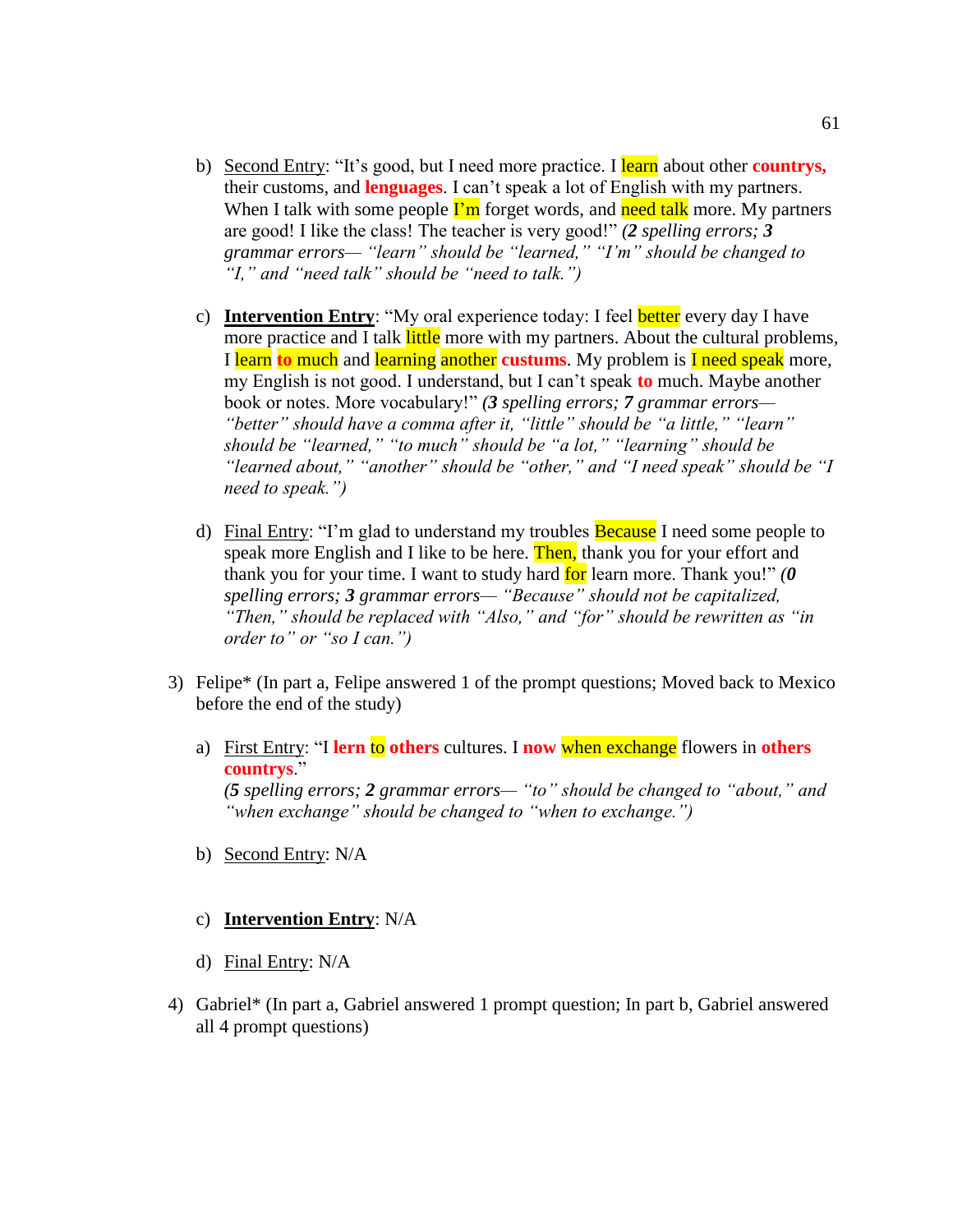b) Second Entry: "It's good, but I need more practice. I learn about other **countrys,** their customs, and **lenguages**. I can't speak a lot of English with my partners. When I talk with some people I'm forget words, and need talk more. My partners are good! I like the class! The teacher is very good!" ***(2** spelling errors; **3** grammar errors— "learn" should be "learned," "I'm" should be changed to "I," and "need talk" should be "need to talk.")*

c) **Intervention Entry**: "My oral experience today: I feel better every day I have more practice and I talk little more with my partners. About the cultural problems, I learn **to** much and learning another **custums**. My problem is I need speak more, my English is not good. I understand, but I can't speak **to** much. Maybe another book or notes. More vocabulary!" ***(3** spelling errors; **7** grammar errors— "better" should have a comma after it, "little" should be "a little," "learn" should be "learned," "to much" should be "a lot," "learning" should be "learned about," "another" should be "other," and "I need speak" should be "I need to speak.")*

d) Final Entry: "I'm glad to understand my troubles Because I need some people to speak more English and I like to be here. Then, thank you for your effort and thank you for your time. I want to study hard for learn more. Thank you!" ***(0** spelling errors; **3** grammar errors— "Because" should not be capitalized, "Then," should be replaced with "Also," and "for" should be rewritten as "in order to" or "so I can.")*

3) Felipe* (In part a, Felipe answered 1 of the prompt questions; Moved back to Mexico before the end of the study)

a) First Entry: "I **lern** to **others** cultures. I **now** when exchange flowers in **others countrys**."
***(5** spelling errors; **2** grammar errors— "to" should be changed to "about," and "when exchange" should be changed to "when to exchange.")*

b) Second Entry: N/A

c) **Intervention Entry**: N/A

d) Final Entry: N/A

4) Gabriel* (In part a, Gabriel answered 1 prompt question; In part b, Gabriel answered all 4 prompt questions)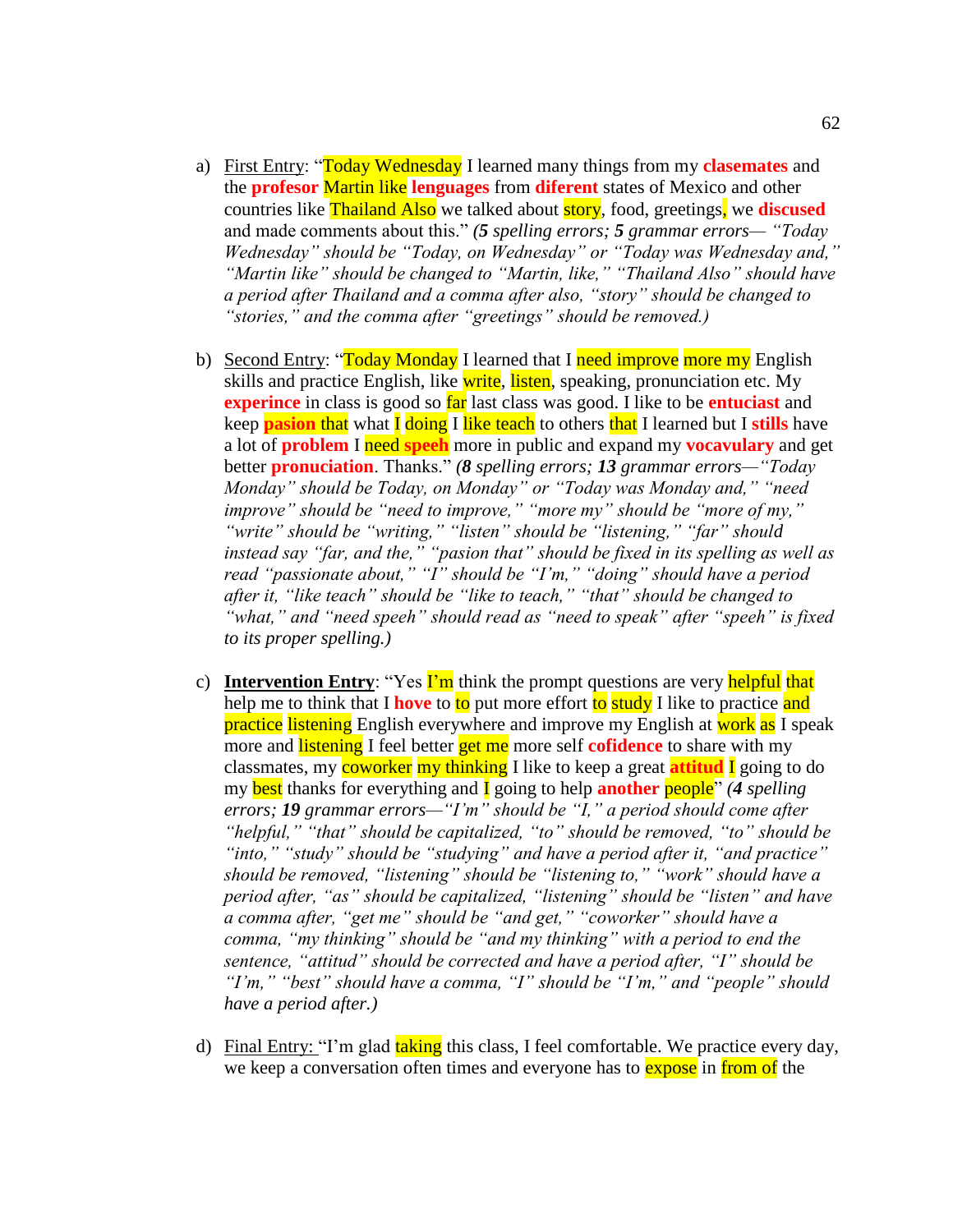a) First Entry: "Today Wednesday I learned many things from my **clasemates** and the **profesor** Martin like **lenguages** from **diferent** states of Mexico and other countries like Thailand Also we talked about story, food, greetings, we **discused** and made comments about this." ***(5** spelling errors; **5** grammar errors— "Today Wednesday" should be "Today, on Wednesday" or "Today was Wednesday and," "Martin like" should be changed to "Martin, like," "Thailand Also" should have a period after Thailand and a comma after also, "story" should be changed to "stories," and the comma after "greetings" should be removed.)*

b) Second Entry: "Today Monday I learned that I need improve more my English skills and practice English, like write, listen, speaking, pronunciation etc. My **experince** in class is good so far last class was good. I like to be **entuciast** and keep **pasion** that what I doing I like teach to others that I learned but I **stills** have a lot of **problem** I need **speeh** more in public and expand my **vocavulary** and get better **pronuciation**. Thanks." ***(8** spelling errors; **13** grammar errors—"Today Monday" should be Today, on Monday" or "Today was Monday and," "need improve" should be "need to improve," "more my" should be "more of my," "write" should be "writing," "listen" should be "listening," "far" should instead say "far, and the," "pasion that" should be fixed in its spelling as well as read "passionate about," "I" should be "I'm," "doing" should have a period after it, "like teach" should be "like to teach," "that" should be changed to "what," and "need speeh" should read as "need to speak" after "speeh" is fixed to its proper spelling.)*

c) **Intervention Entry**: "Yes I'm think the prompt questions are very helpful that help me to think that I **hove** to to put more effort to study I like to practice and practice listening English everywhere and improve my English at work as I speak more and listening I feel better get me more self **cofidence** to share with my classmates, my coworker my thinking I like to keep a great **attitud** I going to do my best thanks for everything and I going to help **another** people" ***(4** spelling errors; **19** grammar errors—"I'm" should be "I," a period should come after "helpful," "that" should be capitalized, "to" should be removed, "to" should be "into," "study" should be "studying" and have a period after it, "and practice" should be removed, "listening" should be "listening to," "work" should have a period after, "as" should be capitalized, "listening" should be "listen" and have a comma after, "get me" should be "and get," "coworker" should have a comma, "my thinking" should be "and my thinking" with a period to end the sentence, "attitud" should be corrected and have a period after, "I" should be "I'm," "best" should have a comma, "I" should be "I'm," and "people" should have a period after.)*

d) Final Entry: "I'm glad taking this class, I feel comfortable. We practice every day, we keep a conversation often times and everyone has to expose in from of the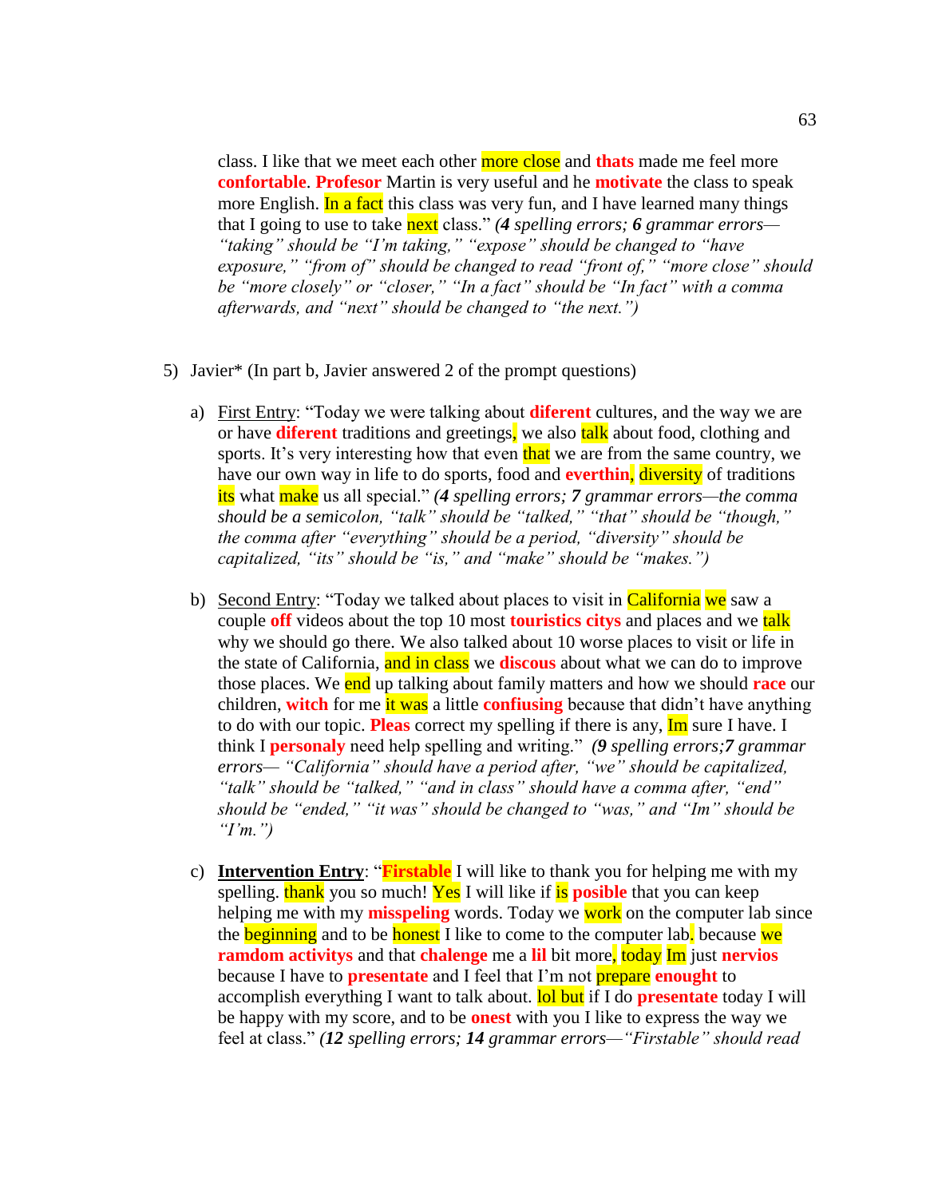class. I like that we meet each other more close and **thats** made me feel more **confortable**. **Profesor** Martin is very useful and he **motivate** the class to speak more English. In a fact this class was very fun, and I have learned many things that I going to use to take next class." *(**4** spelling errors; **6** grammar errors—"taking" should be "I'm taking," "expose" should be changed to "have exposure," "from of" should be changed to read "front of," "more close" should be "more closely" or "closer," "In a fact" should be "In fact" with a comma afterwards, and "next" should be changed to "the next.")*

5) Javier* (In part b, Javier answered 2 of the prompt questions)

   a) First Entry: "Today we were talking about **diferent** cultures, and the way we are or have **diferent** traditions and greetings, we also talk about food, clothing and sports. It's very interesting how that even that we are from the same country, we have our own way in life to do sports, food and **everthin**, diversity of traditions its what make us all special." *(**4** spelling errors; **7** grammar errors—the comma should be a semicolon, "talk" should be "talked," "that" should be "though," the comma after "everything" should be a period, "diversity" should be capitalized, "its" should be "is," and "make" should be "makes.")*

   b) Second Entry: "Today we talked about places to visit in California we saw a couple **off** videos about the top 10 most **touristics citys** and places and we talk why we should go there. We also talked about 10 worse places to visit or life in the state of California, and in class we **discous** about what we can do to improve those places. We end up talking about family matters and how we should **race** our children, **witch** for me it was a little **confiusing** because that didn't have anything to do with our topic. **Pleas** correct my spelling if there is any, Im sure I have. I think I **personaly** need help spelling and writing." *(**9** spelling errors;**7** grammar errors— "California" should have a period after, "we" should be capitalized, "talk" should be "talked," "and in class" should have a comma after, "end" should be "ended," "it was" should be changed to "was," and "Im" should be "I'm.")*

   c) **Intervention Entry**: "**Firstable** I will like to thank you for helping me with my spelling. thank you so much! Yes I will like if is **posible** that you can keep helping me with my **misspeling** words. Today we work on the computer lab since the beginning and to be honest I like to come to the computer lab. because we **ramdom activitys** and that **chalenge** me a **lil** bit more, today Im just **nervios** because I have to **presentate** and I feel that I'm not prepare **enought** to accomplish everything I want to talk about. lol but if I do **presentate** today I will be happy with my score, and to be **onest** with you I like to express the way we feel at class." *(**12** spelling errors; **14** grammar errors—"Firstable" should read*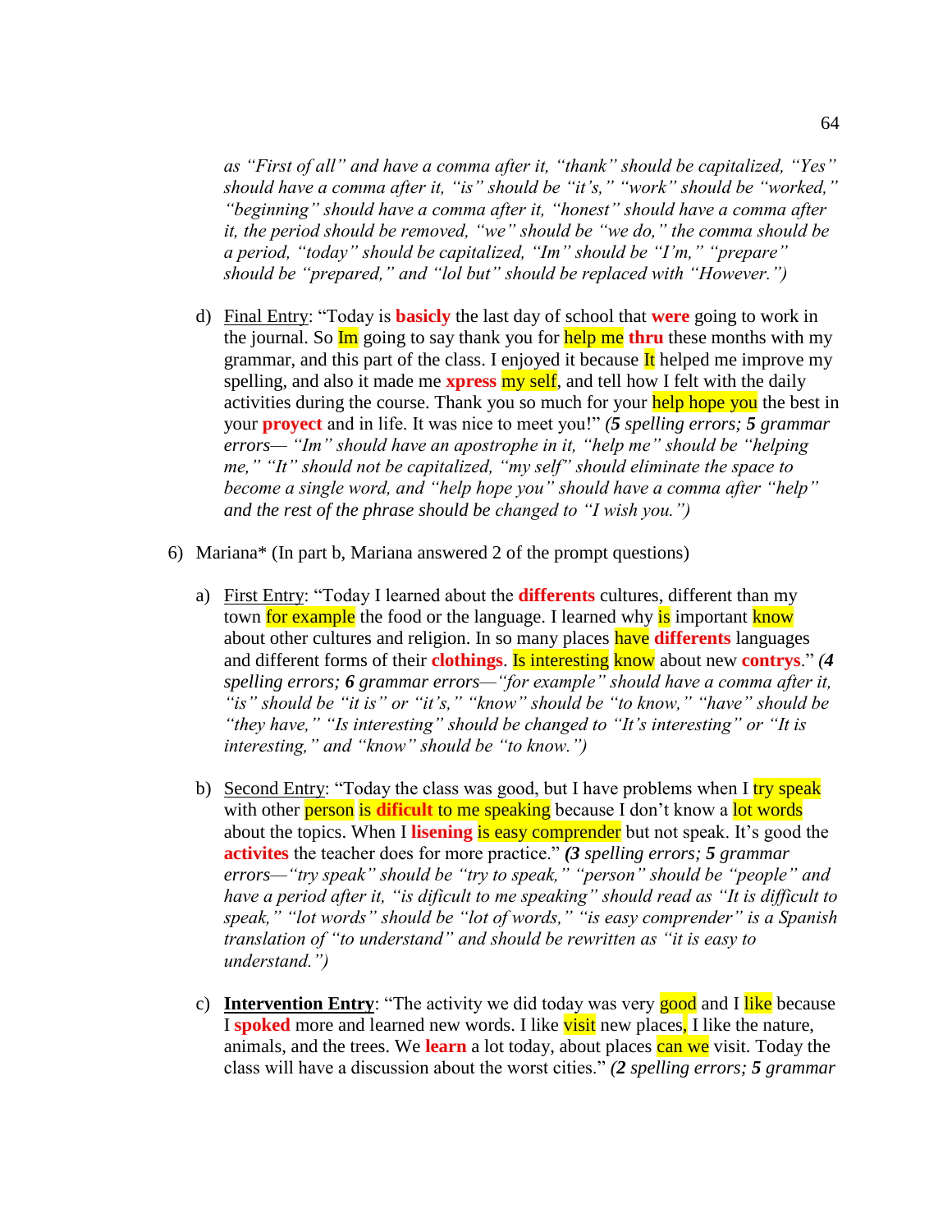*as "First of all" and have a comma after it, "thank" should be capitalized, "Yes" should have a comma after it, "is" should be "it's," "work" should be "worked," "beginning" should have a comma after it, "honest" should have a comma after it, the period should be removed, "we" should be "we do," the comma should be a period, "today" should be capitalized, "Im" should be "I'm," "prepare" should be "prepared," and "lol but" should be replaced with "However.")*

d) Final Entry: "Today is **basicly** the last day of school that **were** going to work in the journal. So Im going to say thank you for help me **thru** these months with my grammar, and this part of the class. I enjoyed it because It helped me improve my spelling, and also it made me **xpress** my self, and tell how I felt with the daily activities during the course. Thank you so much for your help hope you the best in your **proyect** and in life. It was nice to meet you!" *(**5** spelling errors; **5** grammar errors— "Im" should have an apostrophe in it, "help me" should be "helping me," "It" should not be capitalized, "my self" should eliminate the space to become a single word, and "help hope you" should have a comma after "help" and the rest of the phrase should be changed to "I wish you.")*

6) Mariana* (In part b, Mariana answered 2 of the prompt questions)

a) First Entry: "Today I learned about the **differents** cultures, different than my town for example the food or the language. I learned why is important know about other cultures and religion. In so many places have **differents** languages and different forms of their **clothings**. Is interesting know about new **contrys**." *(**4** spelling errors; **6** grammar errors—"for example" should have a comma after it, "is" should be "it is" or "it's," "know" should be "to know," "have" should be "they have," "Is interesting" should be changed to "It's interesting" or "It is interesting," and "know" should be "to know.")*

b) Second Entry: "Today the class was good, but I have problems when I try speak with other person is **dificult** to me speaking because I don't know a lot words about the topics. When I **lisening** is easy comprender but not speak. It's good the **activites** the teacher does for more practice." *(**3** spelling errors; **5** grammar errors—"try speak" should be "try to speak," "person" should be "people" and have a period after it, "is dificult to me speaking" should read as "It is difficult to speak," "lot words" should be "lot of words," "is easy comprender" is a Spanish translation of "to understand" and should be rewritten as "it is easy to understand.")*

c) **Intervention Entry**: "The activity we did today was very good and I like because I **spoked** more and learned new words. I like visit new places, I like the nature, animals, and the trees. We **learn** a lot today, about places can we visit. Today the class will have a discussion about the worst cities." *(**2** spelling errors; **5** grammar*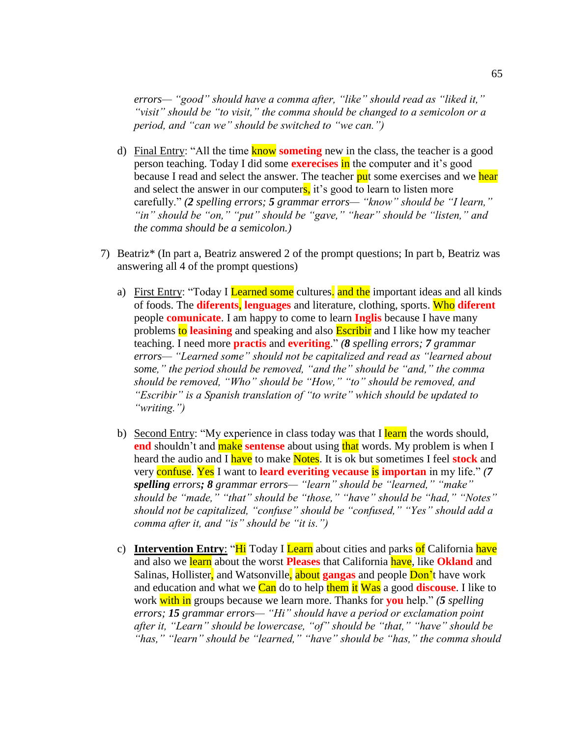*errors— "good" should have a comma after, "like" should read as "liked it," "visit" should be "to visit," the comma should be changed to a semicolon or a period, and "can we" should be switched to "we can.")*

d) <u>Final Entry</u>: "All the time know **someting** new in the class, the teacher is a good person teaching. Today I did some **exerecises** in the computer and it's good because I read and select the answer. The teacher put some exercises and we hear and select the answer in our computers, it's good to learn to listen more carefully." *(**2** spelling errors; **5** grammar errors— "know" should be "I learn," "in" should be "on," "put" should be "gave," "hear" should be "listen," and the comma should be a semicolon.)*

7) Beatriz* (In part a, Beatriz answered 2 of the prompt questions; In part b, Beatriz was answering all 4 of the prompt questions)

   a) <u>First Entry</u>: "Today I Learned some cultures. and the important ideas and all kinds of foods. The **diferents**, **lenguages** and literature, clothing, sports. Who **diferent** people **comunicate**. I am happy to come to learn **Inglis** because I have many problems to **leasining** and speaking and also Escribir and I like how my teacher teaching. I need more **practis** and **everiting**." *(**8** spelling errors; **7** grammar errors— "Learned some" should not be capitalized and read as "learned about some," the period should be removed, "and the" should be "and," the comma should be removed, "Who" should be "How," "to" should be removed, and "Escribir" is a Spanish translation of "to write" which should be updated to "writing.")*

   b) <u>Second Entry</u>: "My experience in class today was that I learn the words should, **end** shouldn't and make **sentense** about using that words. My problem is when I heard the audio and I have to make Notes. It is ok but sometimes I feel **stock** and very confuse. Yes I want to **leard everiting vecause** is **importan** in my life." *(**7** **spelling** errors**;** **8** grammar errors— "learn" should be "learned," "make" should be "made," "that" should be "those," "have" should be "had," "Notes" should not be capitalized, "confuse" should be "confused," "Yes" should add a comma after it, and "is" should be "it is.")*

   c) **<u>Intervention Entry</u>**: "Hi Today I Learn about cities and parks of California have and also we learn about the worst **Pleases** that California have, like **Okland** and Salinas, Hollister, and Watsonville, about **gangas** and people Don't have work and education and what we Can do to help them it Was a good **discouse**. I like to work with in groups because we learn more. Thanks for **you** help." *(**5** spelling errors; **15** grammar errors— "Hi" should have a period or exclamation point after it, "Learn" should be lowercase, "of" should be "that," "have" should be "has," "learn" should be "learned," "have" should be "has," the comma should*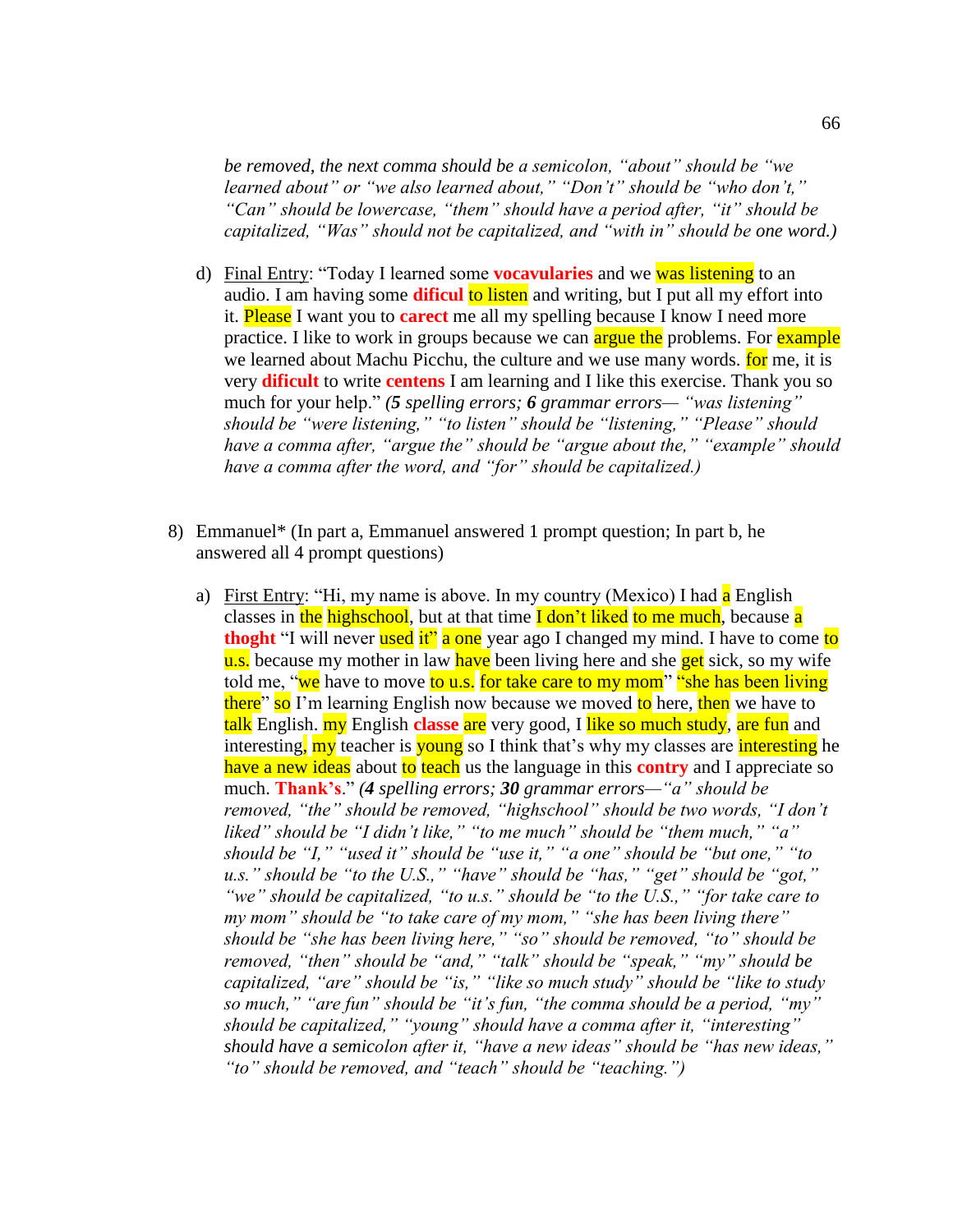*be removed, the next comma should be a semicolon, "about" should be "we learned about" or "we also learned about," "Don't" should be "who don't," "Can" should be lowercase, "them" should have a period after, "it" should be capitalized, "Was" should not be capitalized, and "with in" should be one word.)*

d) Final Entry: "Today I learned some **vocavularies** and we was listening to an audio. I am having some **dificul** to listen and writing, but I put all my effort into it. Please I want you to **carect** me all my spelling because I know I need more practice. I like to work in groups because we can argue the problems. For example we learned about Machu Picchu, the culture and we use many words. for me, it is very **dificult** to write **centens** I am learning and I like this exercise. Thank you so much for your help." *(**5** spelling errors; **6** grammar errors— "was listening" should be "were listening," "to listen" should be "listening," "Please" should have a comma after, "argue the" should be "argue about the," "example" should have a comma after the word, and "for" should be capitalized.)*

8) Emmanuel* (In part a, Emmanuel answered 1 prompt question; In part b, he answered all 4 prompt questions)

   a) First Entry: "Hi, my name is above. In my country (Mexico) I had a English classes in the highschool, but at that time I don't liked to me much, because a **thoght** "I will never used it" a one year ago I changed my mind. I have to come to u.s. because my mother in law have been living here and she get sick, so my wife told me, "we have to move to u.s. for take care to my mom" "she has been living there" so I'm learning English now because we moved to here, then we have to talk English. my English **classe** are very good, I like so much study, are fun and interesting, my teacher is young so I think that's why my classes are interesting he have a new ideas about to teach us the language in this **contry** and I appreciate so much. **Thank's**." *(**4** spelling errors; **30** grammar errors—"a" should be removed, "the" should be removed, "highschool" should be two words, "I don't liked" should be "I didn't like," "to me much" should be "them much," "a" should be "I," "used it" should be "use it," "a one" should be "but one," "to u.s." should be "to the U.S.," "have" should be "has," "get" should be "got," "we" should be capitalized, "to u.s." should be "to the U.S.," "for take care to my mom" should be "to take care of my mom," "she has been living there" should be "she has been living here," "so" should be removed, "to" should be removed, "then" should be "and," "talk" should be "speak," "my" should be capitalized, "are" should be "is," "like so much study" should be "like to study so much," "are fun" should be "it's fun, "the comma should be a period, "my" should be capitalized," "young" should have a comma after it, "interesting" should have a semicolon after it, "have a new ideas" should be "has new ideas," "to" should be removed, and "teach" should be "teaching.")*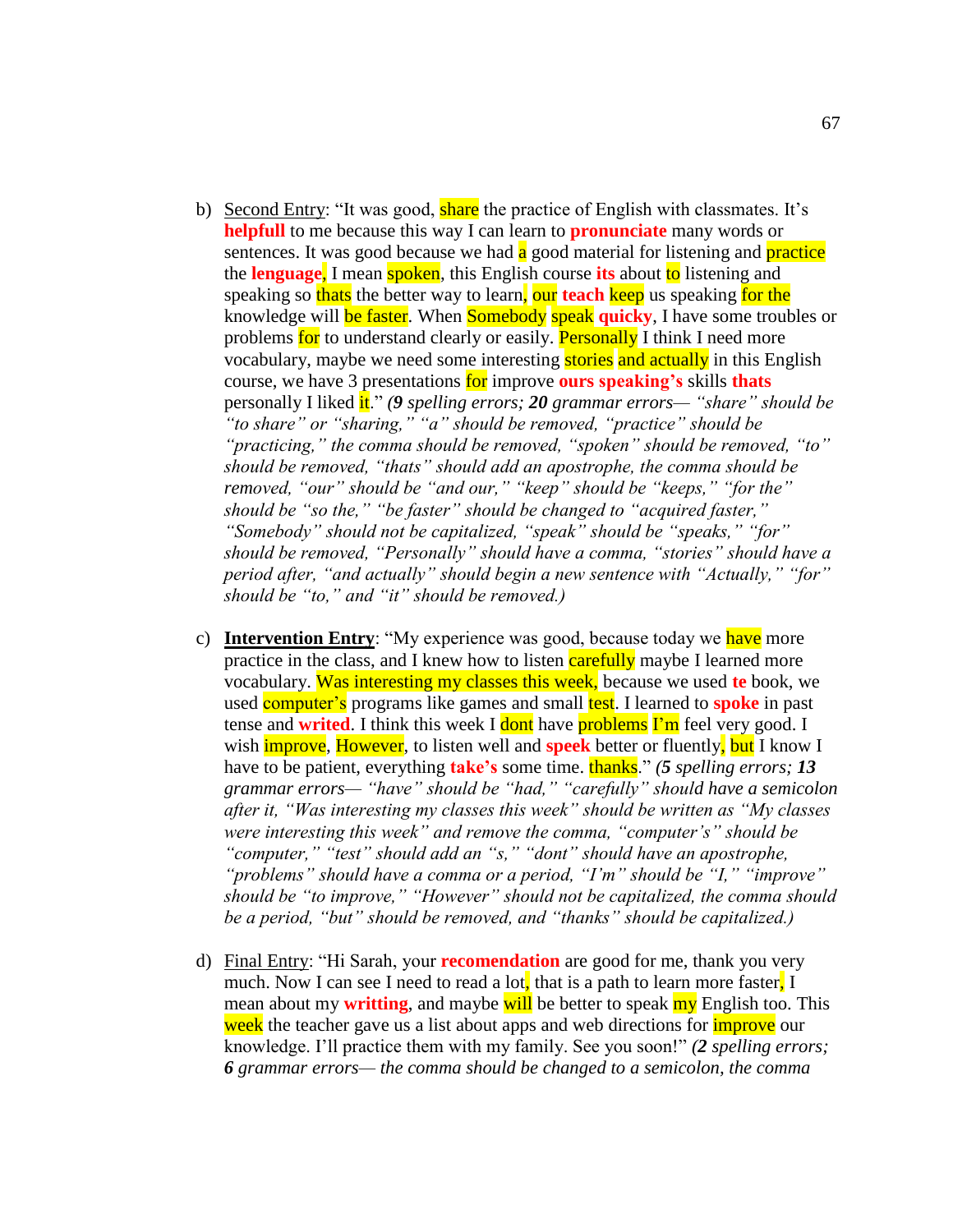b) Second Entry: "It was good, share the practice of English with classmates. It's **helpfull** to me because this way I can learn to **pronunciate** many words or sentences. It was good because we had a good material for listening and practice the **lenguage**, I mean spoken, this English course **its** about to listening and speaking so thats the better way to learn, our **teach** keep us speaking for the knowledge will be faster. When Somebody speak **quicky**, I have some troubles or problems for to understand clearly or easily. Personally I think I need more vocabulary, maybe we need some interesting stories and actually in this English course, we have 3 presentations for improve **ours speaking's** skills **thats** personally I liked it." *(**9** spelling errors; **20** grammar errors— "share" should be "to share" or "sharing," "a" should be removed, "practice" should be "practicing," the comma should be removed, "spoken" should be removed, "to" should be removed, "thats" should add an apostrophe, the comma should be removed, "our" should be "and our," "keep" should be "keeps," "for the" should be "so the," "be faster" should be changed to "acquired faster," "Somebody" should not be capitalized, "speak" should be "speaks," "for" should be removed, "Personally" should have a comma, "stories" should have a period after, "and actually" should begin a new sentence with "Actually," "for" should be "to," and "it" should be removed.)*

c) **Intervention Entry**: "My experience was good, because today we have more practice in the class, and I knew how to listen carefully maybe I learned more vocabulary. Was interesting my classes this week, because we used **te** book, we used computer's programs like games and small test. I learned to **spoke** in past tense and **writed**. I think this week I dont have problems I'm feel very good. I wish improve, However, to listen well and **speek** better or fluently, but I know I have to be patient, everything **take's** some time. thanks." *(**5** spelling errors; **13** grammar errors— "have" should be "had," "carefully" should have a semicolon after it, "Was interesting my classes this week" should be written as "My classes were interesting this week" and remove the comma, "computer's" should be "computer," "test" should add an "s," "dont" should have an apostrophe, "problems" should have a comma or a period, "I'm" should be "I," "improve" should be "to improve," "However" should not be capitalized, the comma should be a period, "but" should be removed, and "thanks" should be capitalized.)*

d) Final Entry: "Hi Sarah, your **recomendation** are good for me, thank you very much. Now I can see I need to read a lot, that is a path to learn more faster, I mean about my **writting**, and maybe will be better to speak my English too. This week the teacher gave us a list about apps and web directions for improve our knowledge. I'll practice them with my family. See you soon!" *(**2** spelling errors; **6** grammar errors— the comma should be changed to a semicolon, the comma*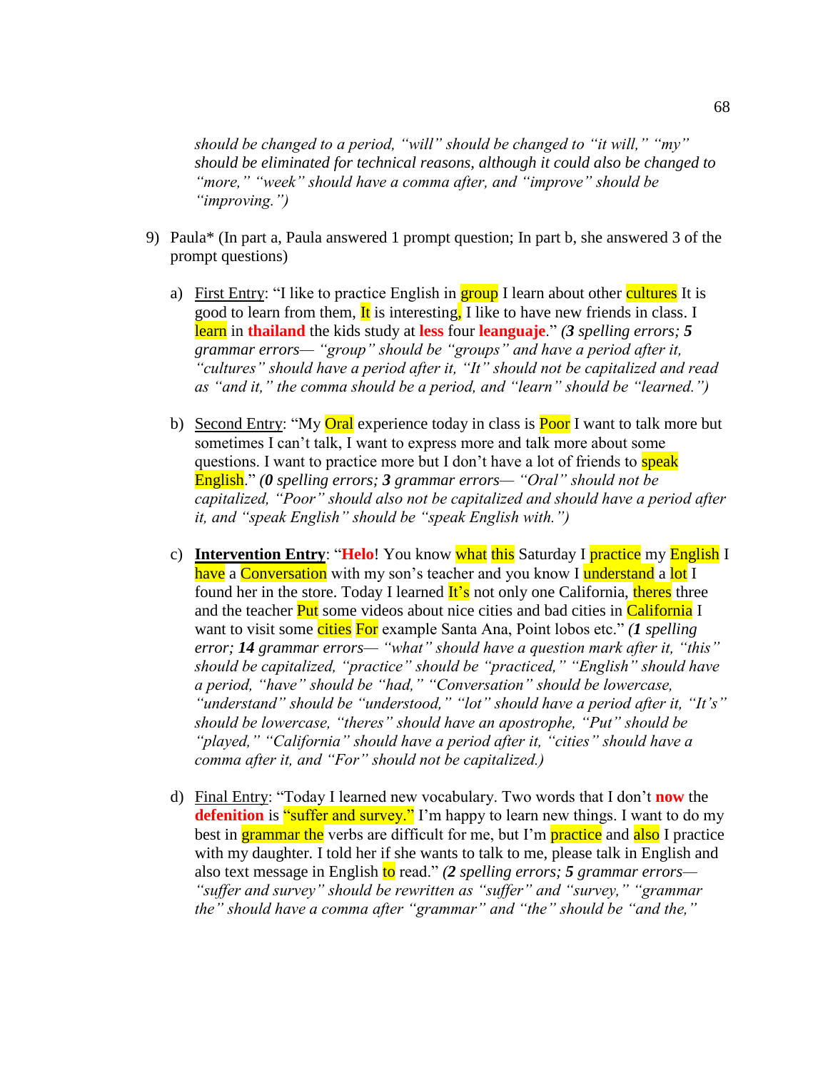*should be changed to a period, "will" should be changed to "it will," "my" should be eliminated for technical reasons, although it could also be changed to "more," "week" should have a comma after, and "improve" should be "improving.")*

9) Paula* (In part a, Paula answered 1 prompt question; In part b, she answered 3 of the prompt questions)

   a) First Entry: "I like to practice English in group I learn about other cultures It is good to learn from them, It is interesting, I like to have new friends in class. I learn in **thailand** the kids study at **less** four **leanguaje**." *(**3** spelling errors; **5** grammar errors— "group" should be "groups" and have a period after it, "cultures" should have a period after it, "It" should not be capitalized and read as "and it," the comma should be a period, and "learn" should be "learned.")*

   b) Second Entry: "My Oral experience today in class is Poor I want to talk more but sometimes I can't talk, I want to express more and talk more about some questions. I want to practice more but I don't have a lot of friends to speak English." *(**0** spelling errors; **3** grammar errors— "Oral" should not be capitalized, "Poor" should also not be capitalized and should have a period after it, and "speak English" should be "speak English with.")*

   c) **Intervention Entry**: "**Helo**! You know what this Saturday I practice my English I have a Conversation with my son's teacher and you know I understand a lot I found her in the store. Today I learned It's not only one California, theres three and the teacher Put some videos about nice cities and bad cities in California I want to visit some cities For example Santa Ana, Point lobos etc." *(**1** spelling error; **14** grammar errors— "what" should have a question mark after it, "this" should be capitalized, "practice" should be "practiced," "English" should have a period, "have" should be "had," "Conversation" should be lowercase, "understand" should be "understood," "lot" should have a period after it, "It's" should be lowercase, "theres" should have an apostrophe, "Put" should be "played," "California" should have a period after it, "cities" should have a comma after it, and "For" should not be capitalized.)*

   d) Final Entry: "Today I learned new vocabulary. Two words that I don't **now** the **defenition** is "suffer and survey." I'm happy to learn new things. I want to do my best in grammar the verbs are difficult for me, but I'm practice and also I practice with my daughter. I told her if she wants to talk to me, please talk in English and also text message in English to read." *(**2** spelling errors; **5** grammar errors— "suffer and survey" should be rewritten as "suffer" and "survey," "grammar the" should have a comma after "grammar" and "the" should be "and the,"*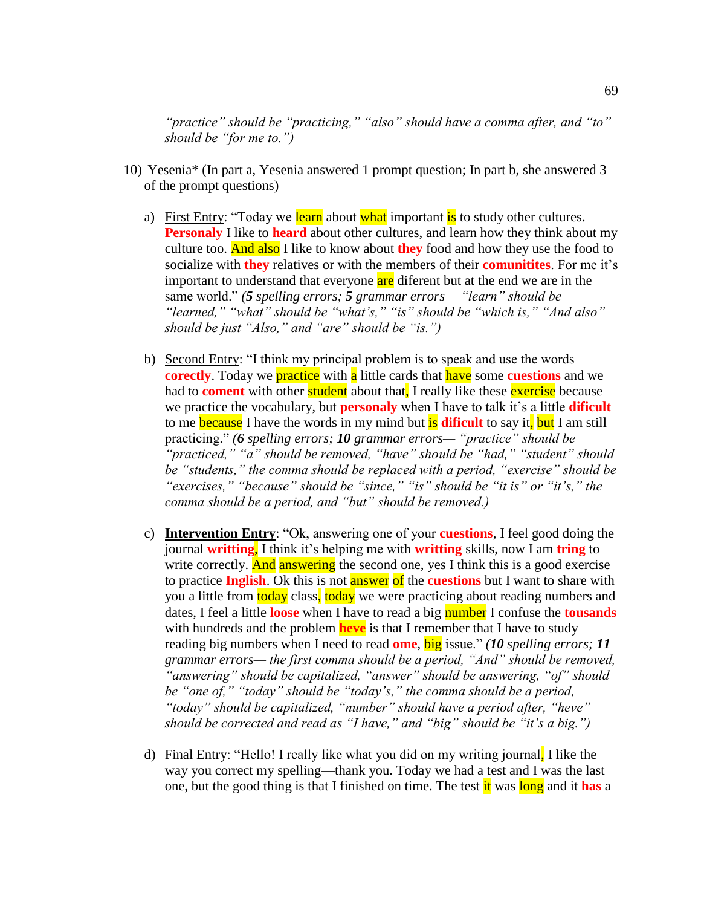*"practice" should be "practicing," "also" should have a comma after, and "to" should be "for me to.")*

10) Yesenia* (In part a, Yesenia answered 1 prompt question; In part b, she answered 3 of the prompt questions)

    a) First Entry: "Today we learn about what important is to study other cultures. **Personaly** I like to **heard** about other cultures, and learn how they think about my culture too. And also I like to know about **they** food and how they use the food to socialize with **they** relatives or with the members of their **comunitites**. For me it's important to understand that everyone are diferent but at the end we are in the same world." ***(5** spelling errors; **5** grammar errors— "learn" should be "learned," "what" should be "what's," "is" should be "which is," "And also" should be just "Also," and "are" should be "is.")*

    b) Second Entry: "I think my principal problem is to speak and use the words **corectly**. Today we practice with a little cards that have some **cuestions** and we had to **coment** with other student about that, I really like these exercise because we practice the vocabulary, but **personaly** when I have to talk it's a little **dificult** to me because I have the words in my mind but is **dificult** to say it, but I am still practicing." ***(6** spelling errors; **10** grammar errors— "practice" should be "practiced," "a" should be removed, "have" should be "had," "student" should be "students," the comma should be replaced with a period, "exercise" should be "exercises," "because" should be "since," "is" should be "it is" or "it's," the comma should be a period, and "but" should be removed.)*

    c) **Intervention Entry**: "Ok, answering one of your **cuestions**, I feel good doing the journal **writting**, I think it's helping me with **writting** skills, now I am **tring** to write correctly. And answering the second one, yes I think this is a good exercise to practice **Inglish**. Ok this is not answer of the **cuestions** but I want to share with you a little from today class, today we were practicing about reading numbers and dates, I feel a little **loose** when I have to read a big number I confuse the **tousands** with hundreds and the problem **heve** is that I remember that I have to study reading big numbers when I need to read **ome**, big issue." ***(10** spelling errors; **11** grammar errors— the first comma should be a period, "And" should be removed, "answering" should be capitalized, "answer" should be answering, "of" should be "one of," "today" should be "today's," the comma should be a period, "today" should be capitalized, "number" should have a period after, "heve" should be corrected and read as "I have," and "big" should be "it's a big.")*

    d) Final Entry: "Hello! I really like what you did on my writing journal, I like the way you correct my spelling—thank you. Today we had a test and I was the last one, but the good thing is that I finished on time. The test it was long and it **has** a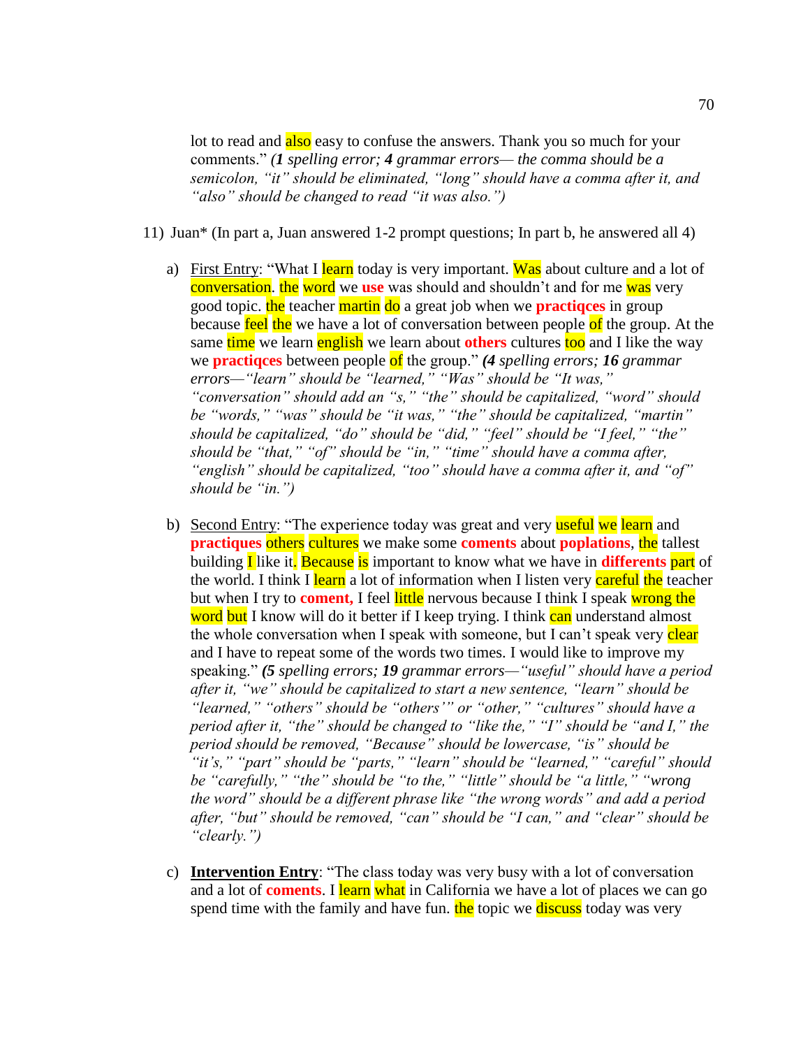lot to read and also easy to confuse the answers. Thank you so much for your comments." *(**1** spelling error; **4** grammar errors— the comma should be a semicolon, "it" should be eliminated, "long" should have a comma after it, and "also" should be changed to read "it was also.")*

11) Juan* (In part a, Juan answered 1-2 prompt questions; In part b, he answered all 4)

   a) First Entry: "What I learn today is very important. Was about culture and a lot of conversation. the word we **use** was should and shouldn't and for me was very good topic. the teacher martin do a great job when we **practiqces** in group because feel the we have a lot of conversation between people of the group. At the same time we learn english we learn about **others** cultures too and I like the way we **practiqces** between people of the group." *(**4** spelling errors; **16** grammar errors—"learn" should be "learned," "Was" should be "It was," "conversation" should add an "s," "the" should be capitalized, "word" should be "words," "was" should be "it was," "the" should be capitalized, "martin" should be capitalized, "do" should be "did," "feel" should be "I feel," "the" should be "that," "of" should be "in," "time" should have a comma after, "english" should be capitalized, "too" should have a comma after it, and "of" should be "in.")*

   b) Second Entry: "The experience today was great and very useful we learn and **practiques** others cultures we make some **coments** about **poplations**, the tallest building I like it. Because is important to know what we have in **differents** part of the world. I think I learn a lot of information when I listen very careful the teacher but when I try to **coment,** I feel little nervous because I think I speak wrong the word but I know will do it better if I keep trying. I think can understand almost the whole conversation when I speak with someone, but I can't speak very clear and I have to repeat some of the words two times. I would like to improve my speaking." *(**5** spelling errors; **19** grammar errors—"useful" should have a period after it, "we" should be capitalized to start a new sentence, "learn" should be "learned," "others" should be "others'" or "other," "cultures" should have a period after it, "the" should be changed to "like the," "I" should be "and I," the period should be removed, "Because" should be lowercase, "is" should be "it's," "part" should be "parts," "learn" should be "learned," "careful" should be "carefully," "the" should be "to the," "little" should be "a little," "wrong the word" should be a different phrase like "the wrong words" and add a period after, "but" should be removed, "can" should be "I can," and "clear" should be "clearly.")*

   c) **Intervention Entry**: "The class today was very busy with a lot of conversation and a lot of **coments**. I learn what in California we have a lot of places we can go spend time with the family and have fun. the topic we discuss today was very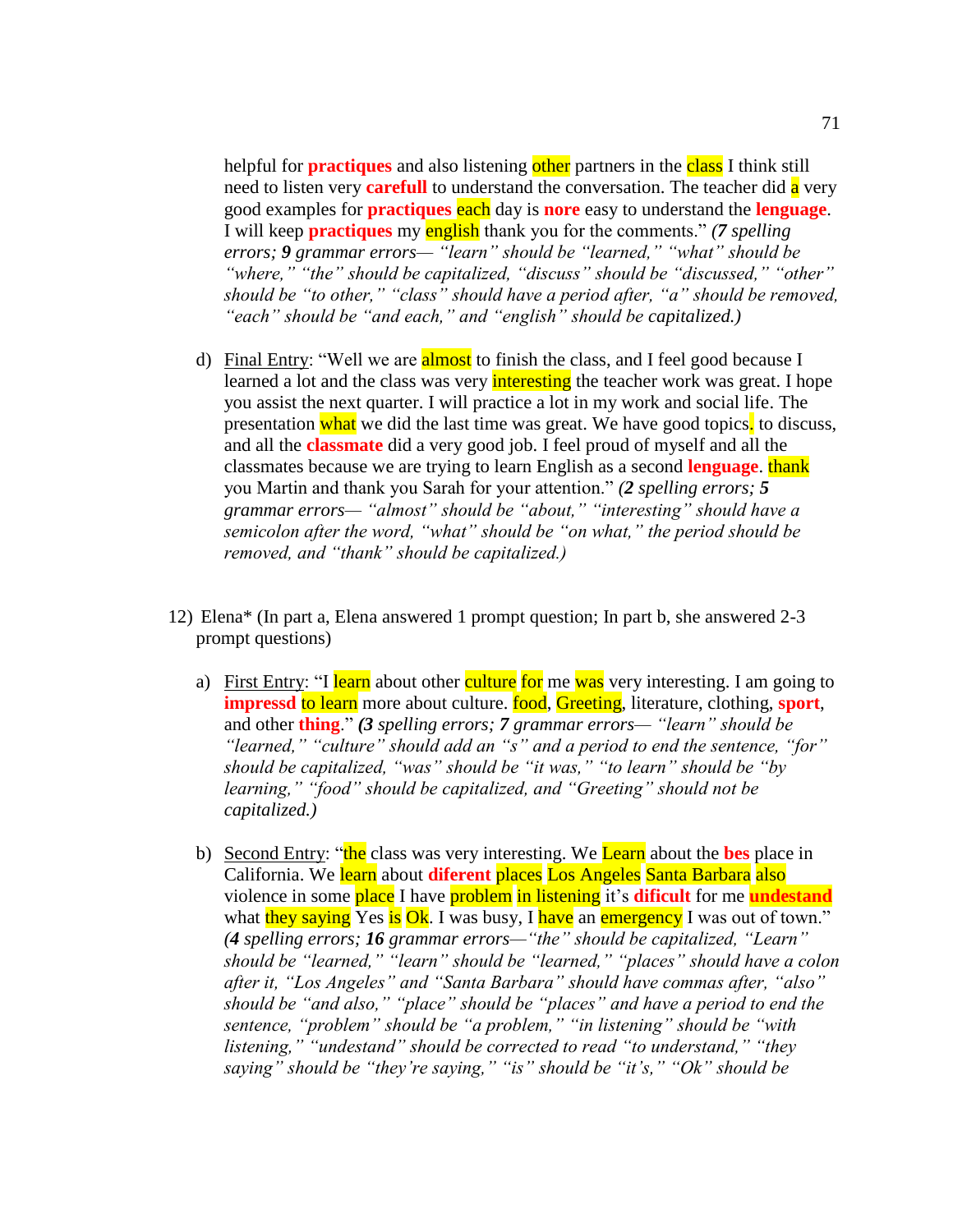helpful for **practiques** and also listening other partners in the class I think still need to listen very **carefull** to understand the conversation. The teacher did a very good examples for **practiques** each day is **nore** easy to understand the **lenguage**. I will keep **practiques** my english thank you for the comments." ***(7** spelling errors; **9** grammar errors— "learn" should be "learned," "what" should be "where," "the" should be capitalized, "discuss" should be "discussed," "other" should be "to other," "class" should have a period after, "a" should be removed, "each" should be "and each," and "english" should be capitalized.)*

d) Final Entry: "Well we are almost to finish the class, and I feel good because I learned a lot and the class was very interesting the teacher work was great. I hope you assist the next quarter. I will practice a lot in my work and social life. The presentation what we did the last time was great. We have good topics. to discuss, and all the **classmate** did a very good job. I feel proud of myself and all the classmates because we are trying to learn English as a second **lenguage**. thank you Martin and thank you Sarah for your attention." ***(2** spelling errors; **5** grammar errors— "almost" should be "about," "interesting" should have a semicolon after the word, "what" should be "on what," the period should be removed, and "thank" should be capitalized.)*

12) Elena* (In part a, Elena answered 1 prompt question; In part b, she answered 2-3 prompt questions)

a) First Entry: "I learn about other culture for me was very interesting. I am going to **impressd** to learn more about culture. food, Greeting, literature, clothing, **sport**, and other **thing**." ***(3** spelling errors; **7** grammar errors— "learn" should be "learned," "culture" should add an "s" and a period to end the sentence, "for" should be capitalized, "was" should be "it was," "to learn" should be "by learning," "food" should be capitalized, and "Greeting" should not be capitalized.)*

b) Second Entry: "the class was very interesting. We Learn about the **bes** place in California. We learn about **diferent** places Los Angeles Santa Barbara also violence in some place I have problem in listening it's **dificult** for me **undestand** what they saying Yes is Ok. I was busy, I have an emergency I was out of town." ***(4** spelling errors; **16** grammar errors—"the" should be capitalized, "Learn" should be "learned," "learn" should be "learned," "places" should have a colon after it, "Los Angeles" and "Santa Barbara" should have commas after, "also" should be "and also," "place" should be "places" and have a period to end the sentence, "problem" should be "a problem," "in listening" should be "with listening," "undestand" should be corrected to read "to understand," "they saying" should be "they're saying," "is" should be "it's," "Ok" should be*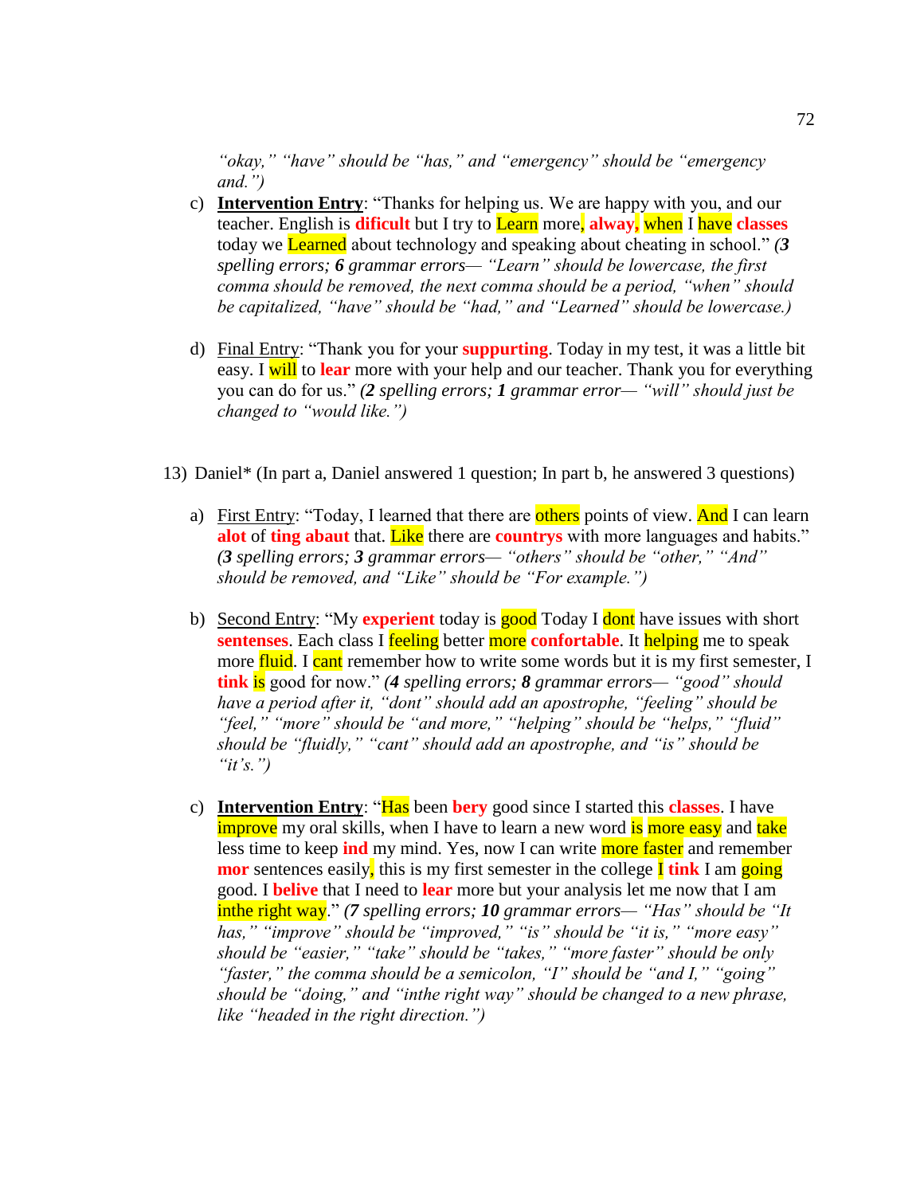*"okay," "have" should be "has," and "emergency" should be "emergency and.")*

c) **Intervention Entry**: "Thanks for helping us. We are happy with you, and our teacher. English is **difficult** but I try to Learn more, **alway,** when I have **classes** today we Learned about technology and speaking about cheating in school." *(**3** spelling errors; **6** grammar errors— "Learn" should be lowercase, the first comma should be removed, the next comma should be a period, "when" should be capitalized, "have" should be "had," and "Learned" should be lowercase.)*

d) Final Entry: "Thank you for your **suppurting**. Today in my test, it was a little bit easy. I will to **lear** more with your help and our teacher. Thank you for everything you can do for us." *(**2** spelling errors; **1** grammar error— "will" should just be changed to "would like.")*

13) Daniel* (In part a, Daniel answered 1 question; In part b, he answered 3 questions)

a) First Entry: "Today, I learned that there are others points of view. And I can learn **alot** of **ting abaut** that. Like there are **countrys** with more languages and habits." *(**3** spelling errors; **3** grammar errors— "others" should be "other," "And" should be removed, and "Like" should be "For example.")*

b) Second Entry: "My **experient** today is good Today I dont have issues with short **sentenses**. Each class I feeling better more **confortable**. It helping me to speak more fluid. I cant remember how to write some words but it is my first semester, I **tink** is good for now." *(**4** spelling errors; **8** grammar errors— "good" should have a period after it, "dont" should add an apostrophe, "feeling" should be "feel," "more" should be "and more," "helping" should be "helps," "fluid" should be "fluidly," "cant" should add an apostrophe, and "is" should be "it's.")*

c) **Intervention Entry**: "Has been **bery** good since I started this **classes**. I have improve my oral skills, when I have to learn a new word is more easy and take less time to keep **ind** my mind. Yes, now I can write more faster and remember **mor** sentences easily, this is my first semester in the college I **tink** I am going good. I **belive** that I need to **lear** more but your analysis let me now that I am inthe right way." *(**7** spelling errors; **10** grammar errors— "Has" should be "It has," "improve" should be "improved," "is" should be "it is," "more easy" should be "easier," "take" should be "takes," "more faster" should be only "faster," the comma should be a semicolon, "I" should be "and I," "going" should be "doing," and "inthe right way" should be changed to a new phrase, like "headed in the right direction.")*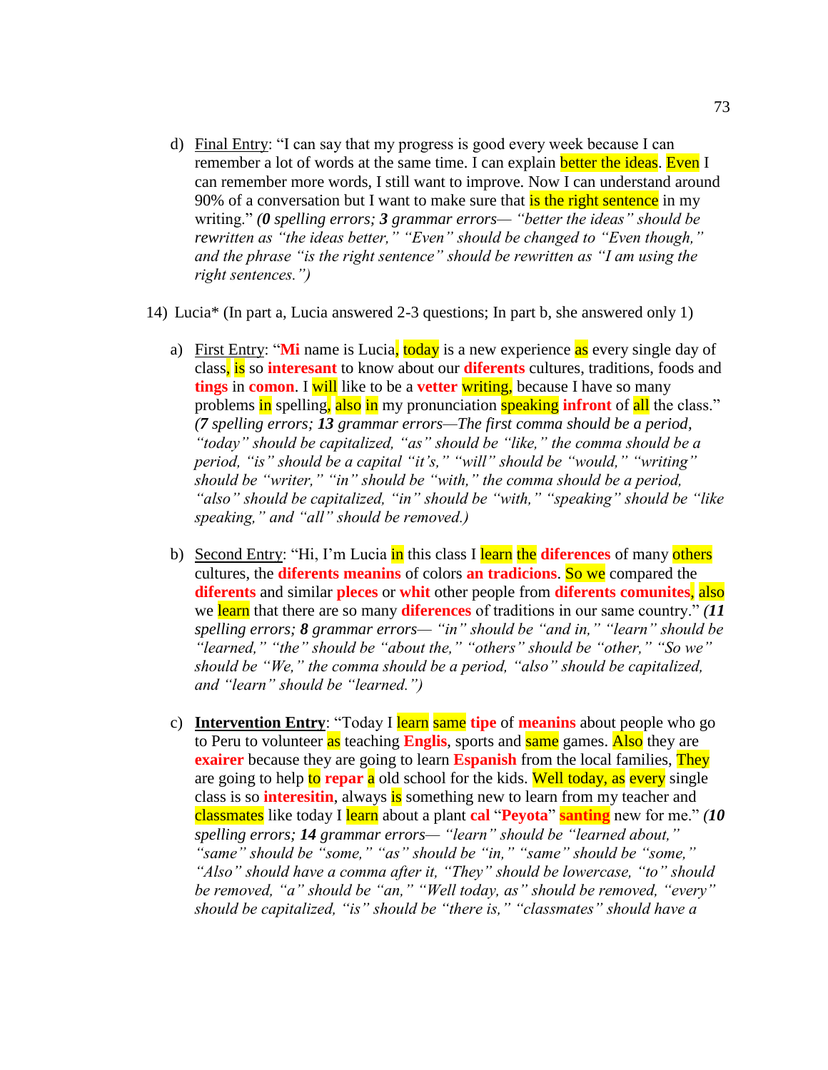d) <u>Final Entry</u>: "I can say that my progress is good every week because I can remember a lot of words at the same time. I can explain better the ideas. Even I can remember more words, I still want to improve. Now I can understand around 90% of a conversation but I want to make sure that is the right sentence in my writing." *(**0** spelling errors; **3** grammar errors— "better the ideas" should be rewritten as "the ideas better," "Even" should be changed to "Even though," and the phrase "is the right sentence" should be rewritten as "I am using the right sentences.")*

14) Lucia* (In part a, Lucia answered 2-3 questions; In part b, she answered only 1)

a) <u>First Entry</u>: "**Mi** name is Lucia, today is a new experience as every single day of class, is so **interesant** to know about our **diferents** cultures, traditions, foods and **tings** in **comon**. I will like to be a **vetter** writing, because I have so many problems in spelling, also in my pronunciation speaking **infront** of all the class." *(**7** spelling errors; **13** grammar errors—The first comma should be a period, "today" should be capitalized, "as" should be "like," the comma should be a period, "is" should be a capital "it's," "will" should be "would," "writing" should be "writer," "in" should be "with," the comma should be a period, "also" should be capitalized, "in" should be "with," "speaking" should be "like speaking," and "all" should be removed.)*

b) <u>Second Entry</u>: "Hi, I'm Lucia in this class I learn the **diferences** of many others cultures, the **diferents meanins** of colors **an tradicions**. So we compared the **diferents** and similar **pleces** or **whit** other people from **diferents comunites**, also we learn that there are so many **diferences** of traditions in our same country." *(**11** spelling errors; **8** grammar errors— "in" should be "and in," "learn" should be "learned," "the" should be "about the," "others" should be "other," "So we" should be "We," the comma should be a period, "also" should be capitalized, and "learn" should be "learned.")*

c) **<u>Intervention Entry</u>**: "Today I learn same **tipe** of **meanins** about people who go to Peru to volunteer as teaching **Englis**, sports and same games. Also they are **exairer** because they are going to learn **Espanish** from the local families, They are going to help to **repar** a old school for the kids. Well today, as every single class is so **interesitin**, always is something new to learn from my teacher and classmates like today I learn about a plant **cal** "**Peyota**" **santing** new for me." *(**10** spelling errors; **14** grammar errors— "learn" should be "learned about," "same" should be "some," "as" should be "in," "same" should be "some," "Also" should have a comma after it, "They" should be lowercase, "to" should be removed, "a" should be "an," "Well today, as" should be removed, "every" should be capitalized, "is" should be "there is," "classmates" should have a*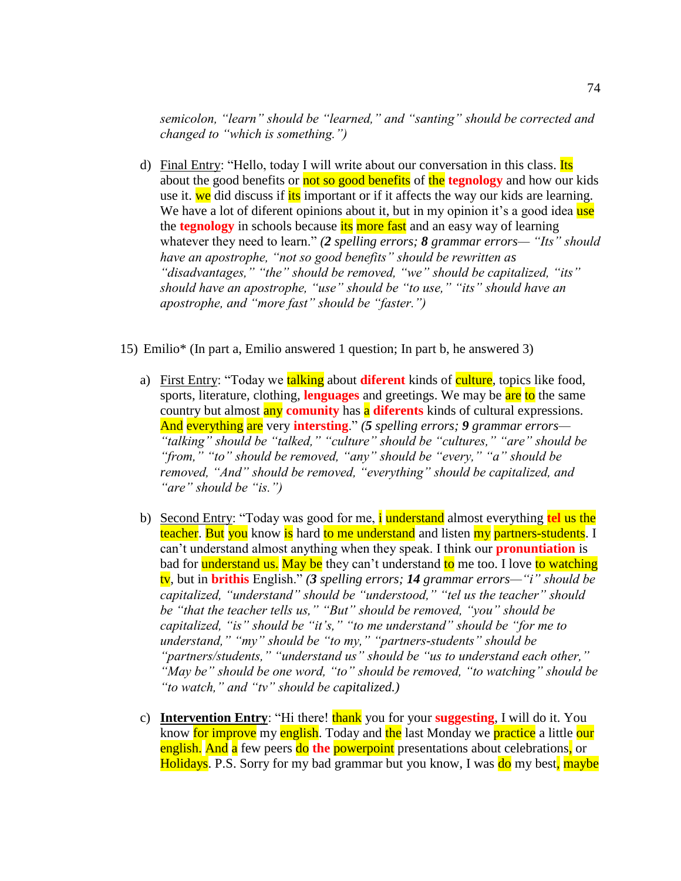*semicolon, "learn" should be "learned," and "santing" should be corrected and changed to "which is something.")*

d) Final Entry: "Hello, today I will write about our conversation in this class. Its about the good benefits or not so good benefits of the **tegnology** and how our kids use it. we did discuss if its important or if it affects the way our kids are learning. We have a lot of diferent opinions about it, but in my opinion it's a good idea use the **tegnology** in schools because its more fast and an easy way of learning whatever they need to learn." *(**2** spelling errors; **8** grammar errors— "Its" should have an apostrophe, "not so good benefits" should be rewritten as "disadvantages," "the" should be removed, "we" should be capitalized, "its" should have an apostrophe, "use" should be "to use," "its" should have an apostrophe, and "more fast" should be "faster.")*

15) Emilio* (In part a, Emilio answered 1 question; In part b, he answered 3)

a) First Entry: "Today we talking about **diferent** kinds of culture, topics like food, sports, literature, clothing, **languages** and greetings. We may be are to the same country but almost any **comunity** has a **diferents** kinds of cultural expressions. And everything are very **intersting**." *(**5** spelling errors; **9** grammar errors— "talking" should be "talked," "culture" should be "cultures," "are" should be "from," "to" should be removed, "any" should be "every," "a" should be removed, "And" should be removed, "everything" should be capitalized, and "are" should be "is.")*

b) Second Entry: "Today was good for me, i understand almost everything **tel** us the teacher. But you know is hard to me understand and listen my partners-students. I can't understand almost anything when they speak. I think our **pronuntiation** is bad for understand us. May be they can't understand to me too. I love to watching tv, but in **brithis** English." *(**3** spelling errors; **14** grammar errors—"i" should be capitalized, "understand" should be "understood," "tel us the teacher" should be "that the teacher tells us," "But" should be removed, "you" should be capitalized, "is" should be "it's," "to me understand" should be "for me to understand," "my" should be "to my," "partners-students" should be "partners/students," "understand us" should be "us to understand each other," "May be" should be one word, "to" should be removed, "to watching" should be "to watch," and "tv" should be capitalized.)*

c) **Intervention Entry**: "Hi there! thank you for your **suggesting**, I will do it. You know for improve my english. Today and the last Monday we practice a little our english. And a few peers do **the** powerpoint presentations about celebrations, or Holidays. P.S. Sorry for my bad grammar but you know, I was do my best, maybe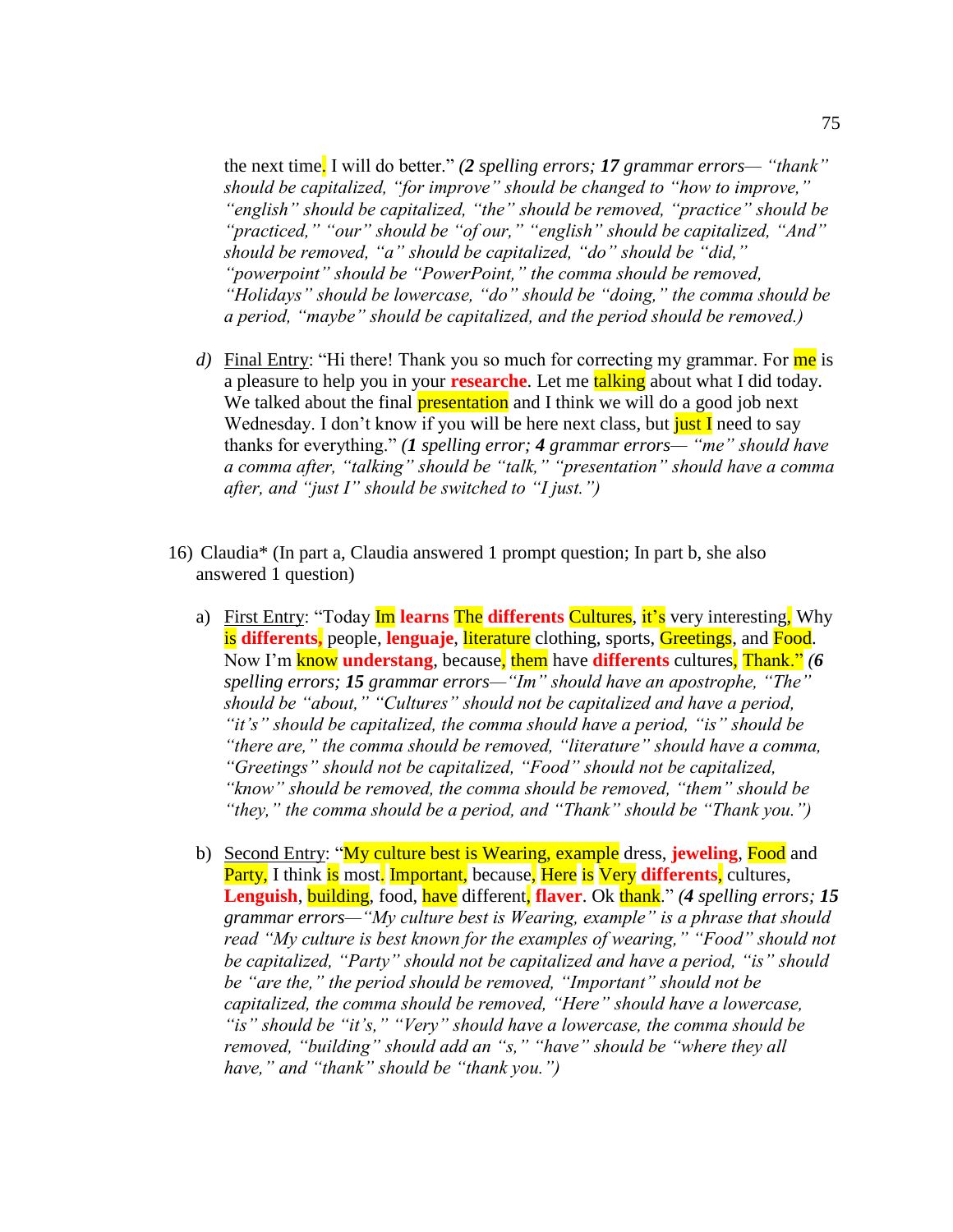the next time. I will do better." *(**2** spelling errors; **17** grammar errors— "thank" should be capitalized, "for improve" should be changed to "how to improve," "english" should be capitalized, "the" should be removed, "practice" should be "practiced," "our" should be "of our," "english" should be capitalized, "And" should be removed, "a" should be capitalized, "do" should be "did," "powerpoint" should be "PowerPoint," the comma should be removed, "Holidays" should be lowercase, "do" should be "doing," the comma should be a period, "maybe" should be capitalized, and the period should be removed.)*

*d)* <u>Final Entry</u>: "Hi there! Thank you so much for correcting my grammar. For me is a pleasure to help you in your **researche**. Let me talking about what I did today. We talked about the final presentation and I think we will do a good job next Wednesday. I don't know if you will be here next class, but just I need to say thanks for everything." *(**1** spelling error; **4** grammar errors— "me" should have a comma after, "talking" should be "talk," "presentation" should have a comma after, and "just I" should be switched to "I just.")*

16) Claudia* (In part a, Claudia answered 1 prompt question; In part b, she also answered 1 question)

a) <u>First Entry</u>: "Today Im **learns** The **differents** Cultures, it's very interesting, Why is **differents,** people, **lenguaje**, literature clothing, sports, Greetings, and Food. Now I'm know **understang**, because, them have **differents** cultures, Thank." *(**6** spelling errors; **15** grammar errors—"Im" should have an apostrophe, "The" should be "about," "Cultures" should not be capitalized and have a period, "it's" should be capitalized, the comma should have a period, "is" should be "there are," the comma should be removed, "literature" should have a comma, "Greetings" should not be capitalized, "Food" should not be capitalized, "know" should be removed, the comma should be removed, "them" should be "they," the comma should be a period, and "Thank" should be "Thank you.")*

b) <u>Second Entry</u>: "My culture best is Wearing, example dress, **jeweling**, Food and Party, I think is most. Important, because, Here is Very **differents,** cultures, **Lenguish**, building, food, have different, **flaver**. Ok thank." *(**4** spelling errors; **15** grammar errors—"My culture best is Wearing, example" is a phrase that should read "My culture is best known for the examples of wearing," "Food" should not be capitalized, "Party" should not be capitalized and have a period, "is" should be "are the," the period should be removed, "Important" should not be capitalized, the comma should be removed, "Here" should have a lowercase, "is" should be "it's," "Very" should have a lowercase, the comma should be removed, "building" should add an "s," "have" should be "where they all have," and "thank" should be "thank you.")*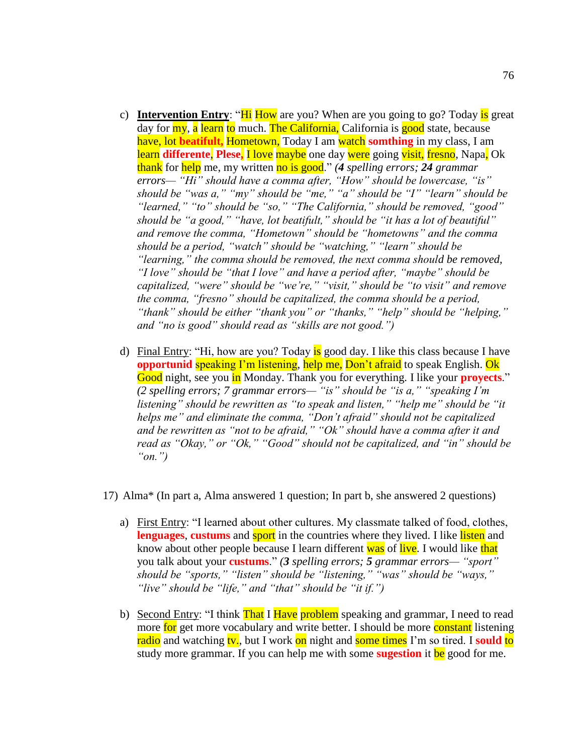c) **Intervention Entry**: "Hi How are you? When are you going to go? Today is great day for my, a learn to much. The California, California is good state, because have, lot **beatifult,** Hometown, Today I am watch **somthing** in my class, I am learn **differente**, **Plese,** I love maybe one day were going visit, fresno, Napa, Ok thank for help me, my written no is good." *(**4** spelling errors; **24** grammar errors— "Hi" should have a comma after, "How" should be lowercase, "is" should be "was a," "my" should be "me," "a" should be "I" "learn" should be "learned," "to" should be "so," "The California," should be removed, "good" should be "a good," "have, lot beatifult," should be "it has a lot of beautiful" and remove the comma, "Hometown" should be "hometowns" and the comma should be a period, "watch" should be "watching," "learn" should be "learning," the comma should be removed, the next comma should be removed, "I love" should be "that I love" and have a period after, "maybe" should be capitalized, "were" should be "we're," "visit," should be "to visit" and remove the comma, "fresno" should be capitalized, the comma should be a period, "thank" should be either "thank you" or "thanks," "help" should be "helping," and "no is good" should read as "skills are not good.")*

d) Final Entry: "Hi, how are you? Today is good day. I like this class because I have **opportunid** speaking I'm listening, help me, Don't afraid to speak English. Ok Good night, see you in Monday. Thank you for everything. I like your **proyects**." *(2 spelling errors; 7 grammar errors— "is" should be "is a," "speaking I'm listening" should be rewritten as "to speak and listen," "help me" should be "it helps me" and eliminate the comma, "Don't afraid" should not be capitalized and be rewritten as "not to be afraid," "Ok" should have a comma after it and read as "Okay," or "Ok," "Good" should not be capitalized, and "in" should be "on.")*

17) Alma* (In part a, Alma answered 1 question; In part b, she answered 2 questions)

a) First Entry: "I learned about other cultures. My classmate talked of food, clothes, **lenguages**, **custums** and sport in the countries where they lived. I like listen and know about other people because I learn different was of live. I would like that you talk about your **custums**." *(**3** spelling errors; **5** grammar errors— "sport" should be "sports," "listen" should be "listening," "was" should be "ways," "live" should be "life," and "that" should be "it if.")*

b) Second Entry: "I think That I Have problem speaking and grammar, I need to read more for get more vocabulary and write better. I should be more constant listening radio and watching tv., but I work on night and some times I'm so tired. I **sould** to study more grammar. If you can help me with some **sugestion** it be good for me.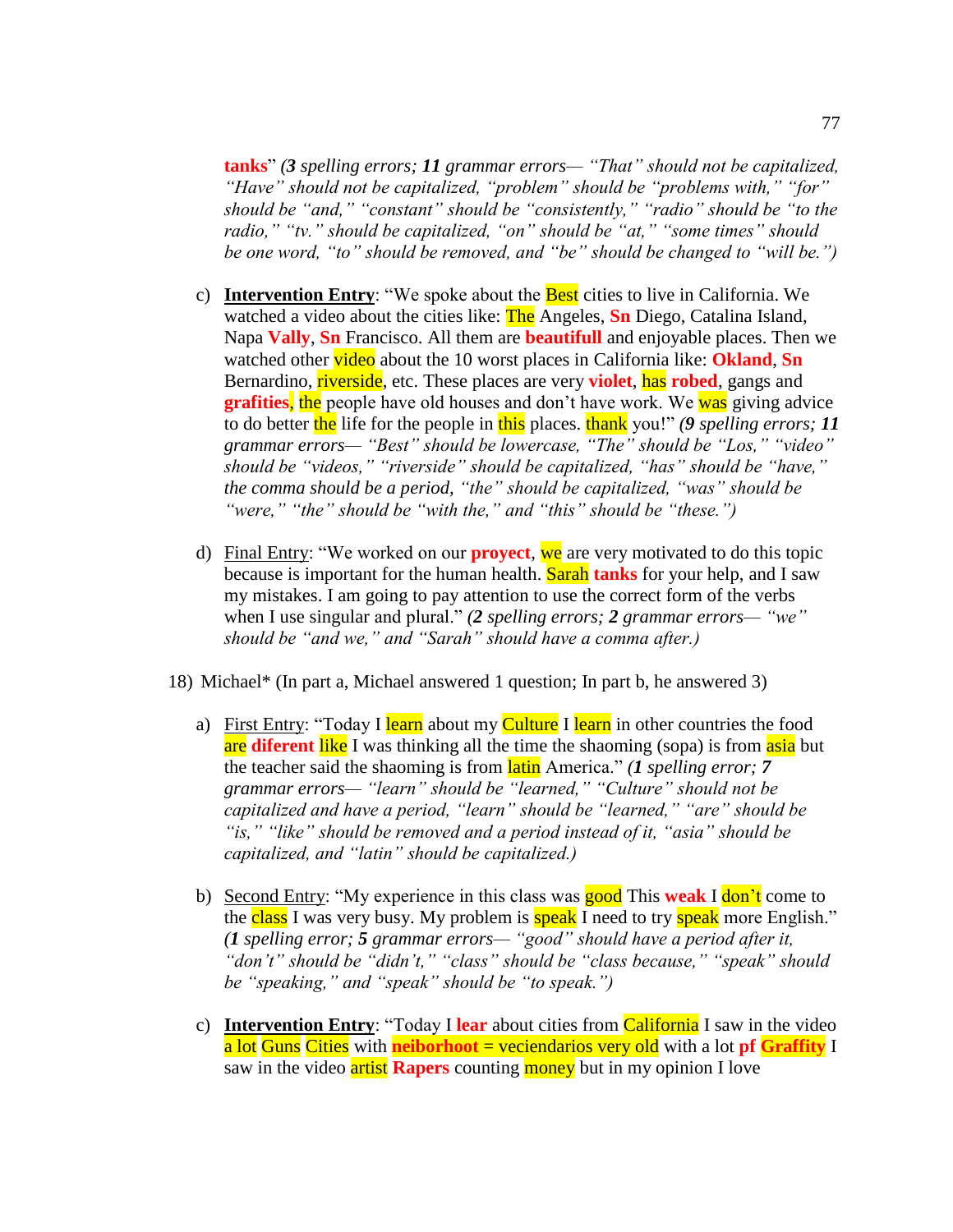**tanks**" *(**3** spelling errors; **11** grammar errors— "That" should not be capitalized, "Have" should not be capitalized, "problem" should be "problems with," "for" should be "and," "constant" should be "consistently," "radio" should be "to the radio," "tv." should be capitalized, "on" should be "at," "some times" should be one word, "to" should be removed, and "be" should be changed to "will be.")*

c) **<u>Intervention Entry</u>**: "We spoke about the Best cities to live in California. We watched a video about the cities like: The Angeles, **Sn** Diego, Catalina Island, Napa **Vally**, **Sn** Francisco. All them are **beautifull** and enjoyable places. Then we watched other video about the 10 worst places in California like: **Okland**, **Sn** Bernardino, riverside, etc. These places are very **violet**, has **robed**, gangs and **grafities**, the people have old houses and don't have work. We was giving advice to do better the life for the people in this places. thank you!" *(**9** spelling errors; **11** grammar errors— "Best" should be lowercase, "The" should be "Los," "video" should be "videos," "riverside" should be capitalized, "has" should be "have," the comma should be a period, "the" should be capitalized, "was" should be "were," "the" should be "with the," and "this" should be "these.")*

d) <u>Final Entry</u>: "We worked on our **proyect**, we are very motivated to do this topic because is important for the human health. Sarah **tanks** for your help, and I saw my mistakes. I am going to pay attention to use the correct form of the verbs when I use singular and plural." *(**2** spelling errors; **2** grammar errors— "we" should be "and we," and "Sarah" should have a comma after.)*

18) Michael* (In part a, Michael answered 1 question; In part b, he answered 3)

a) <u>First Entry</u>: "Today I learn about my Culture I learn in other countries the food are **diferent** like I was thinking all the time the shaoming (sopa) is from asia but the teacher said the shaoming is from latin America." *(**1** spelling error; **7** grammar errors— "learn" should be "learned," "Culture" should not be capitalized and have a period, "learn" should be "learned," "are" should be "is," "like" should be removed and a period instead of it, "asia" should be capitalized, and "latin" should be capitalized.)*

b) <u>Second Entry</u>: "My experience in this class was good This **weak** I don't come to the class I was very busy. My problem is speak I need to try speak more English." *(**1** spelling error; **5** grammar errors— "good" should have a period after it, "don't" should be "didn't," "class" should be "class because," "speak" should be "speaking," and "speak" should be "to speak.")*

c) **<u>Intervention Entry</u>**: "Today I **lear** about cities from California I saw in the video a lot Guns Cities with **neiborhoot** = veciendarios very old with a lot **pf** **Graffity** I saw in the video artist **Rapers** counting money but in my opinion I love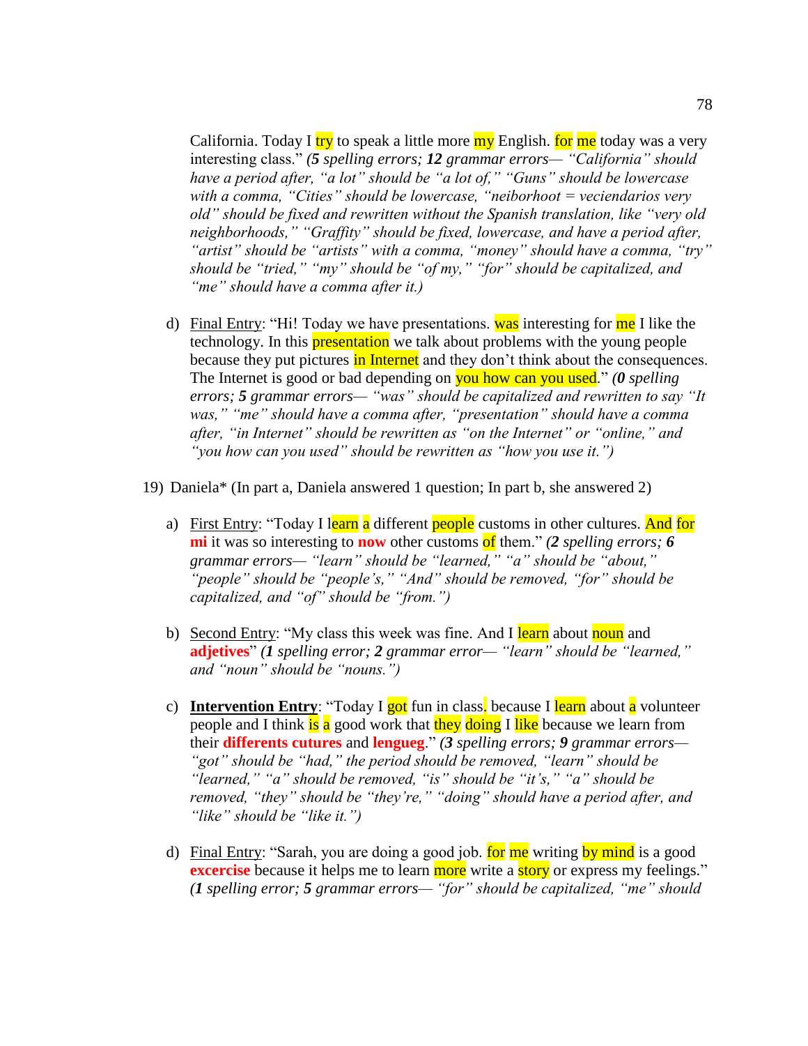California. Today I try to speak a little more my English. for me today was a very interesting class." ***(5** spelling errors; **12** grammar errors— "California" should have a period after, "a lot" should be "a lot of," "Guns" should be lowercase with a comma, "Cities" should be lowercase, "neiborhoot = veciendarios very old" should be fixed and rewritten without the Spanish translation, like "very old neighborhoods," "Graffity" should be fixed, lowercase, and have a period after, "artist" should be "artists" with a comma, "money" should have a comma, "try" should be "tried," "my" should be "of my," "for" should be capitalized, and "me" should have a comma after it.)*

d) Final Entry: "Hi! Today we have presentations. was interesting for me I like the technology. In this presentation we talk about problems with the young people because they put pictures in Internet and they don't think about the consequences. The Internet is good or bad depending on you how can you used." ***(0** spelling errors; **5** grammar errors— "was" should be capitalized and rewritten to say "It was," "me" should have a comma after, "presentation" should have a comma after, "in Internet" should be rewritten as "on the Internet" or "online," and "you how can you used" should be rewritten as "how you use it.")*

19) Daniela* (In part a, Daniela answered 1 question; In part b, she answered 2)

a) First Entry: "Today I learn a different people customs in other cultures. And for **mi** it was so interesting to **now** other customs of them." ***(2** spelling errors; **6** grammar errors— "learn" should be "learned," "a" should be "about," "people" should be "people's," "And" should be removed, "for" should be capitalized, and "of" should be "from.")*

b) Second Entry: "My class this week was fine. And I learn about noun and **adjetives**" ***(1** spelling error; **2** grammar error— "learn" should be "learned," and "noun" should be "nouns.")*

c) **Intervention Entry**: "Today I got fun in class. because I learn about a volunteer people and I think is a good work that they doing I like because we learn from their **differents cutures** and **lengueg**." ***(3** spelling errors; **9** grammar errors— "got" should be "had," the period should be removed, "learn" should be "learned," "a" should be removed, "is" should be "it's," "a" should be removed, "they" should be "they're," "doing" should have a period after, and "like" should be "like it.")*

d) Final Entry: "Sarah, you are doing a good job. for me writing by mind is a good **excercise** because it helps me to learn more write a story or express my feelings." ***(1** spelling error; **5** grammar errors— "for" should be capitalized, "me" should*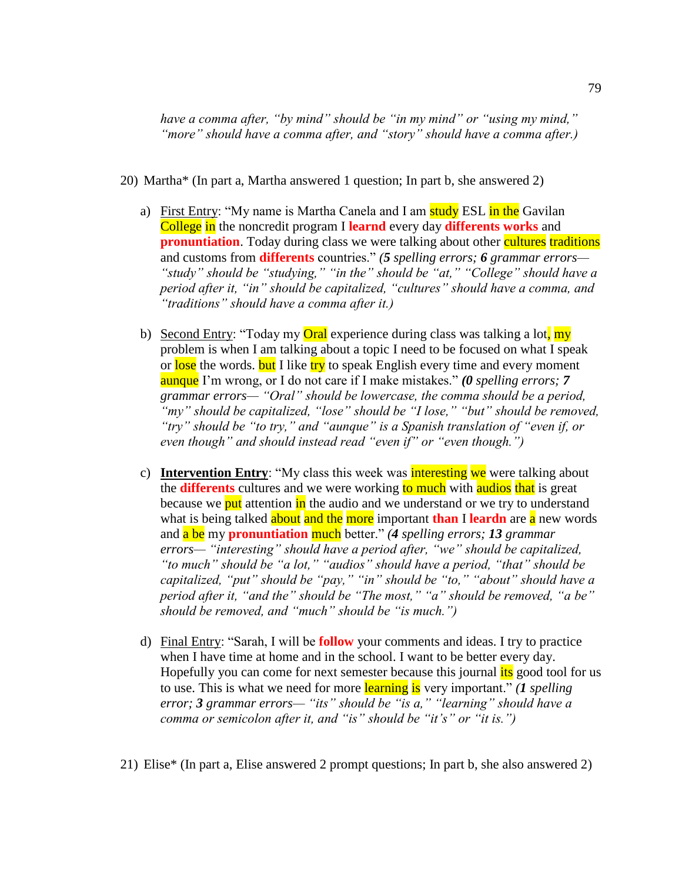*have a comma after, "by mind" should be "in my mind" or "using my mind," "more" should have a comma after, and "story" should have a comma after.)*

20) Martha* (In part a, Martha answered 1 question; In part b, she answered 2)

   a) First Entry: "My name is Martha Canela and I am study ESL in the Gavilan College in the noncredit program I **learnd** every day **differents works** and **pronuntiation**. Today during class we were talking about other cultures traditions and customs from **differents** countries." *(5 spelling errors; **6** grammar errors— "study" should be "studying," "in the" should be "at," "College" should have a period after it, "in" should be capitalized, "cultures" should have a comma, and "traditions" should have a comma after it.)*

   b) Second Entry: "Today my Oral experience during class was talking a lot, my problem is when I am talking about a topic I need to be focused on what I speak or lose the words. but I like try to speak English every time and every moment aunque I'm wrong, or I do not care if I make mistakes." ***(0** spelling errors; **7** grammar errors— "Oral" should be lowercase, the comma should be a period, "my" should be capitalized, "lose" should be "I lose," "but" should be removed, "try" should be "to try," and "aunque" is a Spanish translation of "even if, or even though" and should instead read "even if" or "even though.")*

   c) **Intervention Entry**: "My class this week was interesting we were talking about the **differents** cultures and we were working to much with audios that is great because we put attention in the audio and we understand or we try to understand what is being talked about and the more important **than** I **leardn** are a new words and a be my **pronuntiation** much better." *(4 spelling errors; **13** grammar errors— "interesting" should have a period after, "we" should be capitalized, "to much" should be "a lot," "audios" should have a period, "that" should be capitalized, "put" should be "pay," "in" should be "to," "about" should have a period after it, "and the" should be "The most," "a" should be removed, "a be" should be removed, and "much" should be "is much.")*

   d) Final Entry: "Sarah, I will be **follow** your comments and ideas. I try to practice when I have time at home and in the school. I want to be better every day. Hopefully you can come for next semester because this journal its good tool for us to use. This is what we need for more learning is very important." ***(1** spelling error; **3** grammar errors— "its" should be "is a," "learning" should have a comma or semicolon after it, and "is" should be "it's" or "it is.")*

21) Elise* (In part a, Elise answered 2 prompt questions; In part b, she also answered 2)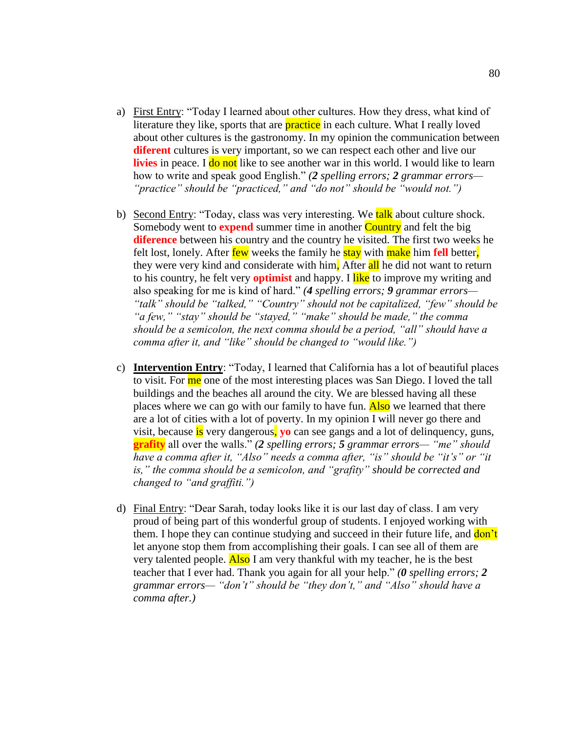a) <u>First Entry</u>: "Today I learned about other cultures. How they dress, what kind of literature they like, sports that are practice in each culture. What I really loved about other cultures is the gastronomy. In my opinion the communication between **diferent** cultures is very important, so we can respect each other and live our **livies** in peace. I do not like to see another war in this world. I would like to learn how to write and speak good English." ***(2** spelling errors; **2** grammar errors— "practice" should be "practiced," and "do not" should be "would not.")*

b) <u>Second Entry</u>: "Today, class was very interesting. We talk about culture shock. Somebody went to **expend** summer time in another Country and felt the big **diference** between his country and the country he visited. The first two weeks he felt lost, lonely. After few weeks the family he stay with make him **fell** better, they were very kind and considerate with him, After all he did not want to return to his country, he felt very **optimist** and happy. I like to improve my writing and also speaking for me is kind of hard." ***(4** spelling errors; **9** grammar errors— "talk" should be "talked," "Country" should not be capitalized, "few" should be "a few," "stay" should be "stayed," "make" should be made," the comma should be a semicolon, the next comma should be a period, "all" should have a comma after it, and "like" should be changed to "would like.")*

c) **<u>Intervention Entry</u>**: "Today, I learned that California has a lot of beautiful places to visit. For me one of the most interesting places was San Diego. I loved the tall buildings and the beaches all around the city. We are blessed having all these places where we can go with our family to have fun. Also we learned that there are a lot of cities with a lot of poverty. In my opinion I will never go there and visit, because is very dangerous, **yo** can see gangs and a lot of delinquency, guns, **grafity** all over the walls." ***(2** spelling errors; **5** grammar errors— "me" should have a comma after it, "Also" needs a comma after, "is" should be "it's" or "it is," the comma should be a semicolon, and "grafity" should be corrected and changed to "and graffiti.")*

d) <u>Final Entry</u>: "Dear Sarah, today looks like it is our last day of class. I am very proud of being part of this wonderful group of students. I enjoyed working with them. I hope they can continue studying and succeed in their future life, and don't let anyone stop them from accomplishing their goals. I can see all of them are very talented people. Also I am very thankful with my teacher, he is the best teacher that I ever had. Thank you again for all your help." ***(0** spelling errors; **2** grammar errors— "don't" should be "they don't," and "Also" should have a comma after.)*